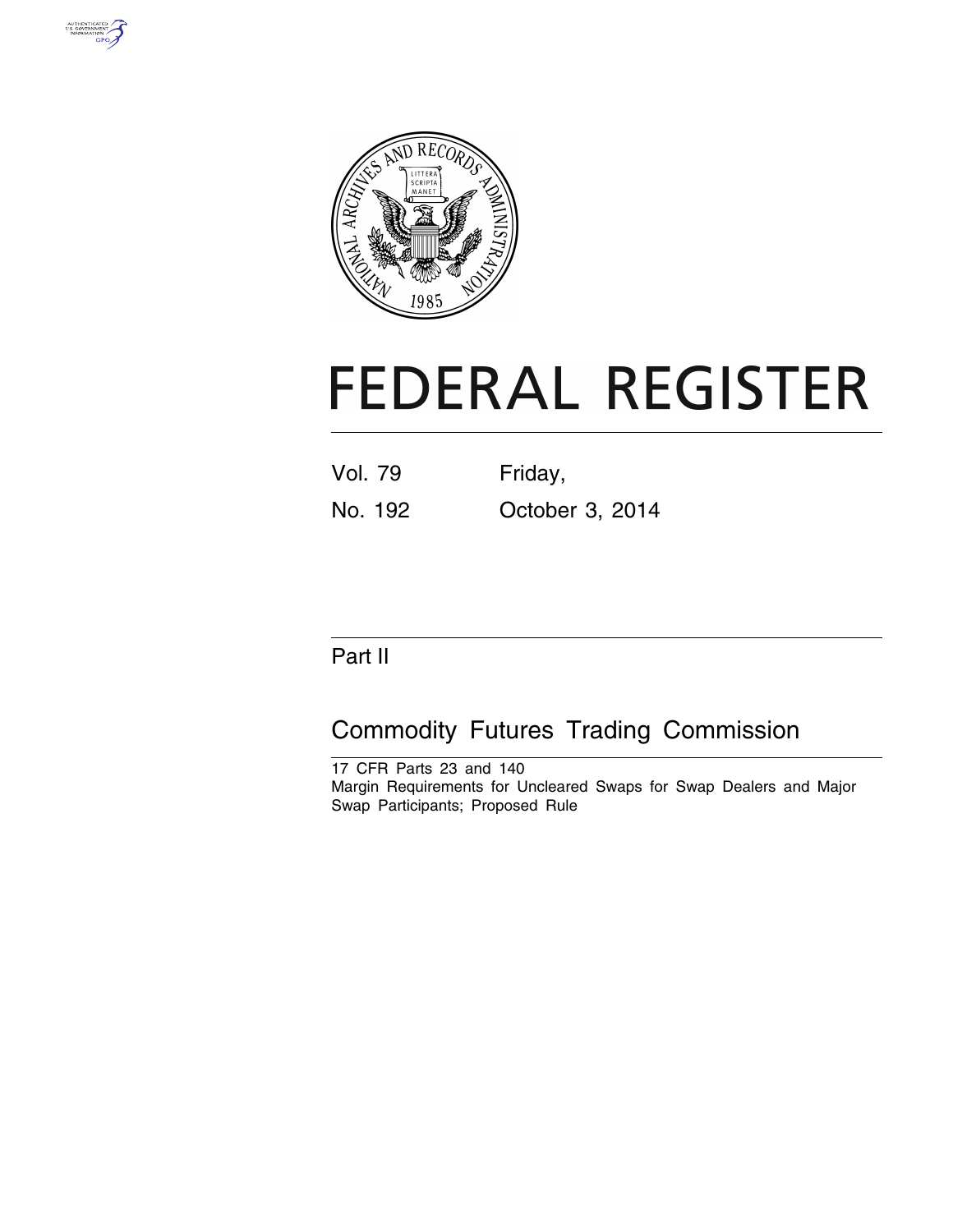# FEDERAL REGISTER

Vol. 79 Friday,

No. 192 October 3, 2014

Part II

## Commodity Futures Trading Commission

17 CFR Parts 23 and 140

Margin Requirements for Uncleared Swaps for Swap Dealers and Major Swap Participants; Proposed Rule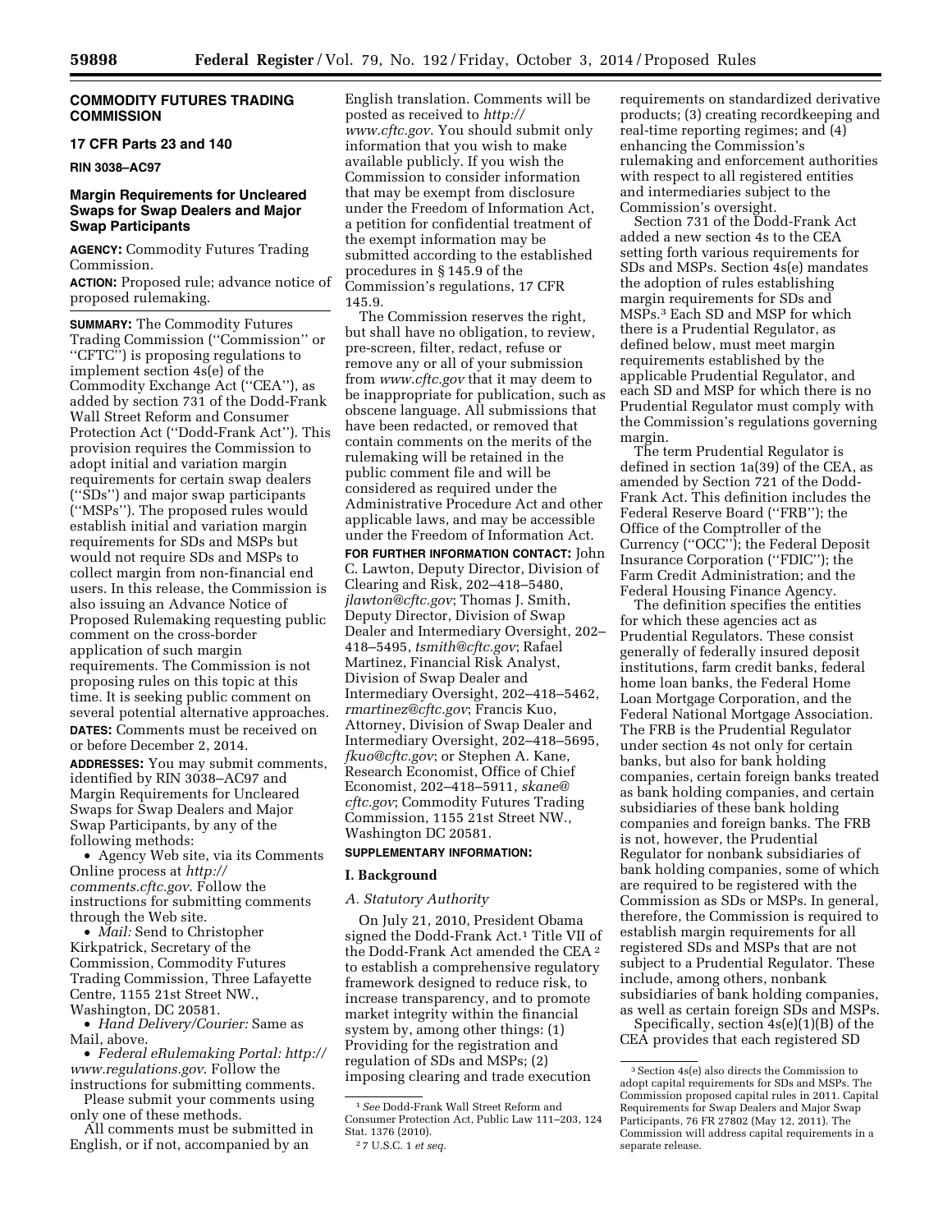**COMMODITY FUTURES TRADING COMMISSION**

**17 CFR Parts 23 and 140**

**RIN 3038–AC97**

## Margin Requirements for Uncleared Swaps for Swap Dealers and Major Swap Participants

**AGENCY:** Commodity Futures Trading Commission.

**ACTION:** Proposed rule; advance notice of proposed rulemaking.

**SUMMARY:** The Commodity Futures Trading Commission (''Commission'' or ''CFTC'') is proposing regulations to implement section 4s(e) of the Commodity Exchange Act (''CEA''), as added by section 731 of the Dodd-Frank Wall Street Reform and Consumer Protection Act (''Dodd-Frank Act''). This provision requires the Commission to adopt initial and variation margin requirements for certain swap dealers (''SDs'') and major swap participants (''MSPs''). The proposed rules would establish initial and variation margin requirements for SDs and MSPs but would not require SDs and MSPs to collect margin from non-financial end users. In this release, the Commission is also issuing an Advance Notice of Proposed Rulemaking requesting public comment on the cross-border application of such margin requirements. The Commission is not proposing rules on this topic at this time. It is seeking public comment on several potential alternative approaches.

**DATES:** Comments must be received on or before December 2, 2014.

**ADDRESSES:** You may submit comments, identified by RIN 3038–AC97 and Margin Requirements for Uncleared Swaps for Swap Dealers and Major Swap Participants, by any of the following methods:

- Agency Web site, via its Comments Online process at *http://comments.cftc.gov*. Follow the instructions for submitting comments through the Web site.
- *Mail:* Send to Christopher Kirkpatrick, Secretary of the Commission, Commodity Futures Trading Commission, Three Lafayette Centre, 1155 21st Street NW., Washington, DC 20581.
- *Hand Delivery/Courier:* Same as Mail, above.
- *Federal eRulemaking Portal: http://www.regulations.gov*. Follow the instructions for submitting comments.

Please submit your comments using only one of these methods.

All comments must be submitted in English, or if not, accompanied by an English translation. Comments will be posted as received to *http://www.cftc.gov*. You should submit only information that you wish to make available publicly. If you wish the Commission to consider information that may be exempt from disclosure under the Freedom of Information Act, a petition for confidential treatment of the exempt information may be submitted according to the established procedures in § 145.9 of the Commission's regulations, 17 CFR 145.9.

The Commission reserves the right, but shall have no obligation, to review, pre-screen, filter, redact, refuse or remove any or all of your submission from *www.cftc.gov* that it may deem to be inappropriate for publication, such as obscene language. All submissions that have been redacted, or removed that contain comments on the merits of the rulemaking will be retained in the public comment file and will be considered as required under the Administrative Procedure Act and other applicable laws, and may be accessible under the Freedom of Information Act.

**FOR FURTHER INFORMATION CONTACT:** John C. Lawton, Deputy Director, Division of Clearing and Risk, 202–418–5480, *jlawton@cftc.gov*; Thomas J. Smith, Deputy Director, Division of Swap Dealer and Intermediary Oversight, 202–418–5495, *tsmith@cftc.gov*; Rafael Martinez, Financial Risk Analyst, Division of Swap Dealer and Intermediary Oversight, 202–418–5462, *rmartinez@cftc.gov*; Francis Kuo, Attorney, Division of Swap Dealer and Intermediary Oversight, 202–418–5695, *fkuo@cftc.gov*; or Stephen A. Kane, Research Economist, Office of Chief Economist, 202–418–5911, *skane@cftc.gov*; Commodity Futures Trading Commission, 1155 21st Street NW., Washington DC 20581.

**SUPPLEMENTARY INFORMATION:**

## I. Background

### A. Statutory Authority

On July 21, 2010, President Obama signed the Dodd-Frank Act.[1] Title VII of the Dodd-Frank Act amended the CEA [2] to establish a comprehensive regulatory framework designed to reduce risk, to increase transparency, and to promote market integrity within the financial system by, among other things: (1) Providing for the registration and regulation of SDs and MSPs; (2) imposing clearing and trade execution requirements on standardized derivative products; (3) creating recordkeeping and real-time reporting regimes; and (4) enhancing the Commission's rulemaking and enforcement authorities with respect to all registered entities and intermediaries subject to the Commission's oversight.

Section 731 of the Dodd-Frank Act added a new section 4s to the CEA setting forth various requirements for SDs and MSPs. Section 4s(e) mandates the adoption of rules establishing margin requirements for SDs and MSPs.[3] Each SD and MSP for which there is a Prudential Regulator, as defined below, must meet margin requirements established by the applicable Prudential Regulator, and each SD and MSP for which there is no Prudential Regulator must comply with the Commission's regulations governing margin.

The term Prudential Regulator is defined in section 1a(39) of the CEA, as amended by Section 721 of the Dodd-Frank Act. This definition includes the Federal Reserve Board (''FRB''); the Office of the Comptroller of the Currency (''OCC''); the Federal Deposit Insurance Corporation (''FDIC''); the Farm Credit Administration; and the Federal Housing Finance Agency.

The definition specifies the entities for which these agencies act as Prudential Regulators. These consist generally of federally insured deposit institutions, farm credit banks, federal home loan banks, the Federal Home Loan Mortgage Corporation, and the Federal National Mortgage Association. The FRB is the Prudential Regulator under section 4s not only for certain banks, but also for bank holding companies, certain foreign banks treated as bank holding companies, and certain subsidiaries of these bank holding companies and foreign banks. The FRB is not, however, the Prudential Regulator for nonbank subsidiaries of bank holding companies, some of which are required to be registered with the Commission as SDs or MSPs. In general, therefore, the Commission is required to establish margin requirements for all registered SDs and MSPs that are not subject to a Prudential Regulator. These include, among others, nonbank subsidiaries of bank holding companies, as well as certain foreign SDs and MSPs.

Specifically, section 4s(e)(1)(B) of the CEA provides that each registered SD

---

[1] *See* Dodd-Frank Wall Street Reform and Consumer Protection Act, Public Law 111–203, 124 Stat. 1376 (2010).

[2] 7 U.S.C. 1 *et seq.*

[3] Section 4s(e) also directs the Commission to adopt capital requirements for SDs and MSPs. The Commission proposed capital rules in 2011. Capital Requirements for Swap Dealers and Major Swap Participants, 76 FR 27802 (May 12, 2011). The Commission will address capital requirements in a separate release.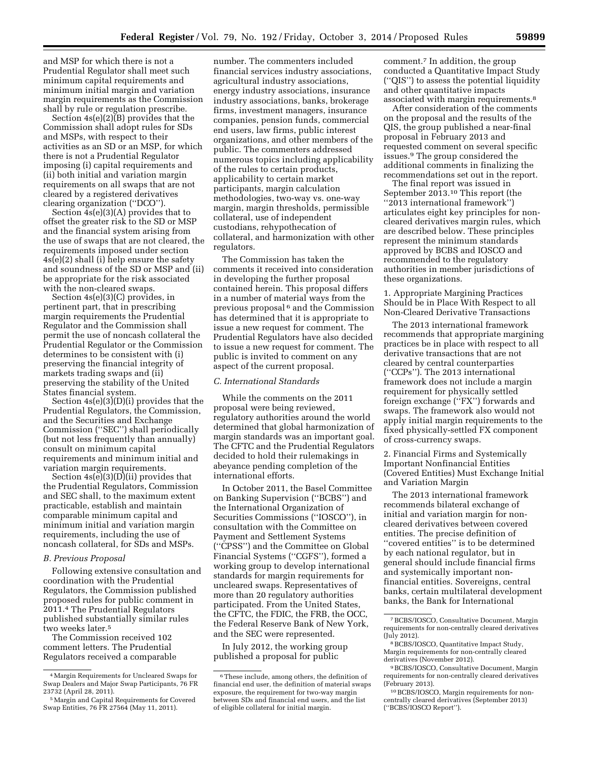and MSP for which there is not a Prudential Regulator shall meet such minimum capital requirements and minimum initial and variation margin requirements as the Commission shall by rule or regulation prescribe.

Section 4s(e)(2)(B) provides that the Commission shall adopt rules for SDs and MSPs, with respect to their activities as an SD or an MSP, for which there is not a Prudential Regulator imposing (i) capital requirements and (ii) both initial and variation margin requirements on all swaps that are not cleared by a registered derivatives clearing organization (''DCO'').

Section 4s(e)(3)(A) provides that to offset the greater risk to the SD or MSP and the financial system arising from the use of swaps that are not cleared, the requirements imposed under section 4s(e)(2) shall (i) help ensure the safety and soundness of the SD or MSP and (ii) be appropriate for the risk associated with the non-cleared swaps.

Section 4s(e)(3)(C) provides, in pertinent part, that in prescribing margin requirements the Prudential Regulator and the Commission shall permit the use of noncash collateral the Prudential Regulator or the Commission determines to be consistent with (i) preserving the financial integrity of markets trading swaps and (ii) preserving the stability of the United States financial system.

Section 4s(e)(3)(D)(i) provides that the Prudential Regulators, the Commission, and the Securities and Exchange Commission (''SEC'') shall periodically (but not less frequently than annually) consult on minimum capital requirements and minimum initial and variation margin requirements.

Section 4s(e)(3)(D)(ii) provides that the Prudential Regulators, Commission and SEC shall, to the maximum extent practicable, establish and maintain comparable minimum capital and minimum initial and variation margin requirements, including the use of noncash collateral, for SDs and MSPs.

### *B. Previous Proposal*

Following extensive consultation and coordination with the Prudential Regulators, the Commission published proposed rules for public comment in 2011.[4] The Prudential Regulators published substantially similar rules two weeks later.[5]

The Commission received 102 comment letters. The Prudential Regulators received a comparable number. The commenters included financial services industry associations, agricultural industry associations, energy industry associations, insurance industry associations, banks, brokerage firms, investment managers, insurance companies, pension funds, commercial end users, law firms, public interest organizations, and other members of the public. The commenters addressed numerous topics including applicability of the rules to certain products, applicability to certain market participants, margin calculation methodologies, two-way vs. one-way margin, margin thresholds, permissible collateral, use of independent custodians, rehypothecation of collateral, and harmonization with other regulators.

The Commission has taken the comments it received into consideration in developing the further proposal contained herein. This proposal differs in a number of material ways from the previous proposal[6] and the Commission has determined that it is appropriate to issue a new request for comment. The Prudential Regulators have also decided to issue a new request for comment. The public is invited to comment on any aspect of the current proposal.

### *C. International Standards*

While the comments on the 2011 proposal were being reviewed, regulatory authorities around the world determined that global harmonization of margin standards was an important goal. The CFTC and the Prudential Regulators decided to hold their rulemakings in abeyance pending completion of the international efforts.

In October 2011, the Basel Committee on Banking Supervision (''BCBS'') and the International Organization of Securities Commissions (''IOSCO''), in consultation with the Committee on Payment and Settlement Systems (''CPSS'') and the Committee on Global Financial Systems (''CGFS''), formed a working group to develop international standards for margin requirements for uncleared swaps. Representatives of more than 20 regulatory authorities participated. From the United States, the CFTC, the FDIC, the FRB, the OCC, the Federal Reserve Bank of New York, and the SEC were represented.

In July 2012, the working group published a proposal for public comment.[7] In addition, the group conducted a Quantitative Impact Study (''QIS'') to assess the potential liquidity and other quantitative impacts associated with margin requirements.[8]

After consideration of the comments on the proposal and the results of the QIS, the group published a near-final proposal in February 2013 and requested comment on several specific issues.[9] The group considered the additional comments in finalizing the recommendations set out in the report.

The final report was issued in September 2013.[10] This report (the ''2013 international framework'') articulates eight key principles for non-cleared derivatives margin rules, which are described below. These principles represent the minimum standards approved by BCBS and IOSCO and recommended to the regulatory authorities in member jurisdictions of these organizations.

1. Appropriate Margining Practices Should be in Place With Respect to all Non-Cleared Derivative Transactions

The 2013 international framework recommends that appropriate margining practices be in place with respect to all derivative transactions that are not cleared by central counterparties (''CCPs''). The 2013 international framework does not include a margin requirement for physically settled foreign exchange (''FX'') forwards and swaps. The framework also would not apply initial margin requirements to the fixed physically-settled FX component of cross-currency swaps.

2. Financial Firms and Systemically Important Nonfinancial Entities (Covered Entities) Must Exchange Initial and Variation Margin

The 2013 international framework recommends bilateral exchange of initial and variation margin for non-cleared derivatives between covered entities. The precise definition of ''covered entities'' is to be determined by each national regulator, but in general should include financial firms and systemically important non-financial entities. Sovereigns, central banks, certain multilateral development banks, the Bank for International

---

[4] Margin Requirements for Uncleared Swaps for Swap Dealers and Major Swap Participants, 76 FR 23732 (April 28, 2011).

[5] Margin and Capital Requirements for Covered Swap Entities, 76 FR 27564 (May 11, 2011).

[6] These include, among others, the definition of financial end user, the definition of material swaps exposure, the requirement for two-way margin between SDs and financial end users, and the list of eligible collateral for initial margin.

[7] BCBS/IOSCO, Consultative Document, Margin requirements for non-centrally cleared derivatives (July 2012).

[8] BCBS/IOSCO, Quantitative Impact Study, Margin requirements for non-centrally cleared derivatives (November 2012).

[9] BCBS/IOSCO, Consultative Document, Margin requirements for non-centrally cleared derivatives (February 2013).

[10] BCBS/IOSCO, Margin requirements for non-centrally cleared derivatives (September 2013) (''BCBS/IOSCO Report'').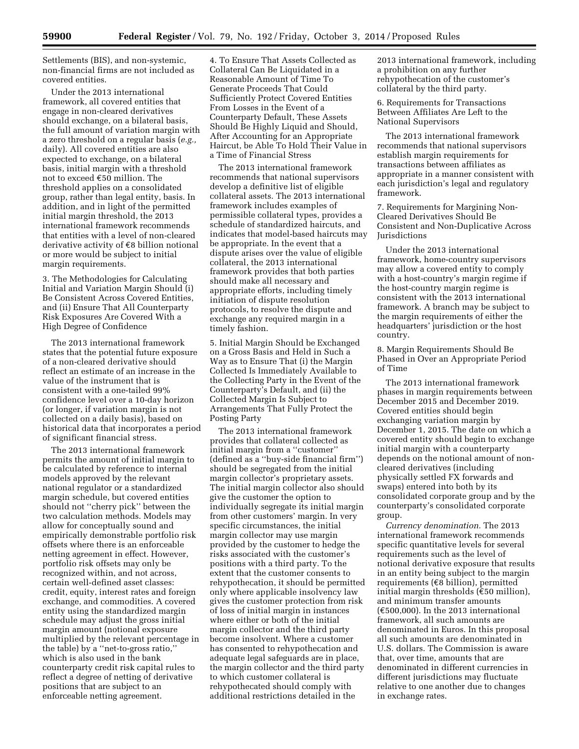Settlements (BIS), and non-systemic, non-financial firms are not included as covered entities.

Under the 2013 international framework, all covered entities that engage in non-cleared derivatives should exchange, on a bilateral basis, the full amount of variation margin with a zero threshold on a regular basis (*e.g.,* daily). All covered entities are also expected to exchange, on a bilateral basis, initial margin with a threshold not to exceed €50 million. The threshold applies on a consolidated group, rather than legal entity, basis. In addition, and in light of the permitted initial margin threshold, the 2013 international framework recommends that entities with a level of non-cleared derivative activity of €8 billion notional or more would be subject to initial margin requirements.

3. The Methodologies for Calculating Initial and Variation Margin Should (i) Be Consistent Across Covered Entities, and (ii) Ensure That All Counterparty Risk Exposures Are Covered With a High Degree of Confidence

The 2013 international framework states that the potential future exposure of a non-cleared derivative should reflect an estimate of an increase in the value of the instrument that is consistent with a one-tailed 99% confidence level over a 10-day horizon (or longer, if variation margin is not collected on a daily basis), based on historical data that incorporates a period of significant financial stress.

The 2013 international framework permits the amount of initial margin to be calculated by reference to internal models approved by the relevant national regulator or a standardized margin schedule, but covered entities should not ''cherry pick'' between the two calculation methods. Models may allow for conceptually sound and empirically demonstrable portfolio risk offsets where there is an enforceable netting agreement in effect. However, portfolio risk offsets may only be recognized within, and not across, certain well-defined asset classes: credit, equity, interest rates and foreign exchange, and commodities. A covered entity using the standardized margin schedule may adjust the gross initial margin amount (notional exposure multiplied by the relevant percentage in the table) by a ''net-to-gross ratio,'' which is also used in the bank counterparty credit risk capital rules to reflect a degree of netting of derivative positions that are subject to an enforceable netting agreement.

4. To Ensure That Assets Collected as Collateral Can Be Liquidated in a Reasonable Amount of Time To Generate Proceeds That Could Sufficiently Protect Covered Entities From Losses in the Event of a Counterparty Default, These Assets Should Be Highly Liquid and Should, After Accounting for an Appropriate Haircut, be Able To Hold Their Value in a Time of Financial Stress

The 2013 international framework recommends that national supervisors develop a definitive list of eligible collateral assets. The 2013 international framework includes examples of permissible collateral types, provides a schedule of standardized haircuts, and indicates that model-based haircuts may be appropriate. In the event that a dispute arises over the value of eligible collateral, the 2013 international framework provides that both parties should make all necessary and appropriate efforts, including timely initiation of dispute resolution protocols, to resolve the dispute and exchange any required margin in a timely fashion.

5. Initial Margin Should be Exchanged on a Gross Basis and Held in Such a Way as to Ensure That (i) the Margin Collected Is Immediately Available to the Collecting Party in the Event of the Counterparty's Default, and (ii) the Collected Margin Is Subject to Arrangements That Fully Protect the Posting Party

The 2013 international framework provides that collateral collected as initial margin from a ''customer'' (defined as a ''buy-side financial firm'') should be segregated from the initial margin collector's proprietary assets. The initial margin collector also should give the customer the option to individually segregate its initial margin from other customers' margin. In very specific circumstances, the initial margin collector may use margin provided by the customer to hedge the risks associated with the customer's positions with a third party. To the extent that the customer consents to rehypothecation, it should be permitted only where applicable insolvency law gives the customer protection from risk of loss of initial margin in instances where either or both of the initial margin collector and the third party become insolvent. Where a customer has consented to rehypothecation and adequate legal safeguards are in place, the margin collector and the third party to which customer collateral is rehypothecated should comply with additional restrictions detailed in the 2013 international framework, including a prohibition on any further rehypothecation of the customer's collateral by the third party.

6. Requirements for Transactions Between Affiliates Are Left to the National Supervisors

The 2013 international framework recommends that national supervisors establish margin requirements for transactions between affiliates as appropriate in a manner consistent with each jurisdiction's legal and regulatory framework.

7. Requirements for Margining Non-Cleared Derivatives Should Be Consistent and Non-Duplicative Across Jurisdictions

Under the 2013 international framework, home-country supervisors may allow a covered entity to comply with a host-country's margin regime if the host-country margin regime is consistent with the 2013 international framework. A branch may be subject to the margin requirements of either the headquarters' jurisdiction or the host country.

8. Margin Requirements Should Be Phased in Over an Appropriate Period of Time

The 2013 international framework phases in margin requirements between December 2015 and December 2019. Covered entities should begin exchanging variation margin by December 1, 2015. The date on which a covered entity should begin to exchange initial margin with a counterparty depends on the notional amount of non-cleared derivatives (including physically settled FX forwards and swaps) entered into both by its consolidated corporate group and by the counterparty's consolidated corporate group.

*Currency denomination.* The 2013 international framework recommends specific quantitative levels for several requirements such as the level of notional derivative exposure that results in an entity being subject to the margin requirements (€8 billion), permitted initial margin thresholds (€50 million), and minimum transfer amounts (€500,000). In the 2013 international framework, all such amounts are denominated in Euros. In this proposal all such amounts are denominated in U.S. dollars. The Commission is aware that, over time, amounts that are denominated in different currencies in different jurisdictions may fluctuate relative to one another due to changes in exchange rates.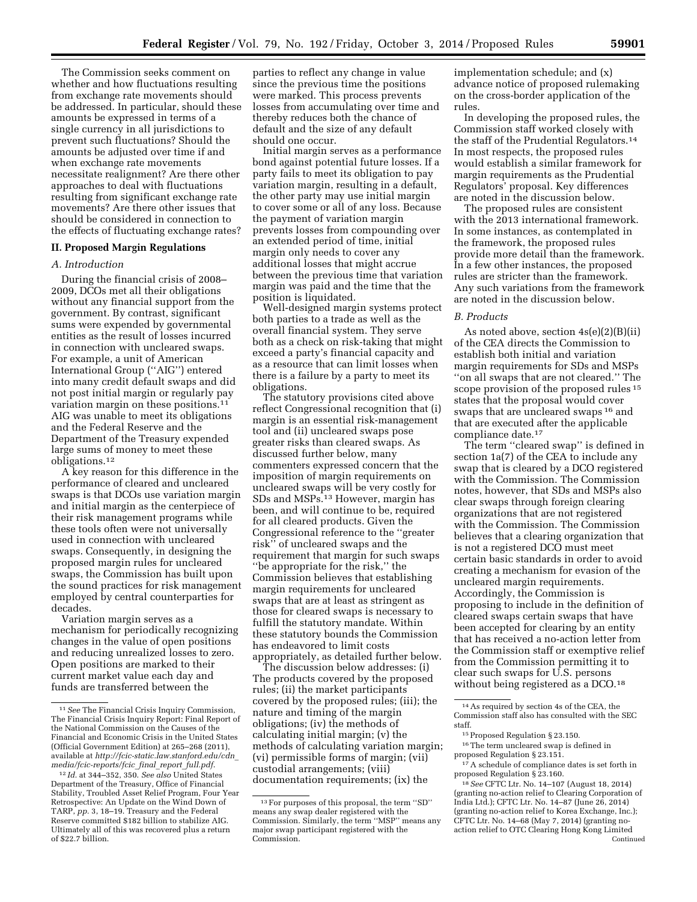The Commission seeks comment on whether and how fluctuations resulting from exchange rate movements should be addressed. In particular, should these amounts be expressed in terms of a single currency in all jurisdictions to prevent such fluctuations? Should the amounts be adjusted over time if and when exchange rate movements necessitate realignment? Are there other approaches to deal with fluctuations resulting from significant exchange rate movements? Are there other issues that should be considered in connection to the effects of fluctuating exchange rates?

## II. Proposed Margin Regulations

### *A. Introduction*

During the financial crisis of 2008–2009, DCOs met all their obligations without any financial support from the government. By contrast, significant sums were expended by governmental entities as the result of losses incurred in connection with uncleared swaps. For example, a unit of American International Group (''AIG'') entered into many credit default swaps and did not post initial margin or regularly pay variation margin on these positions.[11] AIG was unable to meet its obligations and the Federal Reserve and the Department of the Treasury expended large sums of money to meet these obligations.[12]

A key reason for this difference in the performance of cleared and uncleared swaps is that DCOs use variation margin and initial margin as the centerpiece of their risk management programs while these tools often were not universally used in connection with uncleared swaps. Consequently, in designing the proposed margin rules for uncleared swaps, the Commission has built upon the sound practices for risk management employed by central counterparties for decades.

Variation margin serves as a mechanism for periodically recognizing changes in the value of open positions and reducing unrealized losses to zero. Open positions are marked to their current market value each day and funds are transferred between the parties to reflect any change in value since the previous time the positions were marked. This process prevents losses from accumulating over time and thereby reduces both the chance of default and the size of any default should one occur.

Initial margin serves as a performance bond against potential future losses. If a party fails to meet its obligation to pay variation margin, resulting in a default, the other party may use initial margin to cover some or all of any loss. Because the payment of variation margin prevents losses from compounding over an extended period of time, initial margin only needs to cover any additional losses that might accrue between the previous time that variation margin was paid and the time that the position is liquidated.

Well-designed margin systems protect both parties to a trade as well as the overall financial system. They serve both as a check on risk-taking that might exceed a party's financial capacity and as a resource that can limit losses when there is a failure by a party to meet its obligations.

The statutory provisions cited above reflect Congressional recognition that (i) margin is an essential risk-management tool and (ii) uncleared swaps pose greater risks than cleared swaps. As discussed further below, many commenters expressed concern that the imposition of margin requirements on uncleared swaps will be very costly for SDs and MSPs.[13] However, margin has been, and will continue to be, required for all cleared products. Given the Congressional reference to the ''greater risk'' of uncleared swaps and the requirement that margin for such swaps ''be appropriate for the risk,'' the Commission believes that establishing margin requirements for uncleared swaps that are at least as stringent as those for cleared swaps is necessary to fulfill the statutory mandate. Within these statutory bounds the Commission has endeavored to limit costs appropriately, as detailed further below.

The discussion below addresses: (i) The products covered by the proposed rules; (ii) the market participants covered by the proposed rules; (iii) the nature and timing of the margin obligations; (iv) the methods of calculating initial margin; (v) the methods of calculating variation margin; (vi) permissible forms of margin; (vii) custodial arrangements; (viii) documentation requirements; (ix) the implementation schedule; and (x) advance notice of proposed rulemaking on the cross-border application of the rules.

In developing the proposed rules, the Commission staff worked closely with the staff of the Prudential Regulators.[14] In most respects, the proposed rules would establish a similar framework for margin requirements as the Prudential Regulators' proposal. Key differences are noted in the discussion below.

The proposed rules are consistent with the 2013 international framework. In some instances, as contemplated in the framework, the proposed rules provide more detail than the framework. In a few other instances, the proposed rules are stricter than the framework. Any such variations from the framework are noted in the discussion below.

### *B. Products*

As noted above, section 4s(e)(2)(B)(ii) of the CEA directs the Commission to establish both initial and variation margin requirements for SDs and MSPs ''on all swaps that are not cleared.'' The scope provision of the proposed rules[15] states that the proposal would cover swaps that are uncleared swaps[16] and that are executed after the applicable compliance date.[17]

The term ''cleared swap'' is defined in section 1a(7) of the CEA to include any swap that is cleared by a DCO registered with the Commission. The Commission notes, however, that SDs and MSPs also clear swaps through foreign clearing organizations that are not registered with the Commission. The Commission believes that a clearing organization that is not a registered DCO must meet certain basic standards in order to avoid creating a mechanism for evasion of the uncleared margin requirements. Accordingly, the Commission is proposing to include in the definition of cleared swaps certain swaps that have been accepted for clearing by an entity that has received a no-action letter from the Commission staff or exemptive relief from the Commission permitting it to clear such swaps for U.S. persons without being registered as a DCO.[18]

---

[11] *See* The Financial Crisis Inquiry Commission, The Financial Crisis Inquiry Report: Final Report of the National Commission on the Causes of the Financial and Economic Crisis in the United States (Official Government Edition) at 265–268 (2011), available at *http://fcic-static.law.stanford.edu/cdn_media/fcic-reports/fcic_final_report_full.pdf*.

[12] *Id.* at 344–352, 350. *See also* United States Department of the Treasury, Office of Financial Stability, Troubled Asset Relief Program, Four Year Retrospective: An Update on the Wind Down of TARP, *pp.* 3, 18–19. Treasury and the Federal Reserve committed $182 billion to stabilize AIG. Ultimately all of this was recovered plus a return of $22.7 billion.

[13] For purposes of this proposal, the term ''SD'' means any swap dealer registered with the Commission. Similarly, the term ''MSP'' means any major swap participant registered with the Commission.

[14] As required by section 4s of the CEA, the Commission staff also has consulted with the SEC staff.

[15] Proposed Regulation § 23.150.

[16] The term uncleared swap is defined in proposed Regulation § 23.151.

[17] A schedule of compliance dates is set forth in proposed Regulation § 23.160.

[18] *See* CFTC Ltr. No. 14–107 (August 18, 2014) (granting no-action relief to Clearing Corporation of India Ltd.); CFTC Ltr. No. 14–87 (June 26, 2014) (granting no-action relief to Korea Exchange, Inc.); CFTC Ltr. No. 14–68 (May 7, 2014) (granting no-action relief to OTC Clearing Hong Kong Limited
Continued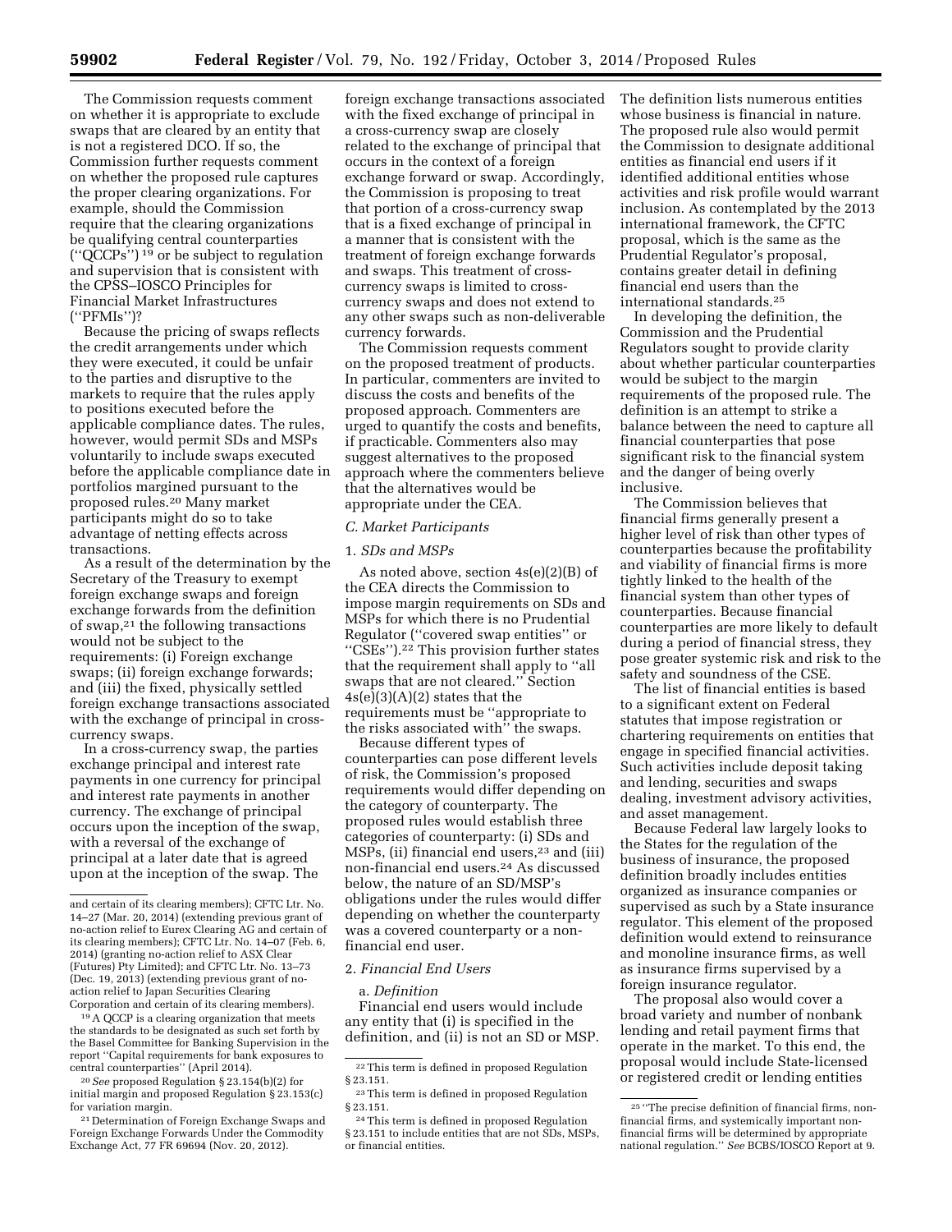The Commission requests comment on whether it is appropriate to exclude swaps that are cleared by an entity that is not a registered DCO. If so, the Commission further requests comment on whether the proposed rule captures the proper clearing organizations. For example, should the Commission require that the clearing organizations be qualifying central counterparties (''QCCPs'') [19] or be subject to regulation and supervision that is consistent with the CPSS–IOSCO Principles for Financial Market Infrastructures (''PFMIs'')?

Because the pricing of swaps reflects the credit arrangements under which they were executed, it could be unfair to the parties and disruptive to the markets to require that the rules apply to positions executed before the applicable compliance dates. The rules, however, would permit SDs and MSPs voluntarily to include swaps executed before the applicable compliance date in portfolios margined pursuant to the proposed rules.[20] Many market participants might do so to take advantage of netting effects across transactions.

As a result of the determination by the Secretary of the Treasury to exempt foreign exchange swaps and foreign exchange forwards from the definition of swap,[21] the following transactions would not be subject to the requirements: (i) Foreign exchange swaps; (ii) foreign exchange forwards; and (iii) the fixed, physically settled foreign exchange transactions associated with the exchange of principal in cross-currency swaps.

In a cross-currency swap, the parties exchange principal and interest rate payments in one currency for principal and interest rate payments in another currency. The exchange of principal occurs upon the inception of the swap, with a reversal of the exchange of principal at a later date that is agreed upon at the inception of the swap. The foreign exchange transactions associated with the fixed exchange of principal in a cross-currency swap are closely related to the exchange of principal that occurs in the context of a foreign exchange forward or swap. Accordingly, the Commission is proposing to treat that portion of a cross-currency swap that is a fixed exchange of principal in a manner that is consistent with the treatment of foreign exchange forwards and swaps. This treatment of cross-currency swaps is limited to cross-currency swaps and does not extend to any other swaps such as non-deliverable currency forwards.

The Commission requests comment on the proposed treatment of products. In particular, commenters are invited to discuss the costs and benefits of the proposed approach. Commenters are urged to quantify the costs and benefits, if practicable. Commenters also may suggest alternatives to the proposed approach where the commenters believe that the alternatives would be appropriate under the CEA.

### *C. Market Participants*

#### 1. *SDs and MSPs*

As noted above, section 4s(e)(2)(B) of the CEA directs the Commission to impose margin requirements on SDs and MSPs for which there is no Prudential Regulator (''covered swap entities'' or ''CSEs'').[22] This provision further states that the requirement shall apply to ''all swaps that are not cleared.'' Section 4s(e)(3)(A)(2) states that the requirements must be ''appropriate to the risks associated with'' the swaps.

Because different types of counterparties can pose different levels of risk, the Commission's proposed requirements would differ depending on the category of counterparty. The proposed rules would establish three categories of counterparty: (i) SDs and MSPs, (ii) financial end users,[23] and (iii) non-financial end users.[24] As discussed below, the nature of an SD/MSP's obligations under the rules would differ depending on whether the counterparty was a covered counterparty or a non-financial end user.

#### 2. *Financial End Users*

a. *Definition*

Financial end users would include any entity that (i) is specified in the definition, and (ii) is not an SD or MSP. The definition lists numerous entities whose business is financial in nature. The proposed rule also would permit the Commission to designate additional entities as financial end users if it identified additional entities whose activities and risk profile would warrant inclusion. As contemplated by the 2013 international framework, the CFTC proposal, which is the same as the Prudential Regulator's proposal, contains greater detail in defining financial end users than the international standards.[25]

In developing the definition, the Commission and the Prudential Regulators sought to provide clarity about whether particular counterparties would be subject to the margin requirements of the proposed rule. The definition is an attempt to strike a balance between the need to capture all financial counterparties that pose significant risk to the financial system and the danger of being overly inclusive.

The Commission believes that financial firms generally present a higher level of risk than other types of counterparties because the profitability and viability of financial firms is more tightly linked to the health of the financial system than other types of counterparties. Because financial counterparties are more likely to default during a period of financial stress, they pose greater systemic risk and risk to the safety and soundness of the CSE.

The list of financial entities is based to a significant extent on Federal statutes that impose registration or chartering requirements on entities that engage in specified financial activities. Such activities include deposit taking and lending, securities and swaps dealing, investment advisory activities, and asset management.

Because Federal law largely looks to the States for the regulation of the business of insurance, the proposed definition broadly includes entities organized as insurance companies or supervised as such by a State insurance regulator. This element of the proposed definition would extend to reinsurance and monoline insurance firms, as well as insurance firms supervised by a foreign insurance regulator.

The proposal also would cover a broad variety and number of nonbank lending and retail payment firms that operate in the market. To this end, the proposal would include State-licensed or registered credit or lending entities

---

and certain of its clearing members); CFTC Ltr. No. 14–27 (Mar. 20, 2014) (extending previous grant of no-action relief to Eurex Clearing AG and certain of its clearing members); CFTC Ltr. No. 14–07 (Feb. 6, 2014) (granting no-action relief to ASX Clear (Futures) Pty Limited); and CFTC Ltr. No. 13–73 (Dec. 19, 2013) (extending previous grant of no-action relief to Japan Securities Clearing Corporation and certain of its clearing members).

[19] A QCCP is a clearing organization that meets the standards to be designated as such set forth by the Basel Committee for Banking Supervision in the report ''Capital requirements for bank exposures to central counterparties'' (April 2014).

[20] *See* proposed Regulation § 23.154(b)(2) for initial margin and proposed Regulation § 23.153(c) for variation margin.

[21] Determination of Foreign Exchange Swaps and Foreign Exchange Forwards Under the Commodity Exchange Act, 77 FR 69694 (Nov. 20, 2012).

[22] This term is defined in proposed Regulation § 23.151.

[23] This term is defined in proposed Regulation § 23.151.

[24] This term is defined in proposed Regulation § 23.151 to include entities that are not SDs, MSPs, or financial entities.

[25] ''The precise definition of financial firms, non-financial firms, and systemically important non-financial firms will be determined by appropriate national regulation.'' *See* BCBS/IOSCO Report at 9.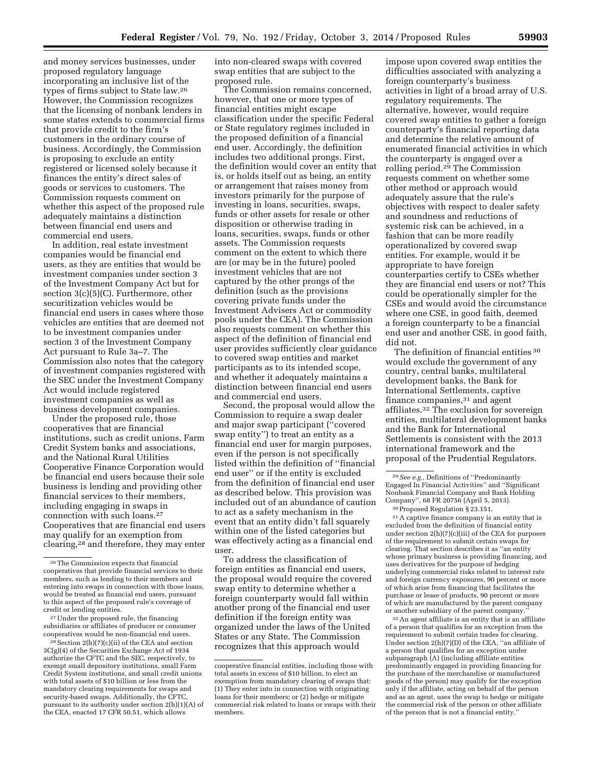and money services businesses, under proposed regulatory language incorporating an inclusive list of the types of firms subject to State law.[26] However, the Commission recognizes that the licensing of nonbank lenders in some states extends to commercial firms that provide credit to the firm's customers in the ordinary course of business. Accordingly, the Commission is proposing to exclude an entity registered or licensed solely because it finances the entity's direct sales of goods or services to customers. The Commission requests comment on whether this aspect of the proposed rule adequately maintains a distinction between financial end users and commercial end users.

In addition, real estate investment companies would be financial end users, as they are entities that would be investment companies under section 3 of the Investment Company Act but for section 3(c)(5)(C). Furthermore, other securitization vehicles would be financial end users in cases where those vehicles are entities that are deemed not to be investment companies under section 3 of the Investment Company Act pursuant to Rule 3a–7. The Commission also notes that the category of investment companies registered with the SEC under the Investment Company Act would include registered investment companies as well as business development companies.

Under the proposed rule, those cooperatives that are financial institutions, such as credit unions, Farm Credit System banks and associations, and the National Rural Utilities Cooperative Finance Corporation would be financial end users because their sole business is lending and providing other financial services to their members, including engaging in swaps in connection with such loans.[27] Cooperatives that are financial end users may qualify for an exemption from clearing,[28] and therefore, they may enter into non-cleared swaps with covered swap entities that are subject to the proposed rule.

The Commission remains concerned, however, that one or more types of financial entities might escape classification under the specific Federal or State regulatory regimes included in the proposed definition of a financial end user. Accordingly, the definition includes two additional prongs. First, the definition would cover an entity that is, or holds itself out as being, an entity or arrangement that raises money from investors primarily for the purpose of investing in loans, securities, swaps, funds or other assets for resale or other disposition or otherwise trading in loans, securities, swaps, funds or other assets. The Commission requests comment on the extent to which there are (or may be in the future) pooled investment vehicles that are not captured by the other prongs of the definition (such as the provisions covering private funds under the Investment Advisers Act or commodity pools under the CEA). The Commission also requests comment on whether this aspect of the definition of financial end user provides sufficiently clear guidance to covered swap entities and market participants as to its intended scope, and whether it adequately maintains a distinction between financial end users and commercial end users.

Second, the proposal would allow the Commission to require a swap dealer and major swap participant ("covered swap entity") to treat an entity as a financial end user for margin purposes, even if the person is not specifically listed within the definition of "financial end user" or if the entity is excluded from the definition of financial end user as described below. This provision was included out of an abundance of caution to act as a safety mechanism in the event that an entity didn't fall squarely within one of the listed categories but was effectively acting as a financial end user.

To address the classification of foreign entities as financial end users, the proposal would require the covered swap entity to determine whether a foreign counterparty would fall within another prong of the financial end user definition if the foreign entity was organized under the laws of the United States or any State. The Commission recognizes that this approach would impose upon covered swap entities the difficulties associated with analyzing a foreign counterparty's business activities in light of a broad array of U.S. regulatory requirements. The alternative, however, would require covered swap entities to gather a foreign counterparty's financial reporting data and determine the relative amount of enumerated financial activities in which the counterparty is engaged over a rolling period.[29] The Commission requests comment on whether some other method or approach would adequately assure that the rule's objectives with respect to dealer safety and soundness and reductions of systemic risk can be achieved, in a fashion that can be more readily operationalized by covered swap entities. For example, would it be appropriate to have foreign counterparties certify to CSEs whether they are financial end users or not? This could be operationally simpler for the CSEs and would avoid the circumstance where one CSE, in good faith, deemed a foreign counterparty to be a financial end user and another CSE, in good faith, did not.

The definition of financial entities[30] would exclude the government of any country, central banks, multilateral development banks, the Bank for International Settlements, captive finance companies,[31] and agent affiliates.[32] The exclusion for sovereign entities, multilateral development banks and the Bank for International Settlements is consistent with the 2013 international framework and the proposal of the Prudential Regulators.

---

[26] The Commission expects that financial cooperatives that provide financial services to their members, such as lending to their members and entering into swaps in connection with those loans, would be treated as financial end users, pursuant to this aspect of the proposed rule's coverage of credit or lending entities.

[27] Under the proposed rule, the financing subsidiaries or affiliates of producer or consumer cooperatives would be non-financial end users.

[28] Section 2(h)(7)(c)(ii) of the CEA and section 3C(g)(4) of the Securities Exchange Act of 1934 authorize the CFTC and the SEC, respectively, to exempt small depository institutions, small Farm Credit System institutions, and small credit unions with total assets of $10 billion or less from the mandatory clearing requirements for swaps and security-based swaps. Additionally, the CFTC, pursuant to its authority under section 2(h)(1)(A) of the CEA, enacted 17 CFR 50.51, which allows cooperative financial entities, including those with total assets in excess of $10 billion, to elect an exemption from mandatory clearing of swaps that: (1) They enter into in connection with originating loans for their members; or (2) hedge or mitigate commercial risk related to loans or swaps with their members.

[29] *See e.g.*, Definitions of "Predominantly Engaged In Financial Activities" and "Significant Nonbank Financial Company and Bank Holding Company", 68 FR 20756 (April 5, 2013).

[30] Proposed Regulation § 23.151.

[31] A captive finance company is an entity that is excluded from the definition of financial entity under section 2(h)(7)(c)(iii) of the CEA for purposes of the requirement to submit certain swaps for clearing. That section describes it as "an entity whose primary business is providing financing, and uses derivatives for the purpose of hedging underlying commercial risks related to interest rate and foreign currency exposures, 90 percent or more of which arise from financing that facilitates the purchase or lease of products, 90 percent or more of which are manufactured by the parent company or another subsidiary of the parent company."

[32] An agent affiliate is an entity that is an affiliate of a person that qualifies for an exception from the requirement to submit certain trades for clearing. Under section 2(h)(7)(D) of the CEA, "an affiliate of a person that qualifies for an exception under subparagraph (A) (including affiliate entities predominantly engaged in providing financing for the purchase of the merchandise or manufactured goods of the person) may qualify for the exception only if the affiliate, acting on behalf of the person and as an agent, uses the swap to hedge or mitigate the commercial risk of the person or other affiliate of the person that is not a financial entity."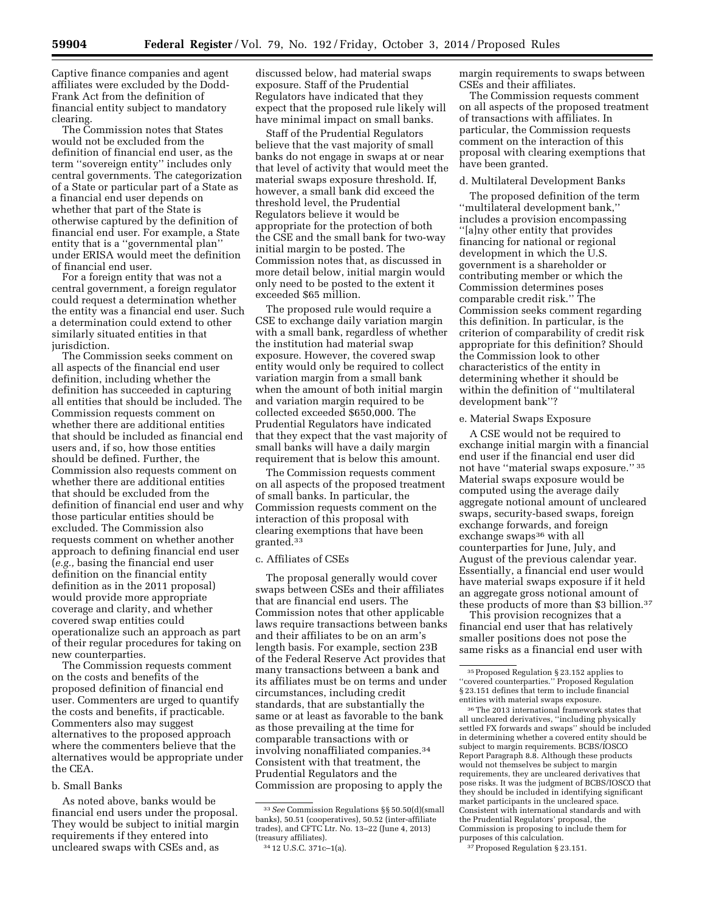Captive finance companies and agent affiliates were excluded by the Dodd-Frank Act from the definition of financial entity subject to mandatory clearing.

The Commission notes that States would not be excluded from the definition of financial end user, as the term ''sovereign entity'' includes only central governments. The categorization of a State or particular part of a State as a financial end user depends on whether that part of the State is otherwise captured by the definition of financial end user. For example, a State entity that is a ''governmental plan'' under ERISA would meet the definition of financial end user.

For a foreign entity that was not a central government, a foreign regulator could request a determination whether the entity was a financial end user. Such a determination could extend to other similarly situated entities in that jurisdiction.

The Commission seeks comment on all aspects of the financial end user definition, including whether the definition has succeeded in capturing all entities that should be included. The Commission requests comment on whether there are additional entities that should be included as financial end users and, if so, how those entities should be defined. Further, the Commission also requests comment on whether there are additional entities that should be excluded from the definition of financial end user and why those particular entities should be excluded. The Commission also requests comment on whether another approach to defining financial end user (*e.g.,* basing the financial end user definition on the financial entity definition as in the 2011 proposal) would provide more appropriate coverage and clarity, and whether covered swap entities could operationalize such an approach as part of their regular procedures for taking on new counterparties.

The Commission requests comment on the costs and benefits of the proposed definition of financial end user. Commenters are urged to quantify the costs and benefits, if practicable. Commenters also may suggest alternatives to the proposed approach where the commenters believe that the alternatives would be appropriate under the CEA.

b. Small Banks

As noted above, banks would be financial end users under the proposal. They would be subject to initial margin requirements if they entered into uncleared swaps with CSEs and, as discussed below, had material swaps exposure. Staff of the Prudential Regulators have indicated that they expect that the proposed rule likely will have minimal impact on small banks.

Staff of the Prudential Regulators believe that the vast majority of small banks do not engage in swaps at or near that level of activity that would meet the material swaps exposure threshold. If, however, a small bank did exceed the threshold level, the Prudential Regulators believe it would be appropriate for the protection of both the CSE and the small bank for two-way initial margin to be posted. The Commission notes that, as discussed in more detail below, initial margin would only need to be posted to the extent it exceeded $65 million.

The proposed rule would require a CSE to exchange daily variation margin with a small bank, regardless of whether the institution had material swap exposure. However, the covered swap entity would only be required to collect variation margin from a small bank when the amount of both initial margin and variation margin required to be collected exceeded $650,000. The Prudential Regulators have indicated that they expect that the vast majority of small banks will have a daily margin requirement that is below this amount.

The Commission requests comment on all aspects of the proposed treatment of small banks. In particular, the Commission requests comment on the interaction of this proposal with clearing exemptions that have been granted.[33]

c. Affiliates of CSEs

The proposal generally would cover swaps between CSEs and their affiliates that are financial end users. The Commission notes that other applicable laws require transactions between banks and their affiliates to be on an arm's length basis. For example, section 23B of the Federal Reserve Act provides that many transactions between a bank and its affiliates must be on terms and under circumstances, including credit standards, that are substantially the same or at least as favorable to the bank as those prevailing at the time for comparable transactions with or involving nonaffiliated companies.[34] Consistent with that treatment, the Prudential Regulators and the Commission are proposing to apply the margin requirements to swaps between CSEs and their affiliates.

The Commission requests comment on all aspects of the proposed treatment of transactions with affiliates. In particular, the Commission requests comment on the interaction of this proposal with clearing exemptions that have been granted.

d. Multilateral Development Banks

The proposed definition of the term ''multilateral development bank,'' includes a provision encompassing ''[a]ny other entity that provides financing for national or regional development in which the U.S. government is a shareholder or contributing member or which the Commission determines poses comparable credit risk.'' The Commission seeks comment regarding this definition. In particular, is the criterion of comparability of credit risk appropriate for this definition? Should the Commission look to other characteristics of the entity in determining whether it should be within the definition of ''multilateral development bank''?

e. Material Swaps Exposure

A CSE would not be required to exchange initial margin with a financial end user if the financial end user did not have ''material swaps exposure.''[35] Material swaps exposure would be computed using the average daily aggregate notional amount of uncleared swaps, security-based swaps, foreign exchange forwards, and foreign exchange swaps[36] with all counterparties for June, July, and August of the previous calendar year. Essentially, a financial end user would have material swaps exposure if it held an aggregate gross notional amount of these products of more than $3 billion.[37]

This provision recognizes that a financial end user that has relatively smaller positions does not pose the same risks as a financial end user with

---

[33] *See* Commission Regulations §§ 50.50(d)(small banks), 50.51 (cooperatives), 50.52 (inter-affiliate trades), and CFTC Ltr. No. 13–22 (June 4, 2013) (treasury affiliates).

[34] 12 U.S.C. 371c–1(a).

[35] Proposed Regulation § 23.152 applies to ''covered counterparties.'' Proposed Regulation § 23.151 defines that term to include financial entities with material swaps exposure.

[36] The 2013 international framework states that all uncleared derivatives, ''including physically settled FX forwards and swaps'' should be included in determining whether a covered entity should be subject to margin requirements. BCBS/IOSCO Report Paragraph 8.8. Although these products would not themselves be subject to margin requirements, they are uncleared derivatives that pose risks. It was the judgment of BCBS/IOSCO that they should be included in identifying significant market participants in the uncleared space. Consistent with international standards and with the Prudential Regulators' proposal, the Commission is proposing to include them for purposes of this calculation.

[37] Proposed Regulation § 23.151.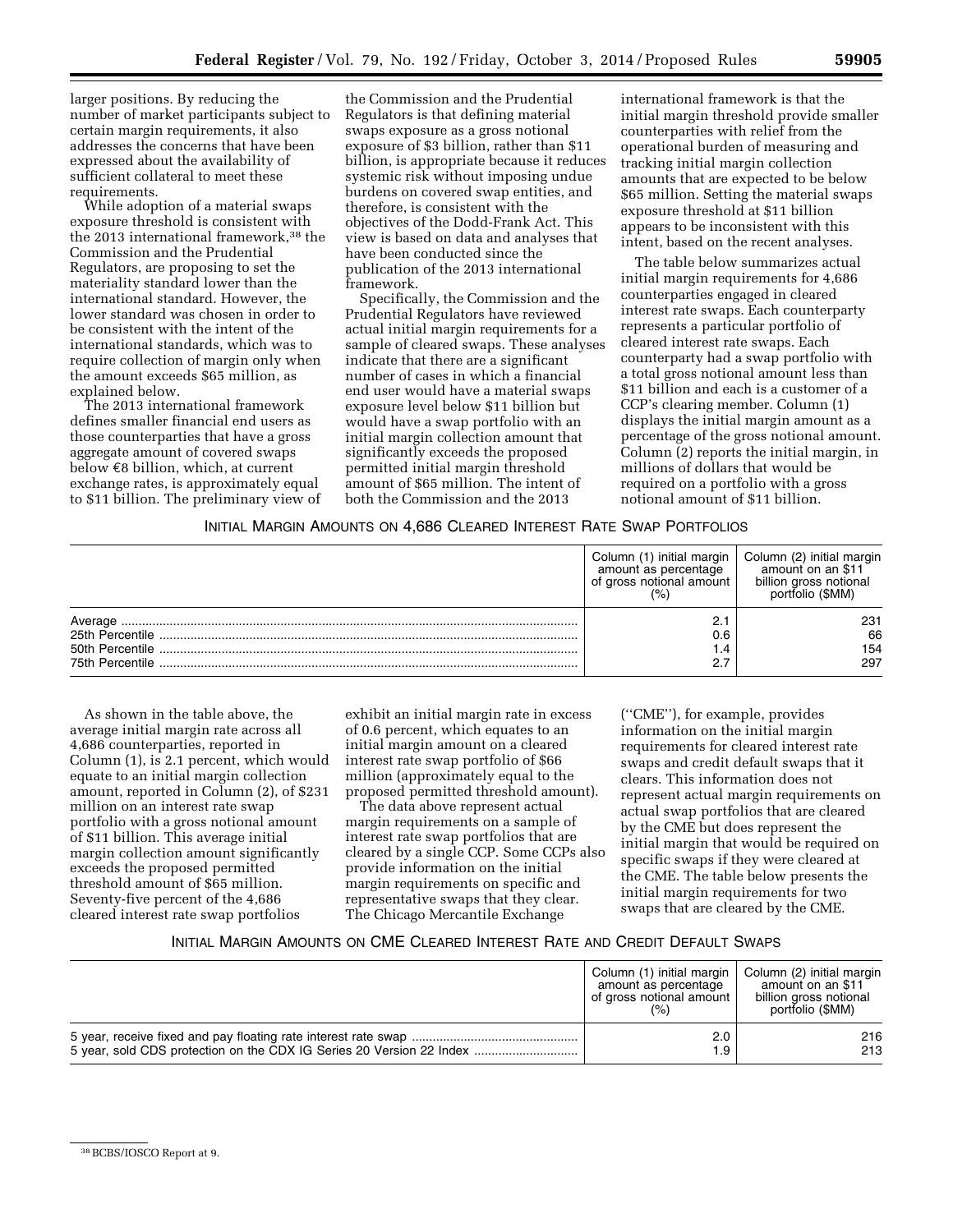larger positions. By reducing the number of market participants subject to certain margin requirements, it also addresses the concerns that have been expressed about the availability of sufficient collateral to meet these requirements.

While adoption of a material swaps exposure threshold is consistent with the 2013 international framework,[38] the Commission and the Prudential Regulators, are proposing to set the materiality standard lower than the international standard. However, the lower standard was chosen in order to be consistent with the intent of the international standards, which was to require collection of margin only when the amount exceeds $65 million, as explained below.

The 2013 international framework defines smaller financial end users as those counterparties that have a gross aggregate amount of covered swaps below €8 billion, which, at current exchange rates, is approximately equal to $11 billion. The preliminary view of the Commission and the Prudential Regulators is that defining material swaps exposure as a gross notional exposure of $3 billion, rather than $11 billion, is appropriate because it reduces systemic risk without imposing undue burdens on covered swap entities, and therefore, is consistent with the objectives of the Dodd-Frank Act. This view is based on data and analyses that have been conducted since the publication of the 2013 international framework.

Specifically, the Commission and the Prudential Regulators have reviewed actual initial margin requirements for a sample of cleared swaps. These analyses indicate that there are a significant number of cases in which a financial end user would have a material swaps exposure level below $11 billion but would have a swap portfolio with an initial margin collection amount that significantly exceeds the proposed permitted initial margin threshold amount of $65 million. The intent of both the Commission and the 2013 international framework is that the initial margin threshold provide smaller counterparties with relief from the operational burden of measuring and tracking initial margin collection amounts that are expected to be below $65 million. Setting the material swaps exposure threshold at $11 billion appears to be inconsistent with this intent, based on the recent analyses.

The table below summarizes actual initial margin requirements for 4,686 counterparties engaged in cleared interest rate swaps. Each counterparty represents a particular portfolio of cleared interest rate swaps. Each counterparty had a swap portfolio with a total gross notional amount less than $11 billion and each is a customer of a CCP's clearing member. Column (1) displays the initial margin amount as a percentage of the gross notional amount. Column (2) reports the initial margin, in millions of dollars that would be required on a portfolio with a gross notional amount of $11 billion.

INITIAL MARGIN AMOUNTS ON 4,686 CLEARED INTEREST RATE SWAP PORTFOLIOS

| | Column (1) initial margin amount as percentage of gross notional amount (%) | Column (2) initial margin amount on an $11 billion gross notional portfolio ($MM) |
|---|---|---|
| Average | 2.1 | 231 |
| 25th Percentile | 0.6 | 66 |
| 50th Percentile | 1.4 | 154 |
| 75th Percentile | 2.7 | 297 |

As shown in the table above, the average initial margin rate across all 4,686 counterparties, reported in Column (1), is 2.1 percent, which would equate to an initial margin collection amount, reported in Column (2), of $231 million on an interest rate swap portfolio with a gross notional amount of $11 billion. This average initial margin collection amount significantly exceeds the proposed permitted threshold amount of $65 million. Seventy-five percent of the 4,686 cleared interest rate swap portfolios exhibit an initial margin rate in excess of 0.6 percent, which equates to an initial margin amount on a cleared interest rate swap portfolio of $66 million (approximately equal to the proposed permitted threshold amount).

The data above represent actual margin requirements on a sample of interest rate swap portfolios that are cleared by a single CCP. Some CCPs also provide information on the initial margin requirements on specific and representative swaps that they clear. The Chicago Mercantile Exchange ("CME"), for example, provides information on the initial margin requirements for cleared interest rate swaps and credit default swaps that it clears. This information does not represent actual margin requirements on actual swap portfolios that are cleared by the CME but does represent the initial margin that would be required on specific swaps if they were cleared at the CME. The table below presents the initial margin requirements for two swaps that are cleared by the CME.

INITIAL MARGIN AMOUNTS ON CME CLEARED INTEREST RATE AND CREDIT DEFAULT SWAPS

| | Column (1) initial margin amount as percentage of gross notional amount (%) | Column (2) initial margin amount on an $11 billion gross notional portfolio ($MM) |
|---|---|---|
| 5 year, receive fixed and pay floating rate interest rate swap | 2.0 | 216 |
| 5 year, sold CDS protection on the CDX IG Series 20 Version 22 Index | 1.9 | 213 |

[38] BCBS/IOSCO Report at 9.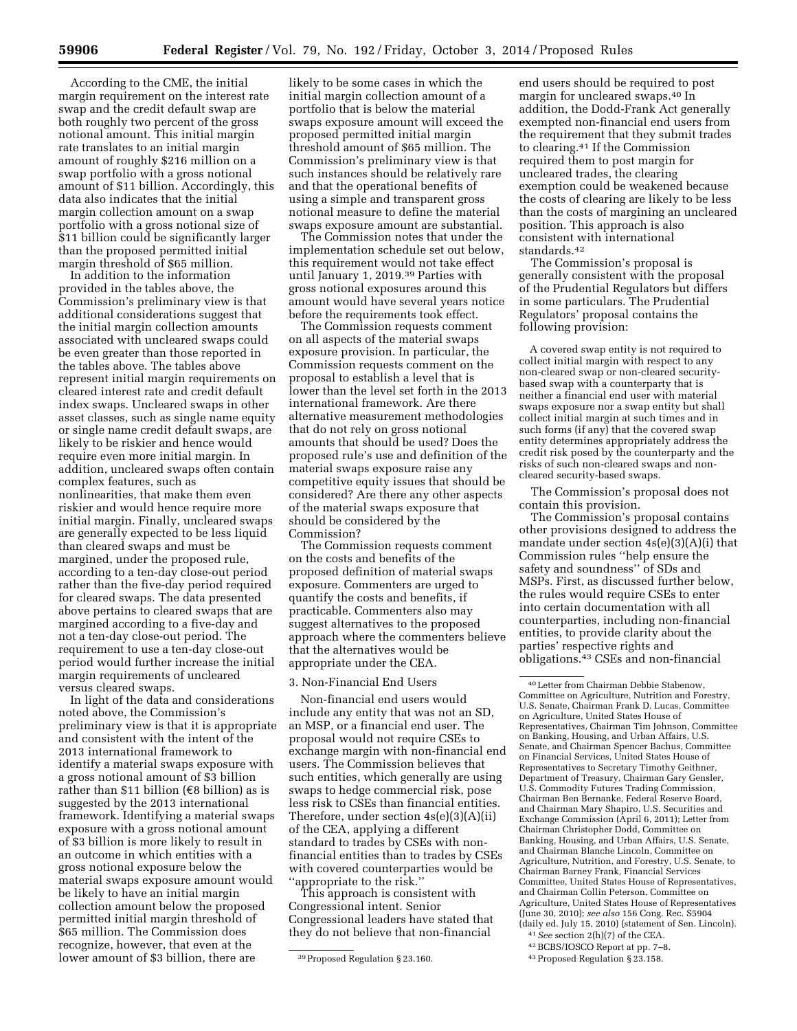According to the CME, the initial margin requirement on the interest rate swap and the credit default swap are both roughly two percent of the gross notional amount. This initial margin rate translates to an initial margin amount of roughly $216 million on a swap portfolio with a gross notional amount of $11 billion. Accordingly, this data also indicates that the initial margin collection amount on a swap portfolio with a gross notional size of $11 billion could be significantly larger than the proposed permitted initial margin threshold of $65 million.

In addition to the information provided in the tables above, the Commission's preliminary view is that additional considerations suggest that the initial margin collection amounts associated with uncleared swaps could be even greater than those reported in the tables above. The tables above represent initial margin requirements on cleared interest rate and credit default index swaps. Uncleared swaps in other asset classes, such as single name equity or single name credit default swaps, are likely to be riskier and hence would require even more initial margin. In addition, uncleared swaps often contain complex features, such as nonlinearities, that make them even riskier and would hence require more initial margin. Finally, uncleared swaps are generally expected to be less liquid than cleared swaps and must be margined, under the proposed rule, according to a ten-day close-out period rather than the five-day period required for cleared swaps. The data presented above pertains to cleared swaps that are margined according to a five-day and not a ten-day close-out period. The requirement to use a ten-day close-out period would further increase the initial margin requirements of uncleared versus cleared swaps.

In light of the data and considerations noted above, the Commission's preliminary view is that it is appropriate and consistent with the intent of the 2013 international framework to identify a material swaps exposure with a gross notional amount of $3 billion rather than $11 billion (€8 billion) as is suggested by the 2013 international framework. Identifying a material swaps exposure with a gross notional amount of $3 billion is more likely to result in an outcome in which entities with a gross notional exposure below the material swaps exposure amount would be likely to have an initial margin collection amount below the proposed permitted initial margin threshold of $65 million. The Commission does recognize, however, that even at the lower amount of $3 billion, there are likely to be some cases in which the initial margin collection amount of a portfolio that is below the material swaps exposure amount will exceed the proposed permitted initial margin threshold amount of $65 million. The Commission's preliminary view is that such instances should be relatively rare and that the operational benefits of using a simple and transparent gross notional measure to define the material swaps exposure amount are substantial.

The Commission notes that under the implementation schedule set out below, this requirement would not take effect until January 1, 2019.[39] Parties with gross notional exposures around this amount would have several years notice before the requirements took effect.

The Commission requests comment on all aspects of the material swaps exposure provision. In particular, the Commission requests comment on the proposal to establish a level that is lower than the level set forth in the 2013 international framework. Are there alternative measurement methodologies that do not rely on gross notional amounts that should be used? Does the proposed rule's use and definition of the material swaps exposure raise any competitive equity issues that should be considered? Are there any other aspects of the material swaps exposure that should be considered by the Commission?

The Commission requests comment on the costs and benefits of the proposed definition of material swaps exposure. Commenters are urged to quantify the costs and benefits, if practicable. Commenters also may suggest alternatives to the proposed approach where the commenters believe that the alternatives would be appropriate under the CEA.

### 3. Non-Financial End Users

Non-financial end users would include any entity that was not an SD, an MSP, or a financial end user. The proposal would not require CSEs to exchange margin with non-financial end users. The Commission believes that such entities, which generally are using swaps to hedge commercial risk, pose less risk to CSEs than financial entities. Therefore, under section 4s(e)(3)(A)(ii) of the CEA, applying a different standard to trades by CSEs with non-financial entities than to trades by CSEs with covered counterparties would be "appropriate to the risk."

This approach is consistent with Congressional intent. Senior Congressional leaders have stated that they do not believe that non-financial end users should be required to post margin for uncleared swaps.[40] In addition, the Dodd-Frank Act generally exempted non-financial end users from the requirement that they submit trades to clearing.[41] If the Commission required them to post margin for uncleared trades, the clearing exemption could be weakened because the costs of clearing are likely to be less than the costs of margining an uncleared position. This approach is also consistent with international standards.[42]

The Commission's proposal is generally consistent with the proposal of the Prudential Regulators but differs in some particulars. The Prudential Regulators' proposal contains the following provision:

> A covered swap entity is not required to collect initial margin with respect to any non-cleared swap or non-cleared security-based swap with a counterparty that is neither a financial end user with material swaps exposure nor a swap entity but shall collect initial margin at such times and in such forms (if any) that the covered swap entity determines appropriately address the credit risk posed by the counterparty and the risks of such non-cleared swaps and non-cleared security-based swaps.

The Commission's proposal does not contain this provision.

The Commission's proposal contains other provisions designed to address the mandate under section 4s(e)(3)(A)(i) that Commission rules "help ensure the safety and soundness" of SDs and MSPs. First, as discussed further below, the rules would require CSEs to enter into certain documentation with all counterparties, including non-financial entities, to provide clarity about the parties' respective rights and obligations.[43] CSEs and non-financial

---

[39] Proposed Regulation § 23.160.

[40] Letter from Chairman Debbie Stabenow, Committee on Agriculture, Nutrition and Forestry, U.S. Senate, Chairman Frank D. Lucas, Committee on Agriculture, United States House of Representatives, Chairman Tim Johnson, Committee on Banking, Housing, and Urban Affairs, U.S. Senate, and Chairman Spencer Bachus, Committee on Financial Services, United States House of Representatives to Secretary Timothy Geithner, Department of Treasury, Chairman Gary Gensler, U.S. Commodity Futures Trading Commission, Chairman Ben Bernanke, Federal Reserve Board, and Chairman Mary Shapiro, U.S. Securities and Exchange Commission (April 6, 2011); Letter from Chairman Christopher Dodd, Committee on Banking, Housing, and Urban Affairs, U.S. Senate, and Chairman Blanche Lincoln, Committee on Agriculture, Nutrition, and Forestry, U.S. Senate, to Chairman Barney Frank, Financial Services Committee, United States House of Representatives, and Chairman Collin Peterson, Committee on Agriculture, United States House of Representatives (June 30, 2010); *see also* 156 Cong. Rec. S5904 (daily ed. July 15, 2010) (statement of Sen. Lincoln).

[41] *See* section 2(h)(7) of the CEA.

[42] BCBS/IOSCO Report at pp. 7–8.

[43] Proposed Regulation § 23.158.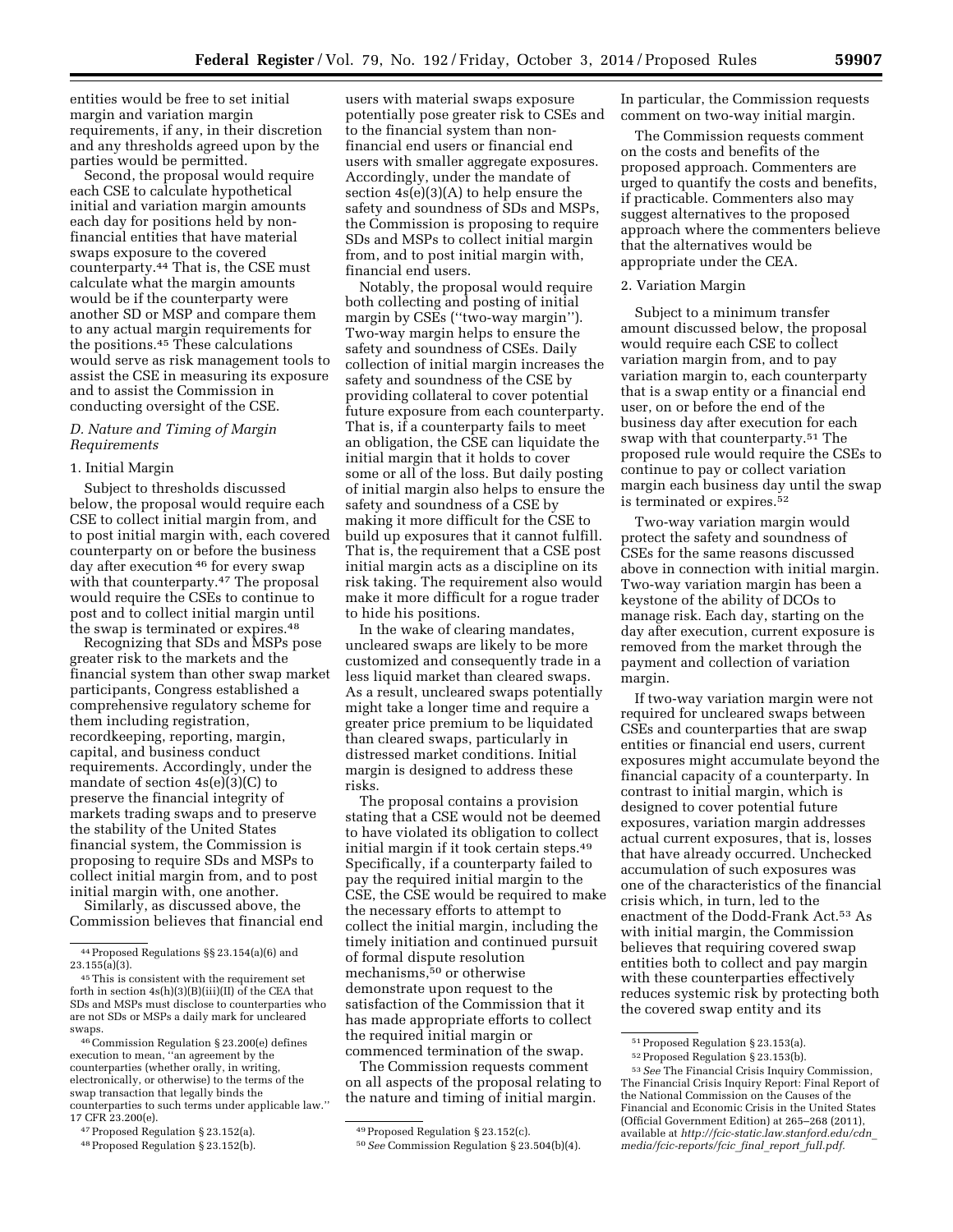entities would be free to set initial margin and variation margin requirements, if any, in their discretion and any thresholds agreed upon by the parties would be permitted.

Second, the proposal would require each CSE to calculate hypothetical initial and variation margin amounts each day for positions held by non-financial entities that have material swaps exposure to the covered counterparty.[44] That is, the CSE must calculate what the margin amounts would be if the counterparty were another SD or MSP and compare them to any actual margin requirements for the positions.[45] These calculations would serve as risk management tools to assist the CSE in measuring its exposure and to assist the Commission in conducting oversight of the CSE.

### *D. Nature and Timing of Margin Requirements*

1. Initial Margin

Subject to thresholds discussed below, the proposal would require each CSE to collect initial margin from, and to post initial margin with, each covered counterparty on or before the business day after execution[46] for every swap with that counterparty.[47] The proposal would require the CSEs to continue to post and to collect initial margin until the swap is terminated or expires.[48]

Recognizing that SDs and MSPs pose greater risk to the markets and the financial system than other swap market participants, Congress established a comprehensive regulatory scheme for them including registration, recordkeeping, reporting, margin, capital, and business conduct requirements. Accordingly, under the mandate of section 4s(e)(3)(C) to preserve the financial integrity of markets trading swaps and to preserve the stability of the United States financial system, the Commission is proposing to require SDs and MSPs to collect initial margin from, and to post initial margin with, one another.

Similarly, as discussed above, the Commission believes that financial end users with material swaps exposure potentially pose greater risk to CSEs and to the financial system than non-financial end users or financial end users with smaller aggregate exposures. Accordingly, under the mandate of section 4s(e)(3)(A) to help ensure the safety and soundness of SDs and MSPs, the Commission is proposing to require SDs and MSPs to collect initial margin from, and to post initial margin with, financial end users.

Notably, the proposal would require both collecting and posting of initial margin by CSEs (''two-way margin''). Two-way margin helps to ensure the safety and soundness of CSEs. Daily collection of initial margin increases the safety and soundness of the CSE by providing collateral to cover potential future exposure from each counterparty. That is, if a counterparty fails to meet an obligation, the CSE can liquidate the initial margin that it holds to cover some or all of the loss. But daily posting of initial margin also helps to ensure the safety and soundness of a CSE by making it more difficult for the CSE to build up exposures that it cannot fulfill. That is, the requirement that a CSE post initial margin acts as a discipline on its risk taking. The requirement also would make it more difficult for a rogue trader to hide his positions.

In the wake of clearing mandates, uncleared swaps are likely to be more customized and consequently trade in a less liquid market than cleared swaps. As a result, uncleared swaps potentially might take a longer time and require a greater price premium to be liquidated than cleared swaps, particularly in distressed market conditions. Initial margin is designed to address these risks.

The proposal contains a provision stating that a CSE would not be deemed to have violated its obligation to collect initial margin if it took certain steps.[49] Specifically, if a counterparty failed to pay the required initial margin to the CSE, the CSE would be required to make the necessary efforts to attempt to collect the initial margin, including the timely initiation and continued pursuit of formal dispute resolution mechanisms,[50] or otherwise demonstrate upon request to the satisfaction of the Commission that it has made appropriate efforts to collect the required initial margin or commenced termination of the swap.

The Commission requests comment on all aspects of the proposal relating to the nature and timing of initial margin. In particular, the Commission requests comment on two-way initial margin.

The Commission requests comment on the costs and benefits of the proposed approach. Commenters are urged to quantify the costs and benefits, if practicable. Commenters also may suggest alternatives to the proposed approach where the commenters believe that the alternatives would be appropriate under the CEA.

2. Variation Margin

Subject to a minimum transfer amount discussed below, the proposal would require each CSE to collect variation margin from, and to pay variation margin to, each counterparty that is a swap entity or a financial end user, on or before the end of the business day after execution for each swap with that counterparty.[51] The proposed rule would require the CSEs to continue to pay or collect variation margin each business day until the swap is terminated or expires.[52]

Two-way variation margin would protect the safety and soundness of CSEs for the same reasons discussed above in connection with initial margin. Two-way variation margin has been a keystone of the ability of DCOs to manage risk. Each day, starting on the day after execution, current exposure is removed from the market through the payment and collection of variation margin.

If two-way variation margin were not required for uncleared swaps between CSEs and counterparties that are swap entities or financial end users, current exposures might accumulate beyond the financial capacity of a counterparty. In contrast to initial margin, which is designed to cover potential future exposures, variation margin addresses actual current exposures, that is, losses that have already occurred. Unchecked accumulation of such exposures was one of the characteristics of the financial crisis which, in turn, led to the enactment of the Dodd-Frank Act.[53] As with initial margin, the Commission believes that requiring covered swap entities both to collect and pay margin with these counterparties effectively reduces systemic risk by protecting both the covered swap entity and its

---

[44] Proposed Regulations §§ 23.154(a)(6) and 23.155(a)(3).

[45] This is consistent with the requirement set forth in section 4s(h)(3)(B)(iii)(II) of the CEA that SDs and MSPs must disclose to counterparties who are not SDs or MSPs a daily mark for uncleared swaps.

[46] Commission Regulation § 23.200(e) defines execution to mean, ''an agreement by the counterparties (whether orally, in writing, electronically, or otherwise) to the terms of the swap transaction that legally binds the counterparties to such terms under applicable law.'' 17 CFR 23.200(e).

[47] Proposed Regulation § 23.152(a).

[48] Proposed Regulation § 23.152(b).

[49] Proposed Regulation § 23.152(c).

[50] *See* Commission Regulation § 23.504(b)(4).

[51] Proposed Regulation § 23.153(a).

[52] Proposed Regulation § 23.153(b).

[53] *See* The Financial Crisis Inquiry Commission, The Financial Crisis Inquiry Report: Final Report of the National Commission on the Causes of the Financial and Economic Crisis in the United States (Official Government Edition) at 265–268 (2011), available at *http://fcic-static.law.stanford.edu/cdn_media/fcic-reports/fcic_final_report_full.pdf*.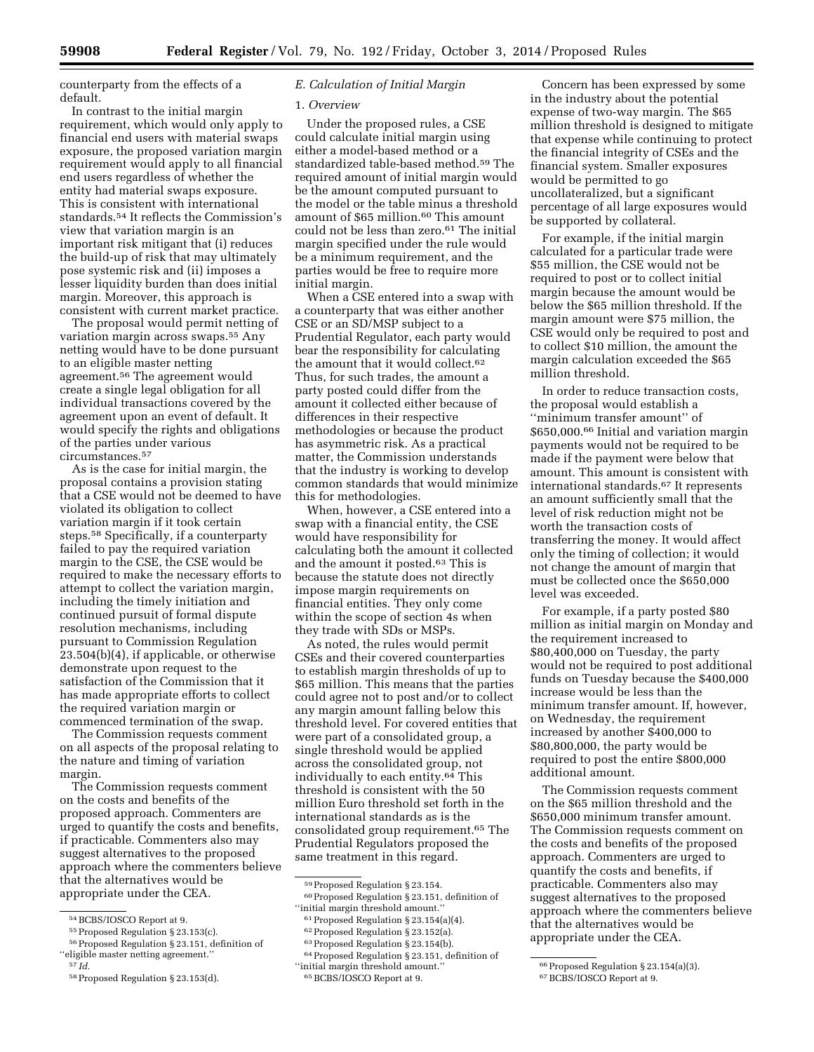counterparty from the effects of a default.

In contrast to the initial margin requirement, which would only apply to financial end users with material swaps exposure, the proposed variation margin requirement would apply to all financial end users regardless of whether the entity had material swaps exposure. This is consistent with international standards.[54] It reflects the Commission's view that variation margin is an important risk mitigant that (i) reduces the build-up of risk that may ultimately pose systemic risk and (ii) imposes a lesser liquidity burden than does initial margin. Moreover, this approach is consistent with current market practice.

The proposal would permit netting of variation margin across swaps.[55] Any netting would have to be done pursuant to an eligible master netting agreement.[56] The agreement would create a single legal obligation for all individual transactions covered by the agreement upon an event of default. It would specify the rights and obligations of the parties under various circumstances.[57]

As is the case for initial margin, the proposal contains a provision stating that a CSE would not be deemed to have violated its obligation to collect variation margin if it took certain steps.[58] Specifically, if a counterparty failed to pay the required variation margin to the CSE, the CSE would be required to make the necessary efforts to attempt to collect the variation margin, including the timely initiation and continued pursuit of formal dispute resolution mechanisms, including pursuant to Commission Regulation 23.504(b)(4), if applicable, or otherwise demonstrate upon request to the satisfaction of the Commission that it has made appropriate efforts to collect the required variation margin or commenced termination of the swap.

The Commission requests comment on all aspects of the proposal relating to the nature and timing of variation margin.

The Commission requests comment on the costs and benefits of the proposed approach. Commenters are urged to quantify the costs and benefits, if practicable. Commenters also may suggest alternatives to the proposed approach where the commenters believe that the alternatives would be appropriate under the CEA.

### *E. Calculation of Initial Margin*

#### 1. *Overview*

Under the proposed rules, a CSE could calculate initial margin using either a model-based method or a standardized table-based method.[59] The required amount of initial margin would be the amount computed pursuant to the model or the table minus a threshold amount of $65 million.[60] This amount could not be less than zero.[61] The initial margin specified under the rule would be a minimum requirement, and the parties would be free to require more initial margin.

When a CSE entered into a swap with a counterparty that was either another CSE or an SD/MSP subject to a Prudential Regulator, each party would bear the responsibility for calculating the amount that it would collect.[62] Thus, for such trades, the amount a party posted could differ from the amount it collected either because of differences in their respective methodologies or because the product has asymmetric risk. As a practical matter, the Commission understands that the industry is working to develop common standards that would minimize this for methodologies.

When, however, a CSE entered into a swap with a financial entity, the CSE would have responsibility for calculating both the amount it collected and the amount it posted.[63] This is because the statute does not directly impose margin requirements on financial entities. They only come within the scope of section 4s when they trade with SDs or MSPs.

As noted, the rules would permit CSEs and their covered counterparties to establish margin thresholds of up to $65 million. This means that the parties could agree not to post and/or to collect any margin amount falling below this threshold level. For covered entities that were part of a consolidated group, a single threshold would be applied across the consolidated group, not individually to each entity.[64] This threshold is consistent with the 50 million Euro threshold set forth in the international standards as is the consolidated group requirement.[65] The Prudential Regulators proposed the same treatment in this regard.

Concern has been expressed by some in the industry about the potential expense of two-way margin. The $65 million threshold is designed to mitigate that expense while continuing to protect the financial integrity of CSEs and the financial system. Smaller exposures would be permitted to go uncollateralized, but a significant percentage of all large exposures would be supported by collateral.

For example, if the initial margin calculated for a particular trade were $55 million, the CSE would not be required to post or to collect initial margin because the amount would be below the $65 million threshold. If the margin amount were $75 million, the CSE would only be required to post and to collect $10 million, the amount the margin calculation exceeded the $65 million threshold.

In order to reduce transaction costs, the proposal would establish a "minimum transfer amount" of $650,000.[66] Initial and variation margin payments would not be required to be made if the payment were below that amount. This amount is consistent with international standards.[67] It represents an amount sufficiently small that the level of risk reduction might not be worth the transaction costs of transferring the money. It would affect only the timing of collection; it would not change the amount of margin that must be collected once the $650,000 level was exceeded.

For example, if a party posted $80 million as initial margin on Monday and the requirement increased to $80,400,000 on Tuesday, the party would not be required to post additional funds on Tuesday because the $400,000 increase would be less than the minimum transfer amount. If, however, on Wednesday, the requirement increased by another $400,000 to $80,800,000, the party would be required to post the entire $800,000 additional amount.

The Commission requests comment on the $65 million threshold and the $650,000 minimum transfer amount. The Commission requests comment on the costs and benefits of the proposed approach. Commenters are urged to quantify the costs and benefits, if practicable. Commenters also may suggest alternatives to the proposed approach where the commenters believe that the alternatives would be appropriate under the CEA.

---

[54] BCBS/IOSCO Report at 9.

[55] Proposed Regulation § 23.153(c).

[56] Proposed Regulation § 23.151, definition of "eligible master netting agreement."

[57] *Id.*

[58] Proposed Regulation § 23.153(d).

[59] Proposed Regulation § 23.154.

[60] Proposed Regulation § 23.151, definition of "initial margin threshold amount."

[61] Proposed Regulation § 23.154(a)(4).

[62] Proposed Regulation § 23.152(a).

[63] Proposed Regulation § 23.154(b).

[64] Proposed Regulation § 23.151, definition of "initial margin threshold amount."

[65] BCBS/IOSCO Report at 9.

[66] Proposed Regulation § 23.154(a)(3).

[67] BCBS/IOSCO Report at 9.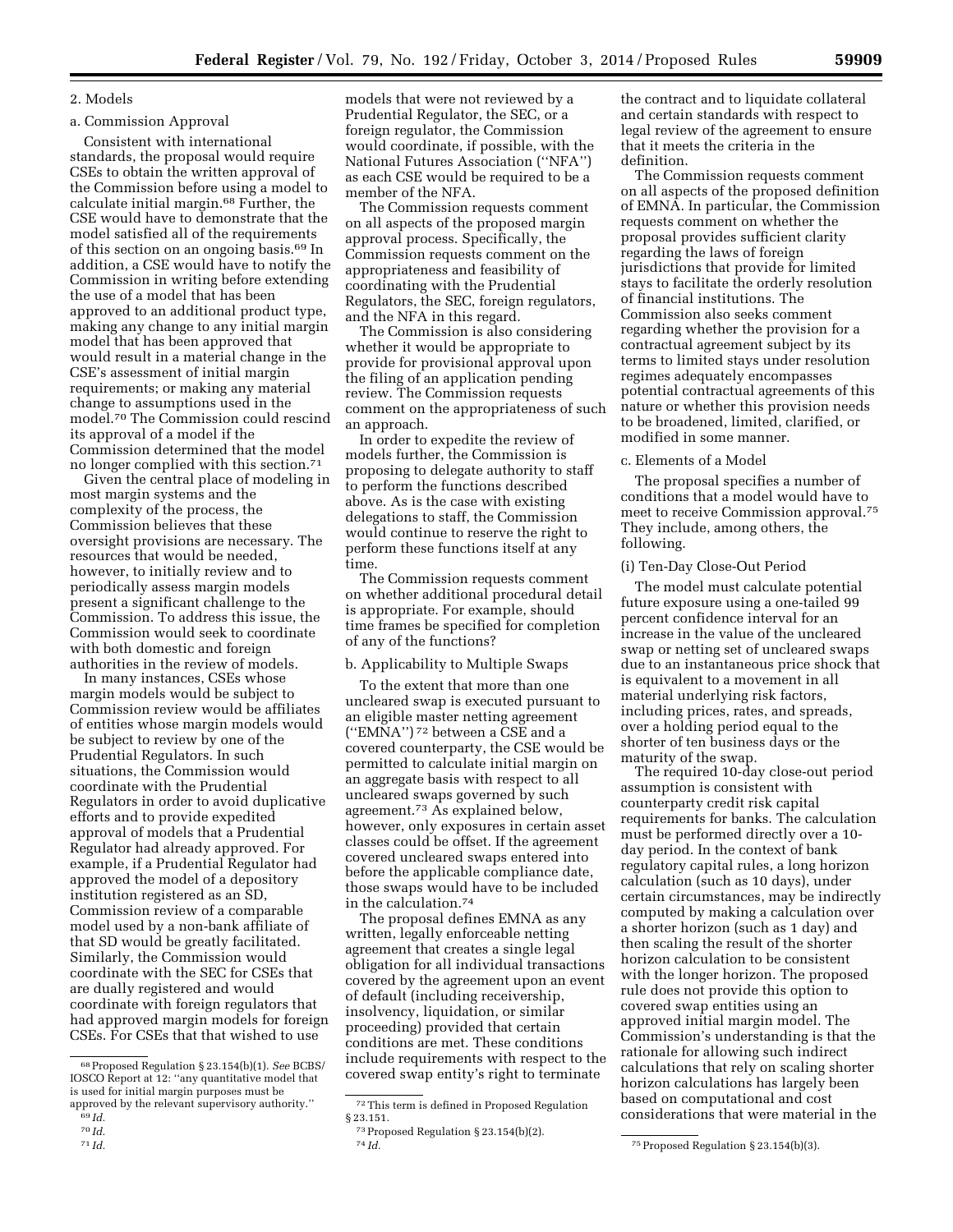### 2. Models

#### a. Commission Approval

Consistent with international standards, the proposal would require CSEs to obtain the written approval of the Commission before using a model to calculate initial margin.[68] Further, the CSE would have to demonstrate that the model satisfied all of the requirements of this section on an ongoing basis.[69] In addition, a CSE would have to notify the Commission in writing before extending the use of a model that has been approved to an additional product type, making any change to any initial margin model that has been approved that would result in a material change in the CSE's assessment of initial margin requirements; or making any material change to assumptions used in the model.[70] The Commission could rescind its approval of a model if the Commission determined that the model no longer complied with this section.[71]

Given the central place of modeling in most margin systems and the complexity of the process, the Commission believes that these oversight provisions are necessary. The resources that would be needed, however, to initially review and to periodically assess margin models present a significant challenge to the Commission. To address this issue, the Commission would seek to coordinate with both domestic and foreign authorities in the review of models.

In many instances, CSEs whose margin models would be subject to Commission review would be affiliates of entities whose margin models would be subject to review by one of the Prudential Regulators. In such situations, the Commission would coordinate with the Prudential Regulators in order to avoid duplicative efforts and to provide expedited approval of models that a Prudential Regulator had already approved. For example, if a Prudential Regulator had approved the model of a depository institution registered as an SD, Commission review of a comparable model used by a non-bank affiliate of that SD would be greatly facilitated. Similarly, the Commission would coordinate with the SEC for CSEs that are dually registered and would coordinate with foreign regulators that had approved margin models for foreign CSEs. For CSEs that that wished to use models that were not reviewed by a Prudential Regulator, the SEC, or a foreign regulator, the Commission would coordinate, if possible, with the National Futures Association (''NFA'') as each CSE would be required to be a member of the NFA.

The Commission requests comment on all aspects of the proposed margin approval process. Specifically, the Commission requests comment on the appropriateness and feasibility of coordinating with the Prudential Regulators, the SEC, foreign regulators, and the NFA in this regard.

The Commission is also considering whether it would be appropriate to provide for provisional approval upon the filing of an application pending review. The Commission requests comment on the appropriateness of such an approach.

In order to expedite the review of models further, the Commission is proposing to delegate authority to staff to perform the functions described above. As is the case with existing delegations to staff, the Commission would continue to reserve the right to perform these functions itself at any time.

The Commission requests comment on whether additional procedural detail is appropriate. For example, should time frames be specified for completion of any of the functions?

#### b. Applicability to Multiple Swaps

To the extent that more than one uncleared swap is executed pursuant to an eligible master netting agreement (''EMNA'')[72] between a CSE and a covered counterparty, the CSE would be permitted to calculate initial margin on an aggregate basis with respect to all uncleared swaps governed by such agreement.[73] As explained below, however, only exposures in certain asset classes could be offset. If the agreement covered uncleared swaps entered into before the applicable compliance date, those swaps would have to be included in the calculation.[74]

The proposal defines EMNA as any written, legally enforceable netting agreement that creates a single legal obligation for all individual transactions covered by the agreement upon an event of default (including receivership, insolvency, liquidation, or similar proceeding) provided that certain conditions are met. These conditions include requirements with respect to the covered swap entity's right to terminate the contract and to liquidate collateral and certain standards with respect to legal review of the agreement to ensure that it meets the criteria in the definition.

The Commission requests comment on all aspects of the proposed definition of EMNA. In particular, the Commission requests comment on whether the proposal provides sufficient clarity regarding the laws of foreign jurisdictions that provide for limited stays to facilitate the orderly resolution of financial institutions. The Commission also seeks comment regarding whether the provision for a contractual agreement subject by its terms to limited stays under resolution regimes adequately encompasses potential contractual agreements of this nature or whether this provision needs to be broadened, limited, clarified, or modified in some manner.

#### c. Elements of a Model

The proposal specifies a number of conditions that a model would have to meet to receive Commission approval.[75] They include, among others, the following.

##### (i) Ten-Day Close-Out Period

The model must calculate potential future exposure using a one-tailed 99 percent confidence interval for an increase in the value of the uncleared swap or netting set of uncleared swaps due to an instantaneous price shock that is equivalent to a movement in all material underlying risk factors, including prices, rates, and spreads, over a holding period equal to the shorter of ten business days or the maturity of the swap.

The required 10-day close-out period assumption is consistent with counterparty credit risk capital requirements for banks. The calculation must be performed directly over a 10-day period. In the context of bank regulatory capital rules, a long horizon calculation (such as 10 days), under certain circumstances, may be indirectly computed by making a calculation over a shorter horizon (such as 1 day) and then scaling the result of the shorter horizon calculation to be consistent with the longer horizon. The proposed rule does not provide this option to covered swap entities using an approved initial margin model. The Commission's understanding is that the rationale for allowing such indirect calculations that rely on scaling shorter horizon calculations has largely been based on computational and cost considerations that were material in the

---

[68] Proposed Regulation § 23.154(b)(1). *See* BCBS/IOSCO Report at 12: ''any quantitative model that is used for initial margin purposes must be approved by the relevant supervisory authority.''

[69] *Id.*

[70] *Id.*

[71] *Id.*

[72] This term is defined in Proposed Regulation § 23.151.

[73] Proposed Regulation § 23.154(b)(2).

[74] *Id.*

[75] Proposed Regulation § 23.154(b)(3).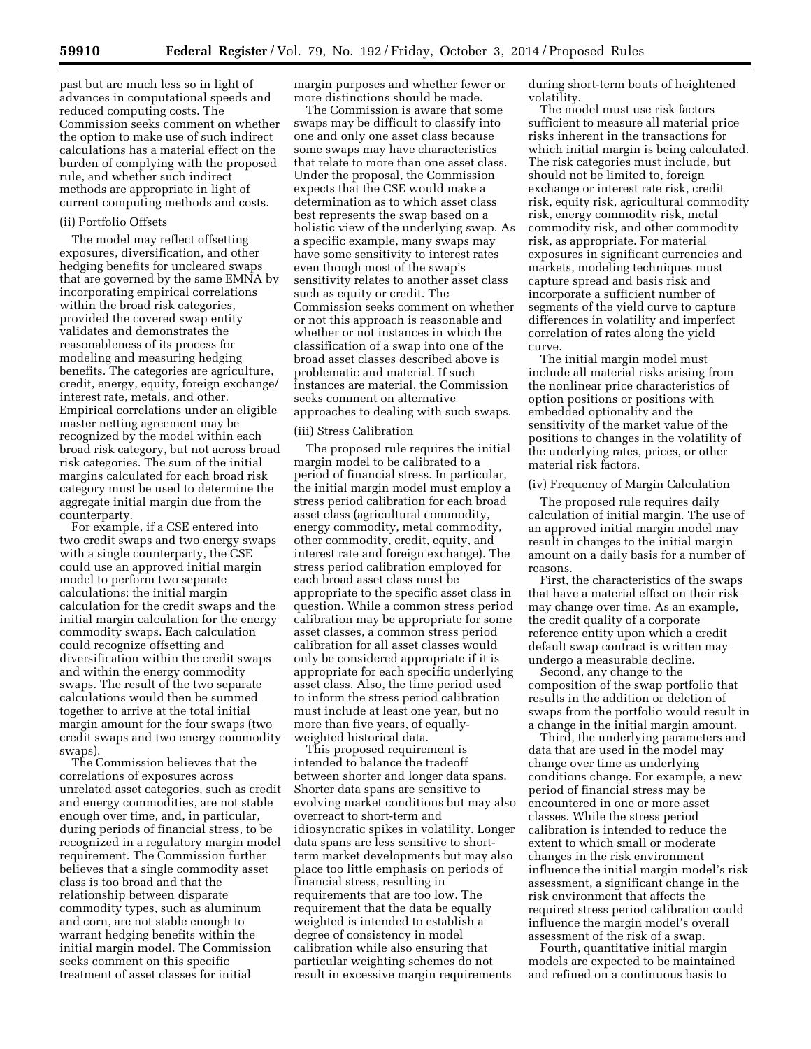past but are much less so in light of advances in computational speeds and reduced computing costs. The Commission seeks comment on whether the option to make use of such indirect calculations has a material effect on the burden of complying with the proposed rule, and whether such indirect methods are appropriate in light of current computing methods and costs.

(ii) Portfolio Offsets

The model may reflect offsetting exposures, diversification, and other hedging benefits for uncleared swaps that are governed by the same EMNA by incorporating empirical correlations within the broad risk categories, provided the covered swap entity validates and demonstrates the reasonableness of its process for modeling and measuring hedging benefits. The categories are agriculture, credit, energy, equity, foreign exchange/interest rate, metals, and other. Empirical correlations under an eligible master netting agreement may be recognized by the model within each broad risk category, but not across broad risk categories. The sum of the initial margins calculated for each broad risk category must be used to determine the aggregate initial margin due from the counterparty.

For example, if a CSE entered into two credit swaps and two energy swaps with a single counterparty, the CSE could use an approved initial margin model to perform two separate calculations: the initial margin calculation for the credit swaps and the initial margin calculation for the energy commodity swaps. Each calculation could recognize offsetting and diversification within the credit swaps and within the energy commodity swaps. The result of the two separate calculations would then be summed together to arrive at the total initial margin amount for the four swaps (two credit swaps and two energy commodity swaps).

The Commission believes that the correlations of exposures across unrelated asset categories, such as credit and energy commodities, are not stable enough over time, and, in particular, during periods of financial stress, to be recognized in a regulatory margin model requirement. The Commission further believes that a single commodity asset class is too broad and that the relationship between disparate commodity types, such as aluminum and corn, are not stable enough to warrant hedging benefits within the initial margin model. The Commission seeks comment on this specific treatment of asset classes for initial margin purposes and whether fewer or more distinctions should be made.

The Commission is aware that some swaps may be difficult to classify into one and only one asset class because some swaps may have characteristics that relate to more than one asset class. Under the proposal, the Commission expects that the CSE would make a determination as to which asset class best represents the swap based on a holistic view of the underlying swap. As a specific example, many swaps may have some sensitivity to interest rates even though most of the swap's sensitivity relates to another asset class such as equity or credit. The Commission seeks comment on whether or not this approach is reasonable and whether or not instances in which the classification of a swap into one of the broad asset classes described above is problematic and material. If such instances are material, the Commission seeks comment on alternative approaches to dealing with such swaps.

(iii) Stress Calibration

The proposed rule requires the initial margin model to be calibrated to a period of financial stress. In particular, the initial margin model must employ a stress period calibration for each broad asset class (agricultural commodity, energy commodity, metal commodity, other commodity, credit, equity, and interest rate and foreign exchange). The stress period calibration employed for each broad asset class must be appropriate to the specific asset class in question. While a common stress period calibration may be appropriate for some asset classes, a common stress period calibration for all asset classes would only be considered appropriate if it is appropriate for each specific underlying asset class. Also, the time period used to inform the stress period calibration must include at least one year, but no more than five years, of equally-weighted historical data.

This proposed requirement is intended to balance the tradeoff between shorter and longer data spans. Shorter data spans are sensitive to evolving market conditions but may also overreact to short-term and idiosyncratic spikes in volatility. Longer data spans are less sensitive to short-term market developments but may also place too little emphasis on periods of financial stress, resulting in requirements that are too low. The requirement that the data be equally weighted is intended to establish a degree of consistency in model calibration while also ensuring that particular weighting schemes do not result in excessive margin requirements during short-term bouts of heightened volatility.

The model must use risk factors sufficient to measure all material price risks inherent in the transactions for which initial margin is being calculated. The risk categories must include, but should not be limited to, foreign exchange or interest rate risk, credit risk, equity risk, agricultural commodity risk, energy commodity risk, metal commodity risk, and other commodity risk, as appropriate. For material exposures in significant currencies and markets, modeling techniques must capture spread and basis risk and incorporate a sufficient number of segments of the yield curve to capture differences in volatility and imperfect correlation of rates along the yield curve.

The initial margin model must include all material risks arising from the nonlinear price characteristics of option positions or positions with embedded optionality and the sensitivity of the market value of the positions to changes in the volatility of the underlying rates, prices, or other material risk factors.

(iv) Frequency of Margin Calculation

The proposed rule requires daily calculation of initial margin. The use of an approved initial margin model may result in changes to the initial margin amount on a daily basis for a number of reasons.

First, the characteristics of the swaps that have a material effect on their risk may change over time. As an example, the credit quality of a corporate reference entity upon which a credit default swap contract is written may undergo a measurable decline.

Second, any change to the composition of the swap portfolio that results in the addition or deletion of swaps from the portfolio would result in a change in the initial margin amount.

Third, the underlying parameters and data that are used in the model may change over time as underlying conditions change. For example, a new period of financial stress may be encountered in one or more asset classes. While the stress period calibration is intended to reduce the extent to which small or moderate changes in the risk environment influence the initial margin model's risk assessment, a significant change in the risk environment that affects the required stress period calibration could influence the margin model's overall assessment of the risk of a swap.

Fourth, quantitative initial margin models are expected to be maintained and refined on a continuous basis to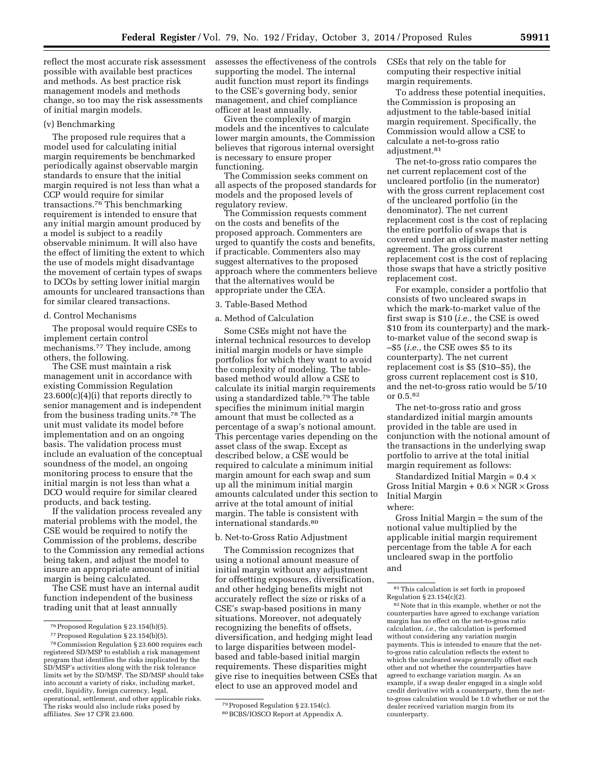reflect the most accurate risk assessment possible with available best practices and methods. As best practice risk management models and methods change, so too may the risk assessments of initial margin models.

(v) Benchmarking

The proposed rule requires that a model used for calculating initial margin requirements be benchmarked periodically against observable margin standards to ensure that the initial margin required is not less than what a CCP would require for similar transactions.[76] This benchmarking requirement is intended to ensure that any initial margin amount produced by a model is subject to a readily observable minimum. It will also have the effect of limiting the extent to which the use of models might disadvantage the movement of certain types of swaps to DCOs by setting lower initial margin amounts for uncleared transactions than for similar cleared transactions.

d. Control Mechanisms

The proposal would require CSEs to implement certain control mechanisms.[77] They include, among others, the following.

The CSE must maintain a risk management unit in accordance with existing Commission Regulation 23.600(c)(4)(i) that reports directly to senior management and is independent from the business trading units.[78] The unit must validate its model before implementation and on an ongoing basis. The validation process must include an evaluation of the conceptual soundness of the model, an ongoing monitoring process to ensure that the initial margin is not less than what a DCO would require for similar cleared products, and back testing.

If the validation process revealed any material problems with the model, the CSE would be required to notify the Commission of the problems, describe to the Commission any remedial actions being taken, and adjust the model to insure an appropriate amount of initial margin is being calculated.

The CSE must have an internal audit function independent of the business trading unit that at least annually assesses the effectiveness of the controls supporting the model. The internal audit function must report its findings to the CSE's governing body, senior management, and chief compliance officer at least annually.

Given the complexity of margin models and the incentives to calculate lower margin amounts, the Commission believes that rigorous internal oversight is necessary to ensure proper functioning.

The Commission seeks comment on all aspects of the proposed standards for models and the proposed levels of regulatory review.

The Commission requests comment on the costs and benefits of the proposed approach. Commenters are urged to quantify the costs and benefits, if practicable. Commenters also may suggest alternatives to the proposed approach where the commenters believe that the alternatives would be appropriate under the CEA.

3. Table-Based Method

a. Method of Calculation

Some CSEs might not have the internal technical resources to develop initial margin models or have simple portfolios for which they want to avoid the complexity of modeling. The table-based method would allow a CSE to calculate its initial margin requirements using a standardized table.[79] The table specifies the minimum initial margin amount that must be collected as a percentage of a swap's notional amount. This percentage varies depending on the asset class of the swap. Except as described below, a CSE would be required to calculate a minimum initial margin amount for each swap and sum up all the minimum initial margin amounts calculated under this section to arrive at the total amount of initial margin. The table is consistent with international standards.[80]

b. Net-to-Gross Ratio Adjustment

The Commission recognizes that using a notional amount measure of initial margin without any adjustment for offsetting exposures, diversification, and other hedging benefits might not accurately reflect the size or risks of a CSE's swap-based positions in many situations. Moreover, not adequately recognizing the benefits of offsets, diversification, and hedging might lead to large disparities between model-based and table-based initial margin requirements. These disparities might give rise to inequities between CSEs that elect to use an approved model and CSEs that rely on the table for computing their respective initial margin requirements.

To address these potential inequities, the Commission is proposing an adjustment to the table-based initial margin requirement. Specifically, the Commission would allow a CSE to calculate a net-to-gross ratio adjustment.[81]

The net-to-gross ratio compares the net current replacement cost of the uncleared portfolio (in the numerator) with the gross current replacement cost of the uncleared portfolio (in the denominator). The net current replacement cost is the cost of replacing the entire portfolio of swaps that is covered under an eligible master netting agreement. The gross current replacement cost is the cost of replacing those swaps that have a strictly positive replacement cost.

For example, consider a portfolio that consists of two uncleared swaps in which the mark-to-market value of the first swap is \$10 (*i.e.,* the CSE is owed \$10 from its counterparty) and the mark-to-market value of the second swap is –\$5 (*i.e.,* the CSE owes \$5 to its counterparty). The net current replacement cost is \$5 (\$10–\$5), the gross current replacement cost is \$10, and the net-to-gross ratio would be 5/10 or 0.5.[82]

The net-to-gross ratio and gross standardized initial margin amounts provided in the table are used in conjunction with the notional amount of the transactions in the underlying swap portfolio to arrive at the total initial margin requirement as follows:

$$\text{Standardized Initial Margin} = 0.4 \times \text{Gross Initial Margin} + 0.6 \times \text{NGR} \times \text{Gross Initial Margin}$$

where:

Gross Initial Margin = the sum of the notional value multiplied by the applicable initial margin requirement percentage from the table A for each uncleared swap in the portfolio

and

---

[76] Proposed Regulation § 23.154(b)(5).

[77] Proposed Regulation § 23.154(b)(5).

[78] Commission Regulation § 23.600 requires each registered SD/MSP to establish a risk management program that identifies the risks implicated by the SD/MSP's activities along with the risk tolerance limits set by the SD/MSP. The SD/MSP should take into account a variety of risks, including market, credit, liquidity, foreign currency, legal, operational, settlement, and other applicable risks. The risks would also include risks posed by affiliates. *See* 17 CFR 23.600.

[79] Proposed Regulation § 23.154(c).

[80] BCBS/IOSCO Report at Appendix A.

[81] This calculation is set forth in proposed Regulation § 23.154(c)(2).

[82] Note that in this example, whether or not the counterparties have agreed to exchange variation margin has no effect on the net-to-gross ratio calculation, *i.e.,* the calculation is performed without considering any variation margin payments. This is intended to ensure that the net-to-gross ratio calculation reflects the extent to which the uncleared swaps generally offset each other and not whether the counterparties have agreed to exchange variation margin. As an example, if a swap dealer engaged in a single sold credit derivative with a counterparty, then the net-to-gross calculation would be 1.0 whether or not the dealer received variation margin from its counterparty.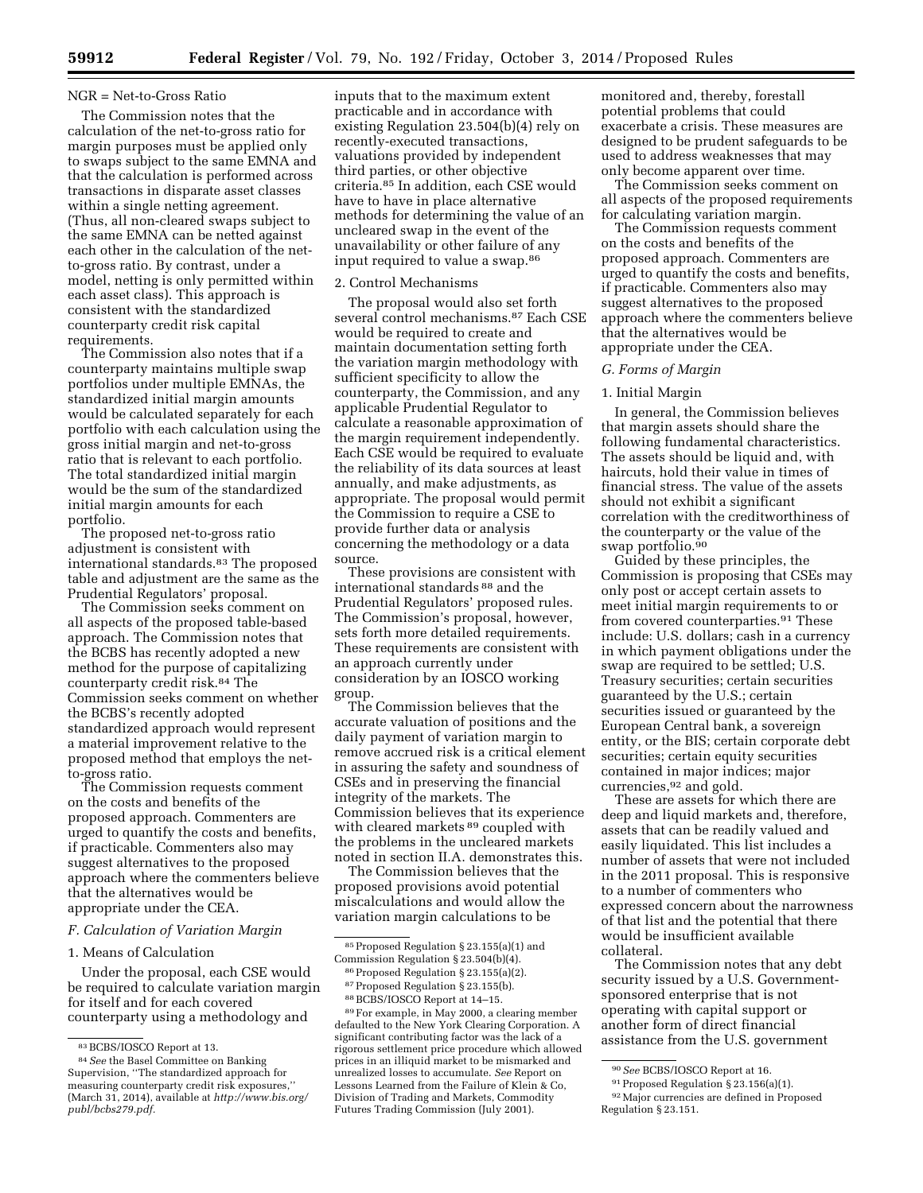NGR = Net-to-Gross Ratio

The Commission notes that the calculation of the net-to-gross ratio for margin purposes must be applied only to swaps subject to the same EMNA and that the calculation is performed across transactions in disparate asset classes within a single netting agreement. (Thus, all non-cleared swaps subject to the same EMNA can be netted against each other in the calculation of the net-to-gross ratio. By contrast, under a model, netting is only permitted within each asset class). This approach is consistent with the standardized counterparty credit risk capital requirements.

The Commission also notes that if a counterparty maintains multiple swap portfolios under multiple EMNAs, the standardized initial margin amounts would be calculated separately for each portfolio with each calculation using the gross initial margin and net-to-gross ratio that is relevant to each portfolio. The total standardized initial margin would be the sum of the standardized initial margin amounts for each portfolio.

The proposed net-to-gross ratio adjustment is consistent with international standards.[83] The proposed table and adjustment are the same as the Prudential Regulators' proposal.

The Commission seeks comment on all aspects of the proposed table-based approach. The Commission notes that the BCBS has recently adopted a new method for the purpose of capitalizing counterparty credit risk.[84] The Commission seeks comment on whether the BCBS's recently adopted standardized approach would represent a material improvement relative to the proposed method that employs the net-to-gross ratio.

The Commission requests comment on the costs and benefits of the proposed approach. Commenters are urged to quantify the costs and benefits, if practicable. Commenters also may suggest alternatives to the proposed approach where the commenters believe that the alternatives would be appropriate under the CEA.

### *F. Calculation of Variation Margin*

#### 1. Means of Calculation

Under the proposal, each CSE would be required to calculate variation margin for itself and for each covered counterparty using a methodology and inputs that to the maximum extent practicable and in accordance with existing Regulation 23.504(b)(4) rely on recently-executed transactions, valuations provided by independent third parties, or other objective criteria.[85] In addition, each CSE would have to have in place alternative methods for determining the value of an uncleared swap in the event of the unavailability or other failure of any input required to value a swap.[86]

#### 2. Control Mechanisms

The proposal would also set forth several control mechanisms.[87] Each CSE would be required to create and maintain documentation setting forth the variation margin methodology with sufficient specificity to allow the counterparty, the Commission, and any applicable Prudential Regulator to calculate a reasonable approximation of the margin requirement independently. Each CSE would be required to evaluate the reliability of its data sources at least annually, and make adjustments, as appropriate. The proposal would permit the Commission to require a CSE to provide further data or analysis concerning the methodology or a data source.

These provisions are consistent with international standards [88] and the Prudential Regulators' proposed rules. The Commission's proposal, however, sets forth more detailed requirements. These requirements are consistent with an approach currently under consideration by an IOSCO working group.

The Commission believes that the accurate valuation of positions and the daily payment of variation margin to remove accrued risk is a critical element in assuring the safety and soundness of CSEs and in preserving the financial integrity of the markets. The Commission believes that its experience with cleared markets [89] coupled with the problems in the uncleared markets noted in section II.A. demonstrates this.

The Commission believes that the proposed provisions avoid potential miscalculations and would allow the variation margin calculations to be monitored and, thereby, forestall potential problems that could exacerbate a crisis. These measures are designed to be prudent safeguards to be used to address weaknesses that may only become apparent over time.

The Commission seeks comment on all aspects of the proposed requirements for calculating variation margin.

The Commission requests comment on the costs and benefits of the proposed approach. Commenters are urged to quantify the costs and benefits, if practicable. Commenters also may suggest alternatives to the proposed approach where the commenters believe that the alternatives would be appropriate under the CEA.

### *G. Forms of Margin*

#### 1. Initial Margin

In general, the Commission believes that margin assets should share the following fundamental characteristics. The assets should be liquid and, with haircuts, hold their value in times of financial stress. The value of the assets should not exhibit a significant correlation with the creditworthiness of the counterparty or the value of the swap portfolio.[90]

Guided by these principles, the Commission is proposing that CSEs may only post or accept certain assets to meet initial margin requirements to or from covered counterparties.[91] These include: U.S. dollars; cash in a currency in which payment obligations under the swap are required to be settled; U.S. Treasury securities; certain securities guaranteed by the U.S.; certain securities issued or guaranteed by the European Central bank, a sovereign entity, or the BIS; certain corporate debt securities; certain equity securities contained in major indices; major currencies,[92] and gold.

These are assets for which there are deep and liquid markets and, therefore, assets that can be readily valued and easily liquidated. This list includes a number of assets that were not included in the 2011 proposal. This is responsive to a number of commenters who expressed concern about the narrowness of that list and the potential that there would be insufficient available collateral.

The Commission notes that any debt security issued by a U.S. Government-sponsored enterprise that is not operating with capital support or another form of direct financial assistance from the U.S. government

---

[83] BCBS/IOSCO Report at 13.

[84] *See* the Basel Committee on Banking Supervision, "The standardized approach for measuring counterparty credit risk exposures," (March 31, 2014), available at *http://www.bis.org/publ/bcbs279.pdf*.

[85] Proposed Regulation § 23.155(a)(1) and Commission Regulation § 23.504(b)(4).

[86] Proposed Regulation § 23.155(a)(2).

[87] Proposed Regulation § 23.155(b).

[88] BCBS/IOSCO Report at 14–15.

[89] For example, in May 2000, a clearing member defaulted to the New York Clearing Corporation. A significant contributing factor was the lack of a rigorous settlement price procedure which allowed prices in an illiquid market to be mismarked and unrealized losses to accumulate. *See* Report on Lessons Learned from the Failure of Klein & Co, Division of Trading and Markets, Commodity Futures Trading Commission (July 2001).

[90] *See* BCBS/IOSCO Report at 16.

[91] Proposed Regulation § 23.156(a)(1).

[92] Major currencies are defined in Proposed Regulation § 23.151.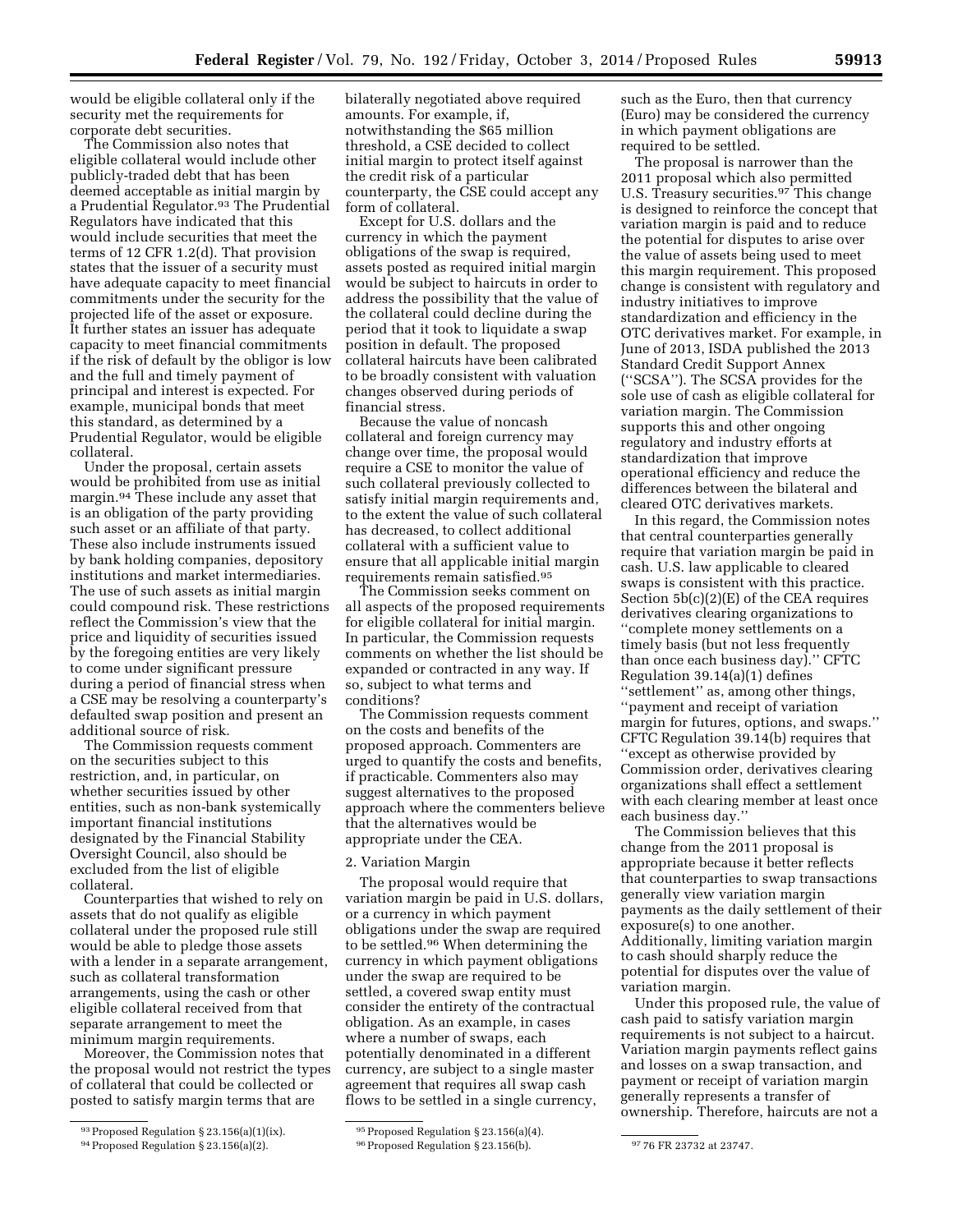would be eligible collateral only if the security met the requirements for corporate debt securities.

The Commission also notes that eligible collateral would include other publicly-traded debt that has been deemed acceptable as initial margin by a Prudential Regulator.[93] The Prudential Regulators have indicated that this would include securities that meet the terms of 12 CFR 1.2(d). That provision states that the issuer of a security must have adequate capacity to meet financial commitments under the security for the projected life of the asset or exposure. It further states an issuer has adequate capacity to meet financial commitments if the risk of default by the obligor is low and the full and timely payment of principal and interest is expected. For example, municipal bonds that meet this standard, as determined by a Prudential Regulator, would be eligible collateral.

Under the proposal, certain assets would be prohibited from use as initial margin.[94] These include any asset that is an obligation of the party providing such asset or an affiliate of that party. These also include instruments issued by bank holding companies, depository institutions and market intermediaries. The use of such assets as initial margin could compound risk. These restrictions reflect the Commission's view that the price and liquidity of securities issued by the foregoing entities are very likely to come under significant pressure during a period of financial stress when a CSE may be resolving a counterparty's defaulted swap position and present an additional source of risk.

The Commission requests comment on the securities subject to this restriction, and, in particular, on whether securities issued by other entities, such as non-bank systemically important financial institutions designated by the Financial Stability Oversight Council, also should be excluded from the list of eligible collateral.

Counterparties that wished to rely on assets that do not qualify as eligible collateral under the proposed rule still would be able to pledge those assets with a lender in a separate arrangement, such as collateral transformation arrangements, using the cash or other eligible collateral received from that separate arrangement to meet the minimum margin requirements.

Moreover, the Commission notes that the proposal would not restrict the types of collateral that could be collected or posted to satisfy margin terms that are bilaterally negotiated above required amounts. For example, if, notwithstanding the $65 million threshold, a CSE decided to collect initial margin to protect itself against the credit risk of a particular counterparty, the CSE could accept any form of collateral.

Except for U.S. dollars and the currency in which the payment obligations of the swap is required, assets posted as required initial margin would be subject to haircuts in order to address the possibility that the value of the collateral could decline during the period that it took to liquidate a swap position in default. The proposed collateral haircuts have been calibrated to be broadly consistent with valuation changes observed during periods of financial stress.

Because the value of noncash collateral and foreign currency may change over time, the proposal would require a CSE to monitor the value of such collateral previously collected to satisfy initial margin requirements and, to the extent the value of such collateral has decreased, to collect additional collateral with a sufficient value to ensure that all applicable initial margin requirements remain satisfied.[95]

The Commission seeks comment on all aspects of the proposed requirements for eligible collateral for initial margin. In particular, the Commission requests comments on whether the list should be expanded or contracted in any way. If so, subject to what terms and conditions?

The Commission requests comment on the costs and benefits of the proposed approach. Commenters are urged to quantify the costs and benefits, if practicable. Commenters also may suggest alternatives to the proposed approach where the commenters believe that the alternatives would be appropriate under the CEA.

2. Variation Margin

The proposal would require that variation margin be paid in U.S. dollars, or a currency in which payment obligations under the swap are required to be settled.[96] When determining the currency in which payment obligations under the swap are required to be settled, a covered swap entity must consider the entirety of the contractual obligation. As an example, in cases where a number of swaps, each potentially denominated in a different currency, are subject to a single master agreement that requires all swap cash flows to be settled in a single currency, such as the Euro, then that currency (Euro) may be considered the currency in which payment obligations are required to be settled.

The proposal is narrower than the 2011 proposal which also permitted U.S. Treasury securities.[97] This change is designed to reinforce the concept that variation margin is paid and to reduce the potential for disputes to arise over the value of assets being used to meet this margin requirement. This proposed change is consistent with regulatory and industry initiatives to improve standardization and efficiency in the OTC derivatives market. For example, in June of 2013, ISDA published the 2013 Standard Credit Support Annex (''SCSA''). The SCSA provides for the sole use of cash as eligible collateral for variation margin. The Commission supports this and other ongoing regulatory and industry efforts at standardization that improve operational efficiency and reduce the differences between the bilateral and cleared OTC derivatives markets.

In this regard, the Commission notes that central counterparties generally require that variation margin be paid in cash. U.S. law applicable to cleared swaps is consistent with this practice. Section 5b(c)(2)(E) of the CEA requires derivatives clearing organizations to ''complete money settlements on a timely basis (but not less frequently than once each business day).'' CFTC Regulation 39.14(a)(1) defines ''settlement'' as, among other things, ''payment and receipt of variation margin for futures, options, and swaps.'' CFTC Regulation 39.14(b) requires that ''except as otherwise provided by Commission order, derivatives clearing organizations shall effect a settlement with each clearing member at least once each business day.''

The Commission believes that this change from the 2011 proposal is appropriate because it better reflects that counterparties to swap transactions generally view variation margin payments as the daily settlement of their exposure(s) to one another. Additionally, limiting variation margin to cash should sharply reduce the potential for disputes over the value of variation margin.

Under this proposed rule, the value of cash paid to satisfy variation margin requirements is not subject to a haircut. Variation margin payments reflect gains and losses on a swap transaction, and payment or receipt of variation margin generally represents a transfer of ownership. Therefore, haircuts are not a

---

[93] Proposed Regulation § 23.156(a)(1)(ix).

[94] Proposed Regulation § 23.156(a)(2).

[95] Proposed Regulation § 23.156(a)(4).

[96] Proposed Regulation § 23.156(b).

[97] 76 FR 23732 at 23747.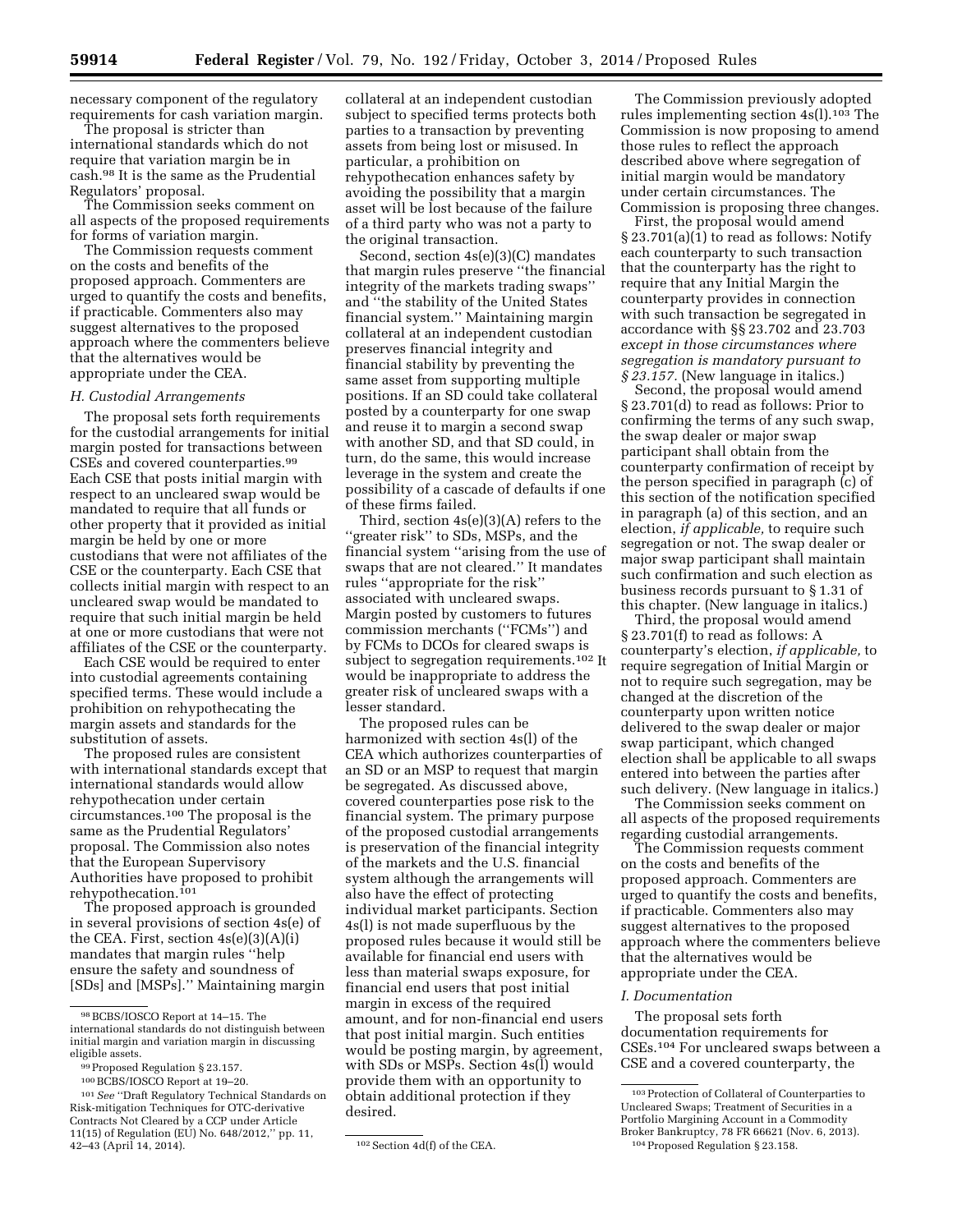necessary component of the regulatory requirements for cash variation margin.

The proposal is stricter than international standards which do not require that variation margin be in cash.[98] It is the same as the Prudential Regulators' proposal.

The Commission seeks comment on all aspects of the proposed requirements for forms of variation margin.

The Commission requests comment on the costs and benefits of the proposed approach. Commenters are urged to quantify the costs and benefits, if practicable. Commenters also may suggest alternatives to the proposed approach where the commenters believe that the alternatives would be appropriate under the CEA.

### *H. Custodial Arrangements*

The proposal sets forth requirements for the custodial arrangements for initial margin posted for transactions between CSEs and covered counterparties.[99] Each CSE that posts initial margin with respect to an uncleared swap would be mandated to require that all funds or other property that it provided as initial margin be held by one or more custodians that were not affiliates of the CSE or the counterparty. Each CSE that collects initial margin with respect to an uncleared swap would be mandated to require that such initial margin be held at one or more custodians that were not affiliates of the CSE or the counterparty.

Each CSE would be required to enter into custodial agreements containing specified terms. These would include a prohibition on rehypothecating the margin assets and standards for the substitution of assets.

The proposed rules are consistent with international standards except that international standards would allow rehypothecation under certain circumstances.[100] The proposal is the same as the Prudential Regulators' proposal. The Commission also notes that the European Supervisory Authorities have proposed to prohibit rehypothecation.[101]

The proposed approach is grounded in several provisions of section 4s(e) of the CEA. First, section 4s(e)(3)(A)(i) mandates that margin rules ''help ensure the safety and soundness of [SDs] and [MSPs].'' Maintaining margin collateral at an independent custodian subject to specified terms protects both parties to a transaction by preventing assets from being lost or misused. In particular, a prohibition on rehypothecation enhances safety by avoiding the possibility that a margin asset will be lost because of the failure of a third party who was not a party to the original transaction.

Second, section 4s(e)(3)(C) mandates that margin rules preserve ''the financial integrity of the markets trading swaps'' and ''the stability of the United States financial system.'' Maintaining margin collateral at an independent custodian preserves financial integrity and financial stability by preventing the same asset from supporting multiple positions. If an SD could take collateral posted by a counterparty for one swap and reuse it to margin a second swap with another SD, and that SD could, in turn, do the same, this would increase leverage in the system and create the possibility of a cascade of defaults if one of these firms failed.

Third, section 4s(e)(3)(A) refers to the ''greater risk'' to SDs, MSPs, and the financial system ''arising from the use of swaps that are not cleared.'' It mandates rules ''appropriate for the risk'' associated with uncleared swaps. Margin posted by customers to futures commission merchants (''FCMs'') and by FCMs to DCOs for cleared swaps is subject to segregation requirements.[102] It would be inappropriate to address the greater risk of uncleared swaps with a lesser standard.

The proposed rules can be harmonized with section 4s(l) of the CEA which authorizes counterparties of an SD or an MSP to request that margin be segregated. As discussed above, covered counterparties pose risk to the financial system. The primary purpose of the proposed custodial arrangements is preservation of the financial integrity of the markets and the U.S. financial system although the arrangements will also have the effect of protecting individual market participants. Section 4s(l) is not made superfluous by the proposed rules because it would still be available for financial end users with less than material swaps exposure, for financial end users that post initial margin in excess of the required amount, and for non-financial end users that post initial margin. Such entities would be posting margin, by agreement, with SDs or MSPs. Section 4s(l) would provide them with an opportunity to obtain additional protection if they desired.

The Commission previously adopted rules implementing section 4s(l).[103] The Commission is now proposing to amend those rules to reflect the approach described above where segregation of initial margin would be mandatory under certain circumstances. The Commission is proposing three changes.

First, the proposal would amend § 23.701(a)(1) to read as follows: Notify each counterparty to such transaction that the counterparty has the right to require that any Initial Margin the counterparty provides in connection with such transaction be segregated in accordance with §§ 23.702 and 23.703 *except in those circumstances where segregation is mandatory pursuant to § 23.157*. (New language in italics.)

Second, the proposal would amend § 23.701(d) to read as follows: Prior to confirming the terms of any such swap, the swap dealer or major swap participant shall obtain from the counterparty confirmation of receipt by the person specified in paragraph (c) of this section of the notification specified in paragraph (a) of this section, and an election, *if applicable,* to require such segregation or not. The swap dealer or major swap participant shall maintain such confirmation and such election as business records pursuant to § 1.31 of this chapter. (New language in italics.)

Third, the proposal would amend § 23.701(f) to read as follows: A counterparty's election, *if applicable,* to require segregation of Initial Margin or not to require such segregation, may be changed at the discretion of the counterparty upon written notice delivered to the swap dealer or major swap participant, which changed election shall be applicable to all swaps entered into between the parties after such delivery. (New language in italics.)

The Commission seeks comment on all aspects of the proposed requirements regarding custodial arrangements.

The Commission requests comment on the costs and benefits of the proposed approach. Commenters are urged to quantify the costs and benefits, if practicable. Commenters also may suggest alternatives to the proposed approach where the commenters believe that the alternatives would be appropriate under the CEA.

### *I. Documentation*

The proposal sets forth documentation requirements for CSEs.[104] For uncleared swaps between a CSE and a covered counterparty, the

---

[98] BCBS/IOSCO Report at 14–15. The international standards do not distinguish between initial margin and variation margin in discussing eligible assets.

[99] Proposed Regulation § 23.157.

[100] BCBS/IOSCO Report at 19–20.

[101] *See* ''Draft Regulatory Technical Standards on Risk-mitigation Techniques for OTC-derivative Contracts Not Cleared by a CCP under Article 11(15) of Regulation (EU) No. 648/2012,'' pp. 11, 42–43 (April 14, 2014).

[102] Section 4d(f) of the CEA.

[103] Protection of Collateral of Counterparties to Uncleared Swaps; Treatment of Securities in a Portfolio Margining Account in a Commodity Broker Bankruptcy, 78 FR 66621 (Nov. 6, 2013).

[104] Proposed Regulation § 23.158.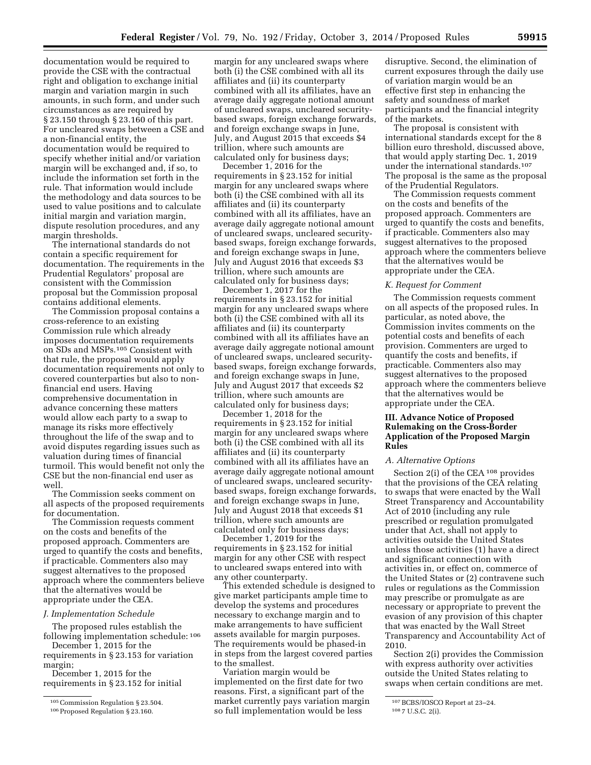documentation would be required to provide the CSE with the contractual right and obligation to exchange initial margin and variation margin in such amounts, in such form, and under such circumstances as are required by § 23.150 through § 23.160 of this part. For uncleared swaps between a CSE and a non-financial entity, the documentation would be required to specify whether initial and/or variation margin will be exchanged and, if so, to include the information set forth in the rule. That information would include the methodology and data sources to be used to value positions and to calculate initial margin and variation margin, dispute resolution procedures, and any margin thresholds.

The international standards do not contain a specific requirement for documentation. The requirements in the Prudential Regulators' proposal are consistent with the Commission proposal but the Commission proposal contains additional elements.

The Commission proposal contains a cross-reference to an existing Commission rule which already imposes documentation requirements on SDs and MSPs.[105] Consistent with that rule, the proposal would apply documentation requirements not only to covered counterparties but also to non-financial end users. Having comprehensive documentation in advance concerning these matters would allow each party to a swap to manage its risks more effectively throughout the life of the swap and to avoid disputes regarding issues such as valuation during times of financial turmoil. This would benefit not only the CSE but the non-financial end user as well.

The Commission seeks comment on all aspects of the proposed requirements for documentation.

The Commission requests comment on the costs and benefits of the proposed approach. Commenters are urged to quantify the costs and benefits, if practicable. Commenters also may suggest alternatives to the proposed approach where the commenters believe that the alternatives would be appropriate under the CEA.

### *J. Implementation Schedule*

The proposed rules establish the following implementation schedule:[106]

December 1, 2015 for the requirements in § 23.153 for variation margin;

December 1, 2015 for the requirements in § 23.152 for initial margin for any uncleared swaps where both (i) the CSE combined with all its affiliates and (ii) its counterparty combined with all its affiliates, have an average daily aggregate notional amount of uncleared swaps, uncleared security-based swaps, foreign exchange forwards, and foreign exchange swaps in June, July, and August 2015 that exceeds $4 trillion, where such amounts are calculated only for business days;

December 1, 2016 for the requirements in § 23.152 for initial margin for any uncleared swaps where both (i) the CSE combined with all its affiliates and (ii) its counterparty combined with all its affiliates, have an average daily aggregate notional amount of uncleared swaps, uncleared security-based swaps, foreign exchange forwards, and foreign exchange swaps in June, July and August 2016 that exceeds $3 trillion, where such amounts are calculated only for business days;

December 1, 2017 for the requirements in § 23.152 for initial margin for any uncleared swaps where both (i) the CSE combined with all its affiliates and (ii) its counterparty combined with all its affiliates have an average daily aggregate notional amount of uncleared swaps, uncleared security-based swaps, foreign exchange forwards, and foreign exchange swaps in June, July and August 2017 that exceeds $2 trillion, where such amounts are calculated only for business days;

December 1, 2018 for the requirements in § 23.152 for initial margin for any uncleared swaps where both (i) the CSE combined with all its affiliates and (ii) its counterparty combined with all its affiliates have an average daily aggregate notional amount of uncleared swaps, uncleared security-based swaps, foreign exchange forwards, and foreign exchange swaps in June, July and August 2018 that exceeds $1 trillion, where such amounts are calculated only for business days;

December 1, 2019 for the requirements in § 23.152 for initial margin for any other CSE with respect to uncleared swaps entered into with any other counterparty.

This extended schedule is designed to give market participants ample time to develop the systems and procedures necessary to exchange margin and to make arrangements to have sufficient assets available for margin purposes. The requirements would be phased-in in steps from the largest covered parties to the smallest.

Variation margin would be implemented on the first date for two reasons. First, a significant part of the market currently pays variation margin so full implementation would be less disruptive. Second, the elimination of current exposures through the daily use of variation margin would be an effective first step in enhancing the safety and soundness of market participants and the financial integrity of the markets.

The proposal is consistent with international standards except for the 8 billion euro threshold, discussed above, that would apply starting Dec. 1, 2019 under the international standards.[107] The proposal is the same as the proposal of the Prudential Regulators.

The Commission requests comment on the costs and benefits of the proposed approach. Commenters are urged to quantify the costs and benefits, if practicable. Commenters also may suggest alternatives to the proposed approach where the commenters believe that the alternatives would be appropriate under the CEA.

### *K. Request for Comment*

The Commission requests comment on all aspects of the proposed rules. In particular, as noted above, the Commission invites comments on the potential costs and benefits of each provision. Commenters are urged to quantify the costs and benefits, if practicable. Commenters also may suggest alternatives to the proposed approach where the commenters believe that the alternatives would be appropriate under the CEA.

## III. Advance Notice of Proposed Rulemaking on the Cross-Border Application of the Proposed Margin Rules

### *A. Alternative Options*

Section 2(i) of the CEA[108] provides that the provisions of the CEA relating to swaps that were enacted by the Wall Street Transparency and Accountability Act of 2010 (including any rule prescribed or regulation promulgated under that Act, shall not apply to activities outside the United States unless those activities (1) have a direct and significant connection with activities in, or effect on, commerce of the United States or (2) contravene such rules or regulations as the Commission may prescribe or promulgate as are necessary or appropriate to prevent the evasion of any provision of this chapter that was enacted by the Wall Street Transparency and Accountability Act of 2010.

Section 2(i) provides the Commission with express authority over activities outside the United States relating to swaps when certain conditions are met.

---

[105] Commission Regulation § 23.504.

[106] Proposed Regulation § 23.160.

[107] BCBS/IOSCO Report at 23–24.

[108] 7 U.S.C. 2(i).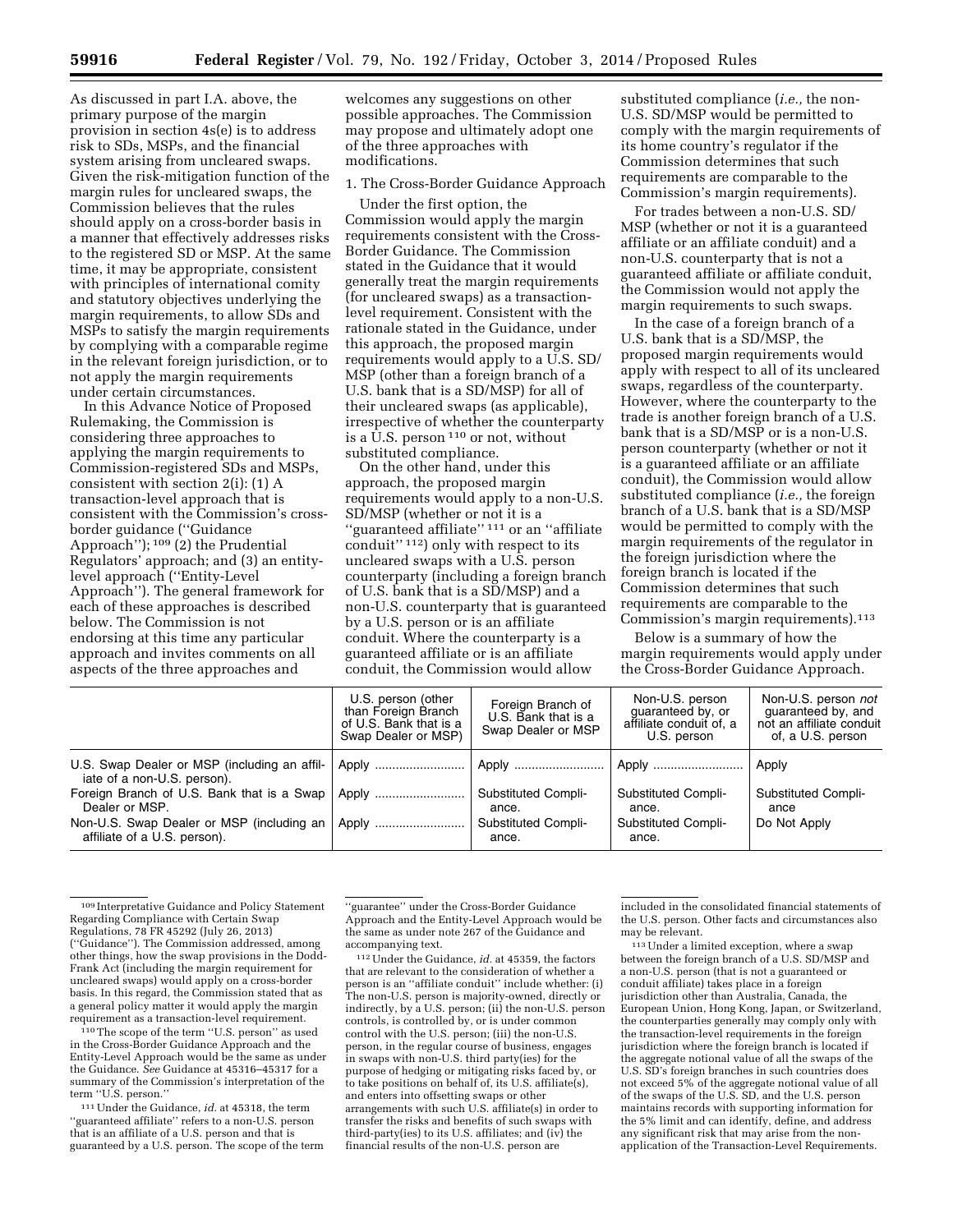As discussed in part I.A. above, the primary purpose of the margin provision in section 4s(e) is to address risk to SDs, MSPs, and the financial system arising from uncleared swaps. Given the risk-mitigation function of the margin rules for uncleared swaps, the Commission believes that the rules should apply on a cross-border basis in a manner that effectively addresses risks to the registered SD or MSP. At the same time, it may be appropriate, consistent with principles of international comity and statutory objectives underlying the margin requirements, to allow SDs and MSPs to satisfy the margin requirements by complying with a comparable regime in the relevant foreign jurisdiction, or to not apply the margin requirements under certain circumstances.

In this Advance Notice of Proposed Rulemaking, the Commission is considering three approaches to applying the margin requirements to Commission-registered SDs and MSPs, consistent with section 2(i): (1) A transaction-level approach that is consistent with the Commission's cross-border guidance (''Guidance Approach''); [109] (2) the Prudential Regulators' approach; and (3) an entity-level approach (''Entity-Level Approach''). The general framework for each of these approaches is described below. The Commission is not endorsing at this time any particular approach and invites comments on all aspects of the three approaches and welcomes any suggestions on other possible approaches. The Commission may propose and ultimately adopt one of the three approaches with modifications.

1. The Cross-Border Guidance Approach

Under the first option, the Commission would apply the margin requirements consistent with the Cross-Border Guidance. The Commission stated in the Guidance that it would generally treat the margin requirements (for uncleared swaps) as a transaction-level requirement. Consistent with the rationale stated in the Guidance, under this approach, the proposed margin requirements would apply to a U.S. SD/MSP (other than a foreign branch of a U.S. bank that is a SD/MSP) for all of their uncleared swaps (as applicable), irrespective of whether the counterparty is a U.S. person [110] or not, without substituted compliance.

On the other hand, under this approach, the proposed margin requirements would apply to a non-U.S. SD/MSP (whether or not it is a ''guaranteed affiliate'' [111] or an ''affiliate conduit'' [112]) only with respect to its uncleared swaps with a U.S. person counterparty (including a foreign branch of U.S. bank that is a SD/MSP) and a non-U.S. counterparty that is guaranteed by a U.S. person or is an affiliate conduit. Where the counterparty is a guaranteed affiliate or is an affiliate conduit, the Commission would allow substituted compliance (*i.e.,* the non-U.S. SD/MSP would be permitted to comply with the margin requirements of its home country's regulator if the Commission determines that such requirements are comparable to the Commission's margin requirements).

For trades between a non-U.S. SD/MSP (whether or not it is a guaranteed affiliate or an affiliate conduit) and a non-U.S. counterparty that is not a guaranteed affiliate or affiliate conduit, the Commission would not apply the margin requirements to such swaps.

In the case of a foreign branch of a U.S. bank that is a SD/MSP, the proposed margin requirements would apply with respect to all of its uncleared swaps, regardless of the counterparty. However, where the counterparty to the trade is another foreign branch of a U.S. bank that is a SD/MSP or is a non-U.S. person counterparty (whether or not it is a guaranteed affiliate or an affiliate conduit), the Commission would allow substituted compliance (*i.e.,* the foreign branch of a U.S. bank that is a SD/MSP would be permitted to comply with the margin requirements of the regulator in the foreign jurisdiction where the foreign branch is located if the Commission determines that such requirements are comparable to the Commission's margin requirements).[113]

Below is a summary of how the margin requirements would apply under the Cross-Border Guidance Approach.

| | U.S. person (other than Foreign Branch of U.S. Bank that is a Swap Dealer or MSP) | Foreign Branch of U.S. Bank that is a Swap Dealer or MSP | Non-U.S. person guaranteed by, or affiliate conduit of, a U.S. person | Non-U.S. person *not* guaranteed by, and not an affiliate conduit of, a U.S. person |
|---|---|---|---|---|
| U.S. Swap Dealer or MSP (including an affiliate of a non-U.S. person). | Apply | Apply | Apply | Apply |
| Foreign Branch of U.S. Bank that is a Swap Dealer or MSP. | Apply | Substituted Compliance. | Substituted Compliance. | Substituted Compliance |
| Non-U.S. Swap Dealer or MSP (including an affiliate of a U.S. person). | Apply | Substituted Compliance. | Substituted Compliance. | Do Not Apply |

---

[109] Interpretative Guidance and Policy Statement Regarding Compliance with Certain Swap Regulations, 78 FR 45292 (July 26, 2013) (''Guidance''). The Commission addressed, among other things, how the swap provisions in the Dodd-Frank Act (including the margin requirement for uncleared swaps) would apply on a cross-border basis. In this regard, the Commission stated that as a general policy matter it would apply the margin requirement as a transaction-level requirement.

[110] The scope of the term ''U.S. person'' as used in the Cross-Border Guidance Approach and the Entity-Level Approach would be the same as under the Guidance. *See* Guidance at 45316–45317 for a summary of the Commission's interpretation of the term ''U.S. person.''

[111] Under the Guidance, *id.* at 45318, the term ''guaranteed affiliate'' refers to a non-U.S. person that is an affiliate of a U.S. person and that is guaranteed by a U.S. person. The scope of the term ''guarantee'' under the Cross-Border Guidance Approach and the Entity-Level Approach would be the same as under note 267 of the Guidance and accompanying text.

[112] Under the Guidance, *id.* at 45359, the factors that are relevant to the consideration of whether a person is an ''affiliate conduit'' include whether: (i) The non-U.S. person is majority-owned, directly or indirectly, by a U.S. person; (ii) the non-U.S. person controls, is controlled by, or is under common control with the U.S. person; (iii) the non-U.S. person, in the regular course of business, engages in swaps with non-U.S. third party(ies) for the purpose of hedging or mitigating risks faced by, or to take positions on behalf of, its U.S. affiliate(s), and enters into offsetting swaps or other arrangements with such U.S. affiliate(s) in order to transfer the risks and benefits of such swaps with third-party(ies) to its U.S. affiliates; and (iv) the financial results of the non-U.S. person are included in the consolidated financial statements of the U.S. person. Other facts and circumstances also may be relevant.

[113] Under a limited exception, where a swap between the foreign branch of a U.S. SD/MSP and a non-U.S. person (that is not a guaranteed or conduit affiliate) takes place in a foreign jurisdiction other than Australia, Canada, the European Union, Hong Kong, Japan, or Switzerland, the counterparties generally may comply only with the transaction-level requirements in the foreign jurisdiction where the foreign branch is located if the aggregate notional value of all the swaps of the U.S. SD's foreign branches in such countries does not exceed 5% of the aggregate notional value of all of the swaps of the U.S. SD, and the U.S. person maintains records with supporting information for the 5% limit and can identify, define, and address any significant risk that may arise from the non-application of the Transaction-Level Requirements.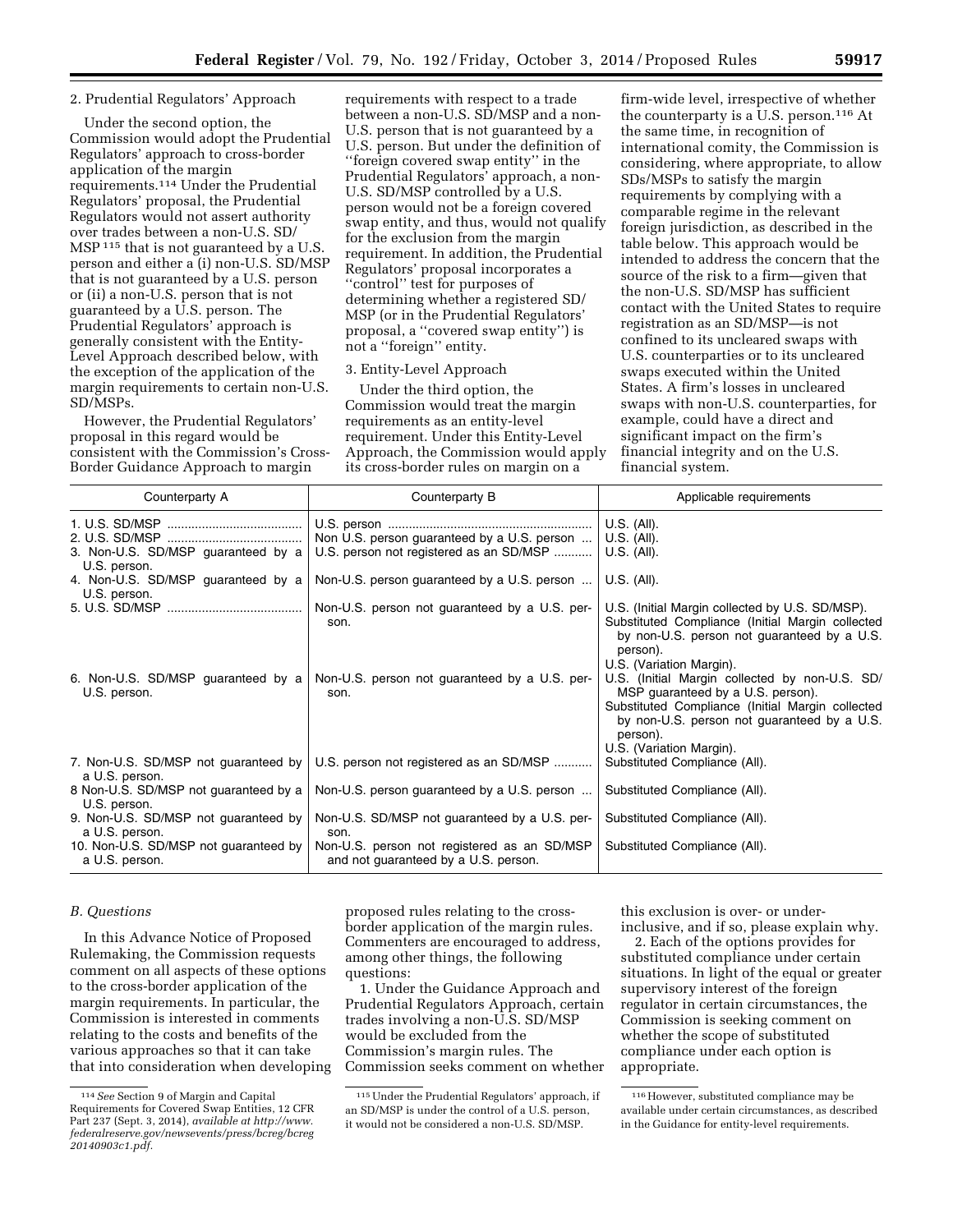2. Prudential Regulators' Approach

Under the second option, the Commission would adopt the Prudential Regulators' approach to cross-border application of the margin requirements.[114] Under the Prudential Regulators' proposal, the Prudential Regulators would not assert authority over trades between a non-U.S. SD/MSP[115] that is not guaranteed by a U.S. person and either a (i) non-U.S. SD/MSP that is not guaranteed by a U.S. person or (ii) a non-U.S. person that is not guaranteed by a U.S. person. The Prudential Regulators' approach is generally consistent with the Entity-Level Approach described below, with the exception of the application of the margin requirements to certain non-U.S. SD/MSPs.

However, the Prudential Regulators' proposal in this regard would be consistent with the Commission's Cross-Border Guidance Approach to margin requirements with respect to a trade between a non-U.S. SD/MSP and a non-U.S. person that is not guaranteed by a U.S. person. But under the definition of "foreign covered swap entity" in the Prudential Regulators' approach, a non-U.S. SD/MSP controlled by a U.S. person would not be a foreign covered swap entity, and thus, would not qualify for the exclusion from the margin requirement. In addition, the Prudential Regulators' proposal incorporates a "control" test for purposes of determining whether a registered SD/MSP (or in the Prudential Regulators' proposal, a "covered swap entity") is not a "foreign" entity.

3. Entity-Level Approach

Under the third option, the Commission would treat the margin requirements as an entity-level requirement. Under this Entity-Level Approach, the Commission would apply its cross-border rules on margin on a firm-wide level, irrespective of whether the counterparty is a U.S. person.[116] At the same time, in recognition of international comity, the Commission is considering, where appropriate, to allow SDs/MSPs to satisfy the margin requirements by complying with a comparable regime in the relevant foreign jurisdiction, as described in the table below. This approach would be intended to address the concern that the source of the risk to a firm—given that the non-U.S. SD/MSP has sufficient contact with the United States to require registration as an SD/MSP—is not confined to its uncleared swaps with U.S. counterparties or to its uncleared swaps executed within the United States. A firm's losses in uncleared swaps with non-U.S. counterparties, for example, could have a direct and significant impact on the firm's financial integrity and on the U.S. financial system.

| Counterparty A | Counterparty B | Applicable requirements |
|---|---|---|
| 1. U.S. SD/MSP | U.S. person | U.S. (All). |
| 2. U.S. SD/MSP | Non U.S. person guaranteed by a U.S. person | U.S. (All). |
| 3. Non-U.S. SD/MSP guaranteed by a U.S. person. | U.S. person not registered as an SD/MSP | U.S. (All). |
| 4. Non-U.S. SD/MSP guaranteed by a U.S. person. | Non-U.S. person guaranteed by a U.S. person | U.S. (All). |
| 5. U.S. SD/MSP | Non-U.S. person not guaranteed by a U.S. person. | U.S. (Initial Margin collected by U.S. SD/MSP).<br>Substituted Compliance (Initial Margin collected by non-U.S. person not guaranteed by a U.S. person).<br>U.S. (Variation Margin). |
| 6. Non-U.S. SD/MSP guaranteed by a U.S. person. | Non-U.S. person not guaranteed by a U.S. person. | U.S. (Initial Margin collected by non-U.S. SD/MSP guaranteed by a U.S. person).<br>Substituted Compliance (Initial Margin collected by non-U.S. person not guaranteed by a U.S. person).<br>U.S. (Variation Margin). |
| 7. Non-U.S. SD/MSP not guaranteed by a U.S. person. | U.S. person not registered as an SD/MSP | Substituted Compliance (All). |
| 8 Non-U.S. SD/MSP not guaranteed by a U.S. person. | Non-U.S. person guaranteed by a U.S. person | Substituted Compliance (All). |
| 9. Non-U.S. SD/MSP not guaranteed by a U.S. person. | Non-U.S. SD/MSP not guaranteed by a U.S. person. | Substituted Compliance (All). |
| 10. Non-U.S. SD/MSP not guaranteed by a U.S. person. | Non-U.S. person not registered as an SD/MSP and not guaranteed by a U.S. person. | Substituted Compliance (All). |

*B. Questions*

In this Advance Notice of Proposed Rulemaking, the Commission requests comment on all aspects of these options to the cross-border application of the margin requirements. In particular, the Commission is interested in comments relating to the costs and benefits of the various approaches so that it can take that into consideration when developing proposed rules relating to the cross-border application of the margin rules. Commenters are encouraged to address, among other things, the following questions:

1. Under the Guidance Approach and Prudential Regulators Approach, certain trades involving a non-U.S. SD/MSP would be excluded from the Commission's margin rules. The Commission seeks comment on whether this exclusion is over- or under-inclusive, and if so, please explain why.

2. Each of the options provides for substituted compliance under certain situations. In light of the equal or greater supervisory interest of the foreign regulator in certain circumstances, the Commission is seeking comment on whether the scope of substituted compliance under each option is appropriate.

[114] *See* Section 9 of Margin and Capital Requirements for Covered Swap Entities, 12 CFR Part 237 (Sept. 3, 2014), *available at http://www.federalreserve.gov/newsevents/press/bcreg/bcreg20140903c1.pdf*.

[115] Under the Prudential Regulators' approach, if an SD/MSP is under the control of a U.S. person, it would not be considered a non-U.S. SD/MSP.

[116] However, substituted compliance may be available under certain circumstances, as described in the Guidance for entity-level requirements.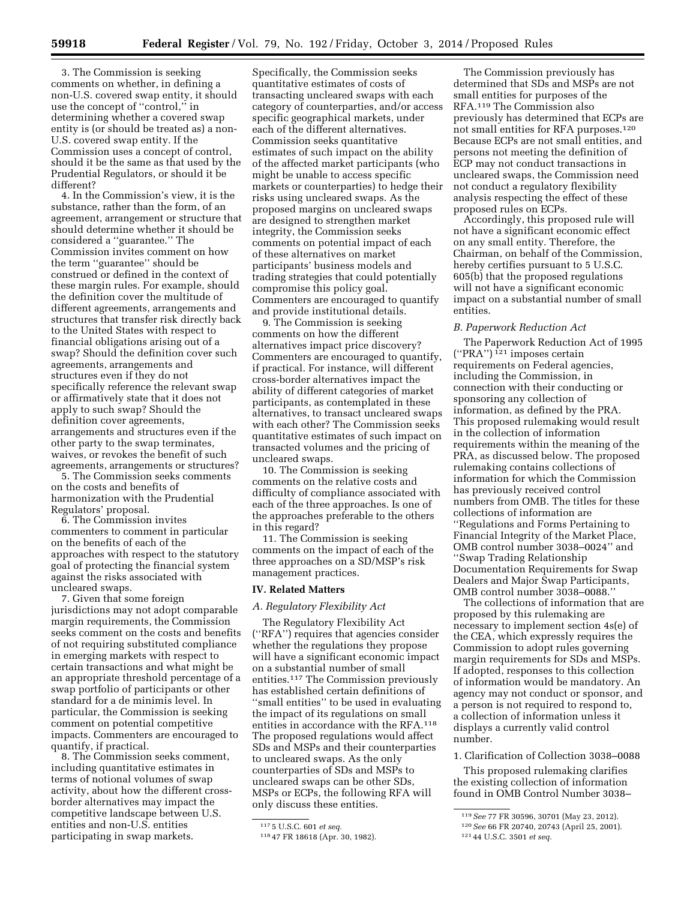3. The Commission is seeking comments on whether, in defining a non-U.S. covered swap entity, it should use the concept of ''control,'' in determining whether a covered swap entity is (or should be treated as) a non-U.S. covered swap entity. If the Commission uses a concept of control, should it be the same as that used by the Prudential Regulators, or should it be different?

4. In the Commission's view, it is the substance, rather than the form, of an agreement, arrangement or structure that should determine whether it should be considered a ''guarantee.'' The Commission invites comment on how the term ''guarantee'' should be construed or defined in the context of these margin rules. For example, should the definition cover the multitude of different agreements, arrangements and structures that transfer risk directly back to the United States with respect to financial obligations arising out of a swap? Should the definition cover such agreements, arrangements and structures even if they do not specifically reference the relevant swap or affirmatively state that it does not apply to such swap? Should the definition cover agreements, arrangements and structures even if the other party to the swap terminates, waives, or revokes the benefit of such agreements, arrangements or structures?

5. The Commission seeks comments on the costs and benefits of harmonization with the Prudential Regulators' proposal.

6. The Commission invites commenters to comment in particular on the benefits of each of the approaches with respect to the statutory goal of protecting the financial system against the risks associated with uncleared swaps.

7. Given that some foreign jurisdictions may not adopt comparable margin requirements, the Commission seeks comment on the costs and benefits of not requiring substituted compliance in emerging markets with respect to certain transactions and what might be an appropriate threshold percentage of a swap portfolio of participants or other standard for a de minimis level. In particular, the Commission is seeking comment on potential competitive impacts. Commenters are encouraged to quantify, if practical.

8. The Commission seeks comment, including quantitative estimates in terms of notional volumes of swap activity, about how the different cross-border alternatives may impact the competitive landscape between U.S. entities and non-U.S. entities participating in swap markets. Specifically, the Commission seeks quantitative estimates of costs of transacting uncleared swaps with each category of counterparties, and/or access specific geographical markets, under each of the different alternatives. Commission seeks quantitative estimates of such impact on the ability of the affected market participants (who might be unable to access specific markets or counterparties) to hedge their risks using uncleared swaps. As the proposed margins on uncleared swaps are designed to strengthen market integrity, the Commission seeks comments on potential impact of each of these alternatives on market participants' business models and trading strategies that could potentially compromise this policy goal. Commenters are encouraged to quantify and provide institutional details.

9. The Commission is seeking comments on how the different alternatives impact price discovery? Commenters are encouraged to quantify, if practical. For instance, will different cross-border alternatives impact the ability of different categories of market participants, as contemplated in these alternatives, to transact uncleared swaps with each other? The Commission seeks quantitative estimates of such impact on transacted volumes and the pricing of uncleared swaps.

10. The Commission is seeking comments on the relative costs and difficulty of compliance associated with each of the three approaches. Is one of the approaches preferable to the others in this regard?

11. The Commission is seeking comments on the impact of each of the three approaches on a SD/MSP's risk management practices.

## IV. Related Matters

### A. Regulatory Flexibility Act

The Regulatory Flexibility Act (''RFA'') requires that agencies consider whether the regulations they propose will have a significant economic impact on a substantial number of small entities.[117] The Commission previously has established certain definitions of ''small entities'' to be used in evaluating the impact of its regulations on small entities in accordance with the RFA.[118] The proposed regulations would affect SDs and MSPs and their counterparties to uncleared swaps. As the only counterparties of SDs and MSPs to uncleared swaps can be other SDs, MSPs or ECPs, the following RFA will only discuss these entities.

The Commission previously has determined that SDs and MSPs are not small entities for purposes of the RFA.[119] The Commission also previously has determined that ECPs are not small entities for RFA purposes.[120] Because ECPs are not small entities, and persons not meeting the definition of ECP may not conduct transactions in uncleared swaps, the Commission need not conduct a regulatory flexibility analysis respecting the effect of these proposed rules on ECPs.

Accordingly, this proposed rule will not have a significant economic effect on any small entity. Therefore, the Chairman, on behalf of the Commission, hereby certifies pursuant to 5 U.S.C. 605(b) that the proposed regulations will not have a significant economic impact on a substantial number of small entities.

### B. Paperwork Reduction Act

The Paperwork Reduction Act of 1995 (''PRA'')[121] imposes certain requirements on Federal agencies, including the Commission, in connection with their conducting or sponsoring any collection of information, as defined by the PRA. This proposed rulemaking would result in the collection of information requirements within the meaning of the PRA, as discussed below. The proposed rulemaking contains collections of information for which the Commission has previously received control numbers from OMB. The titles for these collections of information are ''Regulations and Forms Pertaining to Financial Integrity of the Market Place, OMB control number 3038–0024'' and ''Swap Trading Relationship Documentation Requirements for Swap Dealers and Major Swap Participants, OMB control number 3038–0088.''

The collections of information that are proposed by this rulemaking are necessary to implement section 4s(e) of the CEA, which expressly requires the Commission to adopt rules governing margin requirements for SDs and MSPs. If adopted, responses to this collection of information would be mandatory. An agency may not conduct or sponsor, and a person is not required to respond to, a collection of information unless it displays a currently valid control number.

1. Clarification of Collection 3038–0088

This proposed rulemaking clarifies the existing collection of information found in OMB Control Number 3038–

---

[117] 5 U.S.C. 601 *et seq.*

[118] 47 FR 18618 (Apr. 30, 1982).

[119] *See* 77 FR 30596, 30701 (May 23, 2012).

[120] *See* 66 FR 20740, 20743 (April 25, 2001).

[121] 44 U.S.C. 3501 *et seq.*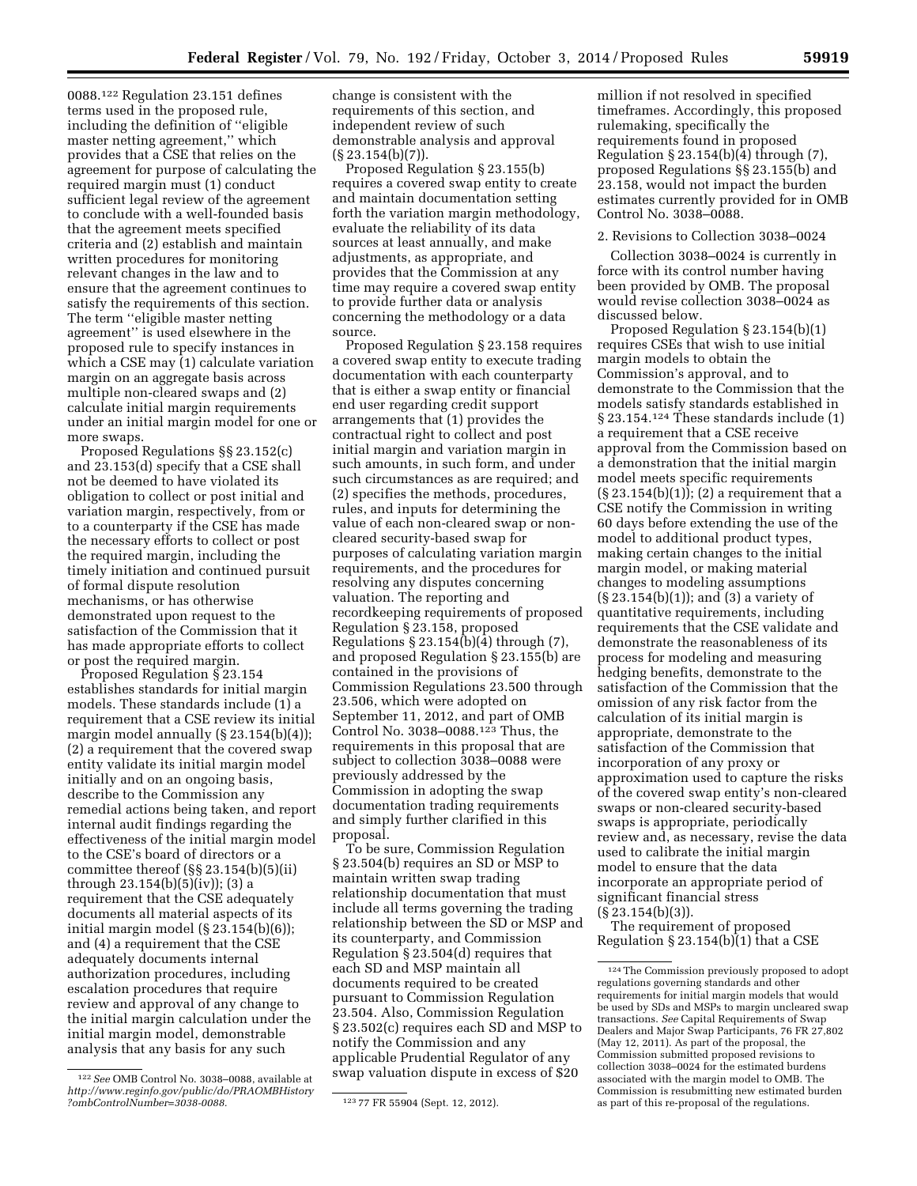0088.[122] Regulation 23.151 defines terms used in the proposed rule, including the definition of ''eligible master netting agreement,'' which provides that a CSE that relies on the agreement for purpose of calculating the required margin must (1) conduct sufficient legal review of the agreement to conclude with a well-founded basis that the agreement meets specified criteria and (2) establish and maintain written procedures for monitoring relevant changes in the law and to ensure that the agreement continues to satisfy the requirements of this section. The term ''eligible master netting agreement'' is used elsewhere in the proposed rule to specify instances in which a CSE may (1) calculate variation margin on an aggregate basis across multiple non-cleared swaps and (2) calculate initial margin requirements under an initial margin model for one or more swaps.

Proposed Regulations §§ 23.152(c) and 23.153(d) specify that a CSE shall not be deemed to have violated its obligation to collect or post initial and variation margin, respectively, from or to a counterparty if the CSE has made the necessary efforts to collect or post the required margin, including the timely initiation and continued pursuit of formal dispute resolution mechanisms, or has otherwise demonstrated upon request to the satisfaction of the Commission that it has made appropriate efforts to collect or post the required margin.

Proposed Regulation § 23.154 establishes standards for initial margin models. These standards include (1) a requirement that a CSE review its initial margin model annually (§ 23.154(b)(4)); (2) a requirement that the covered swap entity validate its initial margin model initially and on an ongoing basis, describe to the Commission any remedial actions being taken, and report internal audit findings regarding the effectiveness of the initial margin model to the CSE's board of directors or a committee thereof (§§ 23.154(b)(5)(ii) through 23.154(b)(5)(iv)); (3) a requirement that the CSE adequately documents all material aspects of its initial margin model (§ 23.154(b)(6)); and (4) a requirement that the CSE adequately documents internal authorization procedures, including escalation procedures that require review and approval of any change to the initial margin calculation under the initial margin model, demonstrable analysis that any basis for any such change is consistent with the requirements of this section, and independent review of such demonstrable analysis and approval (§ 23.154(b)(7)).

Proposed Regulation § 23.155(b) requires a covered swap entity to create and maintain documentation setting forth the variation margin methodology, evaluate the reliability of its data sources at least annually, and make adjustments, as appropriate, and provides that the Commission at any time may require a covered swap entity to provide further data or analysis concerning the methodology or a data source.

Proposed Regulation § 23.158 requires a covered swap entity to execute trading documentation with each counterparty that is either a swap entity or financial end user regarding credit support arrangements that (1) provides the contractual right to collect and post initial margin and variation margin in such amounts, in such form, and under such circumstances as are required; and (2) specifies the methods, procedures, rules, and inputs for determining the value of each non-cleared swap or non-cleared security-based swap for purposes of calculating variation margin requirements, and the procedures for resolving any disputes concerning valuation. The reporting and recordkeeping requirements of proposed Regulation § 23.158, proposed Regulations § 23.154(b)(4) through (7), and proposed Regulation § 23.155(b) are contained in the provisions of Commission Regulations 23.500 through 23.506, which were adopted on September 11, 2012, and part of OMB Control No. 3038–0088.[123] Thus, the requirements in this proposal that are subject to collection 3038–0088 were previously addressed by the Commission in adopting the swap documentation trading requirements and simply further clarified in this proposal.

To be sure, Commission Regulation § 23.504(b) requires an SD or MSP to maintain written swap trading relationship documentation that must include all terms governing the trading relationship between the SD or MSP and its counterparty, and Commission Regulation § 23.504(d) requires that each SD and MSP maintain all documents required to be created pursuant to Commission Regulation 23.504. Also, Commission Regulation § 23.502(c) requires each SD and MSP to notify the Commission and any applicable Prudential Regulator of any swap valuation dispute in excess of $20 million if not resolved in specified timeframes. Accordingly, this proposed rulemaking, specifically the requirements found in proposed Regulation § 23.154(b)(4) through (7), proposed Regulations §§ 23.155(b) and 23.158, would not impact the burden estimates currently provided for in OMB Control No. 3038–0088.

2. Revisions to Collection 3038–0024

Collection 3038–0024 is currently in force with its control number having been provided by OMB. The proposal would revise collection 3038–0024 as discussed below.

Proposed Regulation § 23.154(b)(1) requires CSEs that wish to use initial margin models to obtain the Commission's approval, and to demonstrate to the Commission that the models satisfy standards established in § 23.154.[124] These standards include (1) a requirement that a CSE receive approval from the Commission based on a demonstration that the initial margin model meets specific requirements (§ 23.154(b)(1)); (2) a requirement that a CSE notify the Commission in writing 60 days before extending the use of the model to additional product types, making certain changes to the initial margin model, or making material changes to modeling assumptions (§ 23.154(b)(1)); and (3) a variety of quantitative requirements, including requirements that the CSE validate and demonstrate the reasonableness of its process for modeling and measuring hedging benefits, demonstrate to the satisfaction of the Commission that the omission of any risk factor from the calculation of its initial margin is appropriate, demonstrate to the satisfaction of the Commission that incorporation of any proxy or approximation used to capture the risks of the covered swap entity's non-cleared swaps or non-cleared security-based swaps is appropriate, periodically review and, as necessary, revise the data used to calibrate the initial margin model to ensure that the data incorporate an appropriate period of significant financial stress (§ 23.154(b)(3)).

The requirement of proposed Regulation § 23.154(b)(1) that a CSE

---

[122] *See* OMB Control No. 3038–0088, available at *http://www.reginfo.gov/public/do/PRAOMBHistory?ombControlNumber=3038-0088.*

[123] 77 FR 55904 (Sept. 12, 2012).

[124] The Commission previously proposed to adopt regulations governing standards and other requirements for initial margin models that would be used by SDs and MSPs to margin uncleared swap transactions. *See* Capital Requirements of Swap Dealers and Major Swap Participants, 76 FR 27,802 (May 12, 2011). As part of the proposal, the Commission submitted proposed revisions to collection 3038–0024 for the estimated burdens associated with the margin model to OMB. The Commission is resubmitting new estimated burden as part of this re-proposal of the regulations.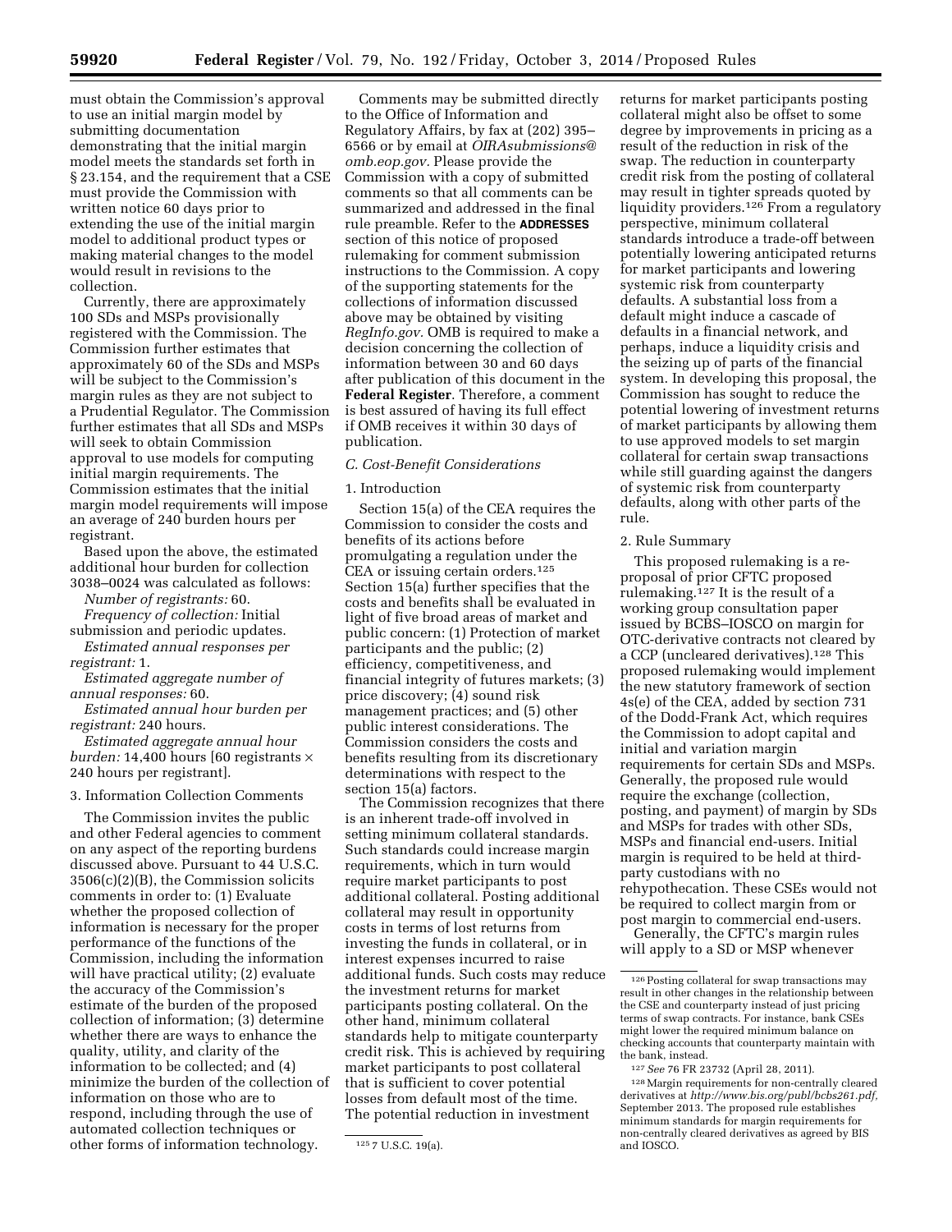must obtain the Commission's approval to use an initial margin model by submitting documentation demonstrating that the initial margin model meets the standards set forth in § 23.154, and the requirement that a CSE must provide the Commission with written notice 60 days prior to extending the use of the initial margin model to additional product types or making material changes to the model would result in revisions to the collection.

Currently, there are approximately 100 SDs and MSPs provisionally registered with the Commission. The Commission further estimates that approximately 60 of the SDs and MSPs will be subject to the Commission's margin rules as they are not subject to a Prudential Regulator. The Commission further estimates that all SDs and MSPs will seek to obtain Commission approval to use models for computing initial margin requirements. The Commission estimates that the initial margin model requirements will impose an average of 240 burden hours per registrant.

Based upon the above, the estimated additional hour burden for collection 3038–0024 was calculated as follows:

*Number of registrants:* 60.

*Frequency of collection:* Initial submission and periodic updates.

*Estimated annual responses per registrant:* 1.

*Estimated aggregate number of annual responses:* 60.

*Estimated annual hour burden per registrant:* 240 hours.

*Estimated aggregate annual hour burden:* 14,400 hours [60 registrants × 240 hours per registrant].

3. Information Collection Comments

The Commission invites the public and other Federal agencies to comment on any aspect of the reporting burdens discussed above. Pursuant to 44 U.S.C. 3506(c)(2)(B), the Commission solicits comments in order to: (1) Evaluate whether the proposed collection of information is necessary for the proper performance of the functions of the Commission, including the information will have practical utility; (2) evaluate the accuracy of the Commission's estimate of the burden of the proposed collection of information; (3) determine whether there are ways to enhance the quality, utility, and clarity of the information to be collected; and (4) minimize the burden of the collection of information on those who are to respond, including through the use of automated collection techniques or other forms of information technology.

Comments may be submitted directly to the Office of Information and Regulatory Affairs, by fax at (202) 395–6566 or by email at *OIRAsubmissions@omb.eop.gov.* Please provide the Commission with a copy of submitted comments so that all comments can be summarized and addressed in the final rule preamble. Refer to the **ADDRESSES** section of this notice of proposed rulemaking for comment submission instructions to the Commission. A copy of the supporting statements for the collections of information discussed above may be obtained by visiting *RegInfo.gov.* OMB is required to make a decision concerning the collection of information between 30 and 60 days after publication of this document in the **Federal Register**. Therefore, a comment is best assured of having its full effect if OMB receives it within 30 days of publication.

### *C. Cost-Benefit Considerations*

1. Introduction

Section 15(a) of the CEA requires the Commission to consider the costs and benefits of its actions before promulgating a regulation under the CEA or issuing certain orders.[125] Section 15(a) further specifies that the costs and benefits shall be evaluated in light of five broad areas of market and public concern: (1) Protection of market participants and the public; (2) efficiency, competitiveness, and financial integrity of futures markets; (3) price discovery; (4) sound risk management practices; and (5) other public interest considerations. The Commission considers the costs and benefits resulting from its discretionary determinations with respect to the section 15(a) factors.

The Commission recognizes that there is an inherent trade-off involved in setting minimum collateral standards. Such standards could increase margin requirements, which in turn would require market participants to post additional collateral. Posting additional collateral may result in opportunity costs in terms of lost returns from investing the funds in collateral, or in interest expenses incurred to raise additional funds. Such costs may reduce the investment returns for market participants posting collateral. On the other hand, minimum collateral standards help to mitigate counterparty credit risk. This is achieved by requiring market participants to post collateral that is sufficient to cover potential losses from default most of the time. The potential reduction in investment returns for market participants posting collateral might also be offset to some degree by improvements in pricing as a result of the reduction in risk of the swap. The reduction in counterparty credit risk from the posting of collateral may result in tighter spreads quoted by liquidity providers.[126] From a regulatory perspective, minimum collateral standards introduce a trade-off between potentially lowering anticipated returns for market participants and lowering systemic risk from counterparty defaults. A substantial loss from a default might induce a cascade of defaults in a financial network, and perhaps, induce a liquidity crisis and the seizing up of parts of the financial system. In developing this proposal, the Commission has sought to reduce the potential lowering of investment returns of market participants by allowing them to use approved models to set margin collateral for certain swap transactions while still guarding against the dangers of systemic risk from counterparty defaults, along with other parts of the rule.

2. Rule Summary

This proposed rulemaking is a re-proposal of prior CFTC proposed rulemaking.[127] It is the result of a working group consultation paper issued by BCBS–IOSCO on margin for OTC-derivative contracts not cleared by a CCP (uncleared derivatives).[128] This proposed rulemaking would implement the new statutory framework of section 4s(e) of the CEA, added by section 731 of the Dodd-Frank Act, which requires the Commission to adopt capital and initial and variation margin requirements for certain SDs and MSPs. Generally, the proposed rule would require the exchange (collection, posting, and payment) of margin by SDs and MSPs for trades with other SDs, MSPs and financial end-users. Initial margin is required to be held at third-party custodians with no rehypothecation. These CSEs would not be required to collect margin from or post margin to commercial end-users.

Generally, the CFTC's margin rules will apply to a SD or MSP whenever

---

[125] 7 U.S.C. 19(a).

[126] Posting collateral for swap transactions may result in other changes in the relationship between the CSE and counterparty instead of just pricing terms of swap contracts. For instance, bank CSEs might lower the required minimum balance on checking accounts that counterparty maintain with the bank, instead.

[127] *See* 76 FR 23732 (April 28, 2011).

[128] Margin requirements for non-centrally cleared derivatives at *http://www.bis.org/publ/bcbs261.pdf,* September 2013. The proposed rule establishes minimum standards for margin requirements for non-centrally cleared derivatives as agreed by BIS and IOSCO.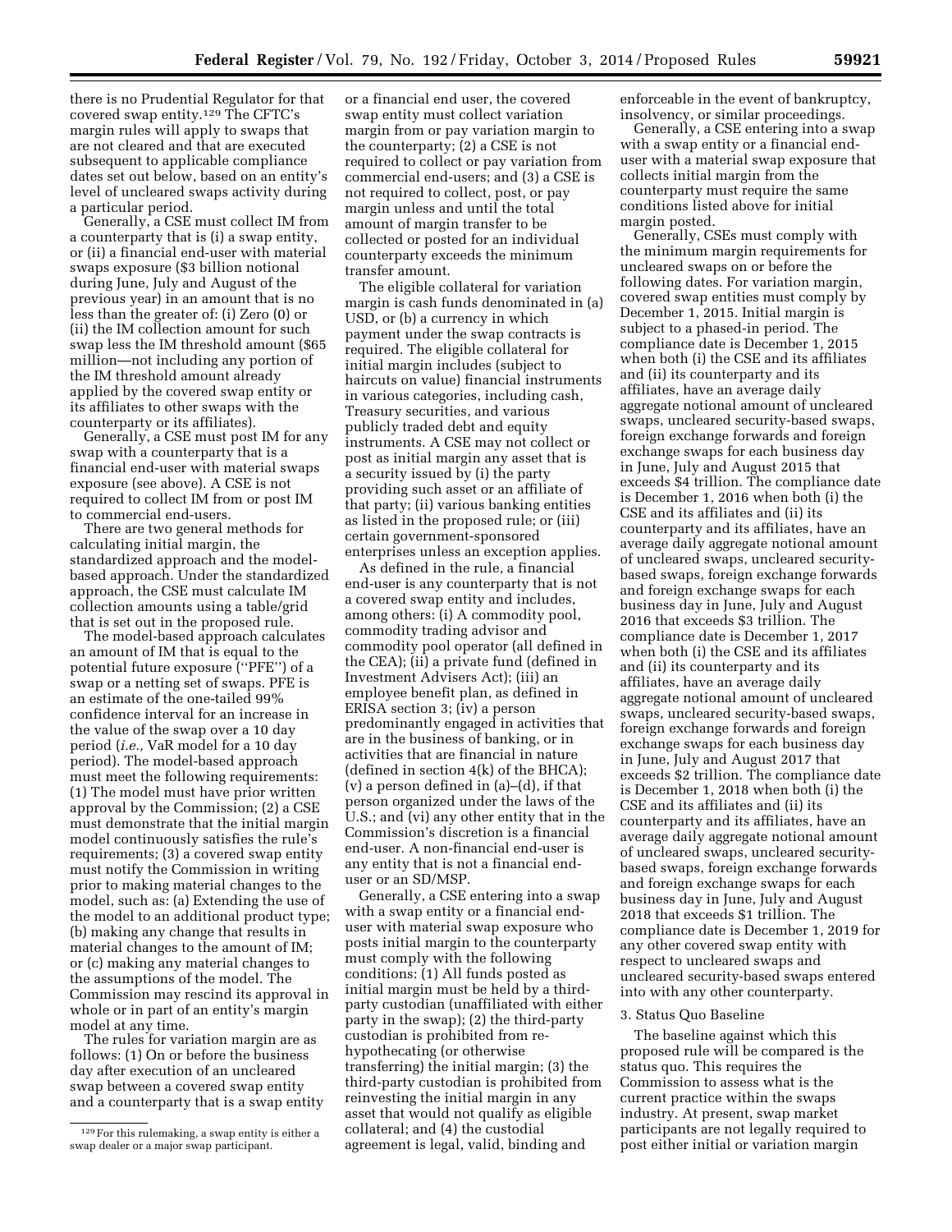there is no Prudential Regulator for that covered swap entity.[129] The CFTC's margin rules will apply to swaps that are not cleared and that are executed subsequent to applicable compliance dates set out below, based on an entity's level of uncleared swaps activity during a particular period.

Generally, a CSE must collect IM from a counterparty that is (i) a swap entity, or (ii) a financial end-user with material swaps exposure ($3 billion notional during June, July and August of the previous year) in an amount that is no less than the greater of: (i) Zero (0) or (ii) the IM collection amount for such swap less the IM threshold amount ($65 million—not including any portion of the IM threshold amount already applied by the covered swap entity or its affiliates to other swaps with the counterparty or its affiliates).

Generally, a CSE must post IM for any swap with a counterparty that is a financial end-user with material swaps exposure (see above). A CSE is not required to collect IM from or post IM to commercial end-users.

There are two general methods for calculating initial margin, the standardized approach and the model-based approach. Under the standardized approach, the CSE must calculate IM collection amounts using a table/grid that is set out in the proposed rule.

The model-based approach calculates an amount of IM that is equal to the potential future exposure ("PFE") of a swap or a netting set of swaps. PFE is an estimate of the one-tailed 99% confidence interval for an increase in the value of the swap over a 10 day period (*i.e.,* VaR model for a 10 day period). The model-based approach must meet the following requirements: (1) The model must have prior written approval by the Commission; (2) a CSE must demonstrate that the initial margin model continuously satisfies the rule's requirements; (3) a covered swap entity must notify the Commission in writing prior to making material changes to the model, such as: (a) Extending the use of the model to an additional product type; (b) making any change that results in material changes to the amount of IM; or (c) making any material changes to the assumptions of the model. The Commission may rescind its approval in whole or in part of an entity's margin model at any time.

The rules for variation margin are as follows: (1) On or before the business day after execution of an uncleared swap between a covered swap entity and a counterparty that is a swap entity or a financial end user, the covered swap entity must collect variation margin from or pay variation margin to the counterparty; (2) a CSE is not required to collect or pay variation from commercial end-users; and (3) a CSE is not required to collect, post, or pay margin unless and until the total amount of margin transfer to be collected or posted for an individual counterparty exceeds the minimum transfer amount.

The eligible collateral for variation margin is cash funds denominated in (a) USD, or (b) a currency in which payment under the swap contracts is required. The eligible collateral for initial margin includes (subject to haircuts on value) financial instruments in various categories, including cash, Treasury securities, and various publicly traded debt and equity instruments. A CSE may not collect or post as initial margin any asset that is a security issued by (i) the party providing such asset or an affiliate of that party; (ii) various banking entities as listed in the proposed rule; or (iii) certain government-sponsored enterprises unless an exception applies.

As defined in the rule, a financial end-user is any counterparty that is not a covered swap entity and includes, among others: (i) A commodity pool, commodity trading advisor and commodity pool operator (all defined in the CEA); (ii) a private fund (defined in Investment Advisers Act); (iii) an employee benefit plan, as defined in ERISA section 3; (iv) a person predominantly engaged in activities that are in the business of banking, or in activities that are financial in nature (defined in section 4(k) of the BHCA); (v) a person defined in (a)–(d), if that person organized under the laws of the U.S.; and (vi) any other entity that in the Commission's discretion is a financial end-user. A non-financial end-user is any entity that is not a financial end-user or an SD/MSP.

Generally, a CSE entering into a swap with a swap entity or a financial end-user with material swap exposure who posts initial margin to the counterparty must comply with the following conditions: (1) All funds posted as initial margin must be held by a third-party custodian (unaffiliated with either party in the swap); (2) the third-party custodian is prohibited from re-hypothecating (or otherwise transferring) the initial margin; (3) the third-party custodian is prohibited from reinvesting the initial margin in any asset that would not qualify as eligible collateral; and (4) the custodial agreement is legal, valid, binding and enforceable in the event of bankruptcy, insolvency, or similar proceedings.

Generally, a CSE entering into a swap with a swap entity or a financial end-user with a material swap exposure that collects initial margin from the counterparty must require the same conditions listed above for initial margin posted.

Generally, CSEs must comply with the minimum margin requirements for uncleared swaps on or before the following dates. For variation margin, covered swap entities must comply by December 1, 2015. Initial margin is subject to a phased-in period. The compliance date is December 1, 2015 when both (i) the CSE and its affiliates and (ii) its counterparty and its affiliates, have an average daily aggregate notional amount of uncleared swaps, uncleared security-based swaps, foreign exchange forwards and foreign exchange swaps for each business day in June, July and August 2015 that exceeds $4 trillion. The compliance date is December 1, 2016 when both (i) the CSE and its affiliates and (ii) its counterparty and its affiliates, have an average daily aggregate notional amount of uncleared swaps, uncleared security-based swaps, foreign exchange forwards and foreign exchange swaps for each business day in June, July and August 2016 that exceeds $3 trillion. The compliance date is December 1, 2017 when both (i) the CSE and its affiliates and (ii) its counterparty and its affiliates, have an average daily aggregate notional amount of uncleared swaps, uncleared security-based swaps, foreign exchange forwards and foreign exchange swaps for each business day in June, July and August 2017 that exceeds $2 trillion. The compliance date is December 1, 2018 when both (i) the CSE and its affiliates and (ii) its counterparty and its affiliates, have an average daily aggregate notional amount of uncleared swaps, uncleared security-based swaps, foreign exchange forwards and foreign exchange swaps for each business day in June, July and August 2018 that exceeds $1 trillion. The compliance date is December 1, 2019 for any other covered swap entity with respect to uncleared swaps and uncleared security-based swaps entered into with any other counterparty.

3. Status Quo Baseline

The baseline against which this proposed rule will be compared is the status quo. This requires the Commission to assess what is the current practice within the swaps industry. At present, swap market participants are not legally required to post either initial or variation margin

[129] For this rulemaking, a swap entity is either a swap dealer or a major swap participant.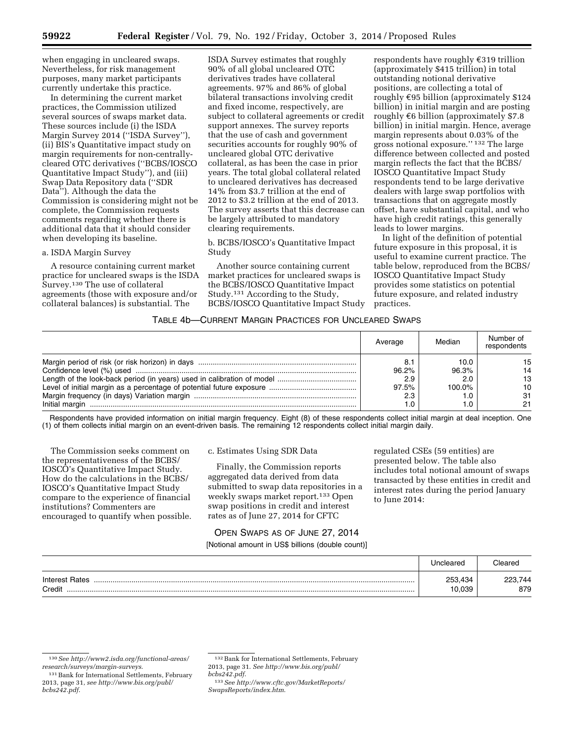when engaging in uncleared swaps. Nevertheless, for risk management purposes, many market participants currently undertake this practice.

In determining the current market practices, the Commission utilized several sources of swaps market data. These sources include (i) the ISDA Margin Survey 2014 (''ISDA Survey''), (ii) BIS's Quantitative impact study on margin requirements for non-centrally-cleared OTC derivatives (''BCBS/IOSCO Quantitative Impact Study''), and (iii) Swap Data Repository data (''SDR Data''). Although the data the Commission is considering might not be complete, the Commission requests comments regarding whether there is additional data that it should consider when developing its baseline.

a. ISDA Margin Survey

A resource containing current market practice for uncleared swaps is the ISDA Survey.[130] The use of collateral agreements (those with exposure and/or collateral balances) is substantial. The ISDA Survey estimates that roughly 90% of all global uncleared OTC derivatives trades have collateral agreements. 97% and 86% of global bilateral transactions involving credit and fixed income, respectively, are subject to collateral agreements or credit support annexes. The survey reports that the use of cash and government securities accounts for roughly 90% of uncleared global OTC derivative collateral, as has been the case in prior years. The total global collateral related to uncleared derivatives has decreased 14% from $3.7 trillion at the end of 2012 to $3.2 trillion at the end of 2013. The survey asserts that this decrease can be largely attributed to mandatory clearing requirements.

b. BCBS/IOSCO's Quantitative Impact Study

Another source containing current market practices for uncleared swaps is the BCBS/IOSCO Quantitative Impact Study.[131] According to the Study, BCBS/IOSCO Quantitative Impact Study respondents have roughly €319 trillion (approximately $415 trillion) in total outstanding notional derivative positions, are collecting a total of roughly €95 billion (approximately $124 billion) in initial margin and are posting roughly €6 billion (approximately $7.8 billion) in initial margin. Hence, average margin represents about 0.03% of the gross notional exposure.'' [132] The large difference between collected and posted margin reflects the fact that the BCBS/IOSCO Quantitative Impact Study respondents tend to be large derivative dealers with large swap portfolios with transactions that on aggregate mostly offset, have substantial capital, and who have high credit ratings, this generally leads to lower margins.

In light of the definition of potential future exposure in this proposal, it is useful to examine current practice. The table below, reproduced from the BCBS/IOSCO Quantitative Impact Study provides some statistics on potential future exposure, and related industry practices.

TABLE 4b—CURRENT MARGIN PRACTICES FOR UNCLEARED SWAPS

| | Average | Median | Number of respondents |
|---|---|---|---|
| Margin period of risk (or risk horizon) in days | 8.1 | 10.0 | 15 |
| Confidence level (%) used | 96.2% | 96.3% | 14 |
| Length of the look-back period (in years) used in calibration of model | 2.9 | 2.0 | 13 |
| Level of initial margin as a percentage of potential future exposure | 97.5% | 100.0% | 10 |
| Margin frequency (in days) Variation margin | 2.3 | 1.0 | 31 |
| Initial margin | 1.0 | 1.0 | 21 |

Respondents have provided information on initial margin frequency. Eight (8) of these respondents collect initial margin at deal inception. One (1) of them collects initial margin on an event-driven basis. The remaining 12 respondents collect initial margin daily.

The Commission seeks comment on the representativeness of the BCBS/IOSCO's Quantitative Impact Study. How do the calculations in the BCBS/IOSCO's Quantitative Impact Study compare to the experience of financial institutions? Commenters are encouraged to quantify when possible.

c. Estimates Using SDR Data

Finally, the Commission reports aggregated data derived from data submitted to swap data repositories in a weekly swaps market report.[133] Open swap positions in credit and interest rates as of June 27, 2014 for CFTC regulated CSEs (59 entities) are presented below. The table also includes total notional amount of swaps transacted by these entities in credit and interest rates during the period January to June 2014:

OPEN SWAPS AS OF JUNE 27, 2014

[Notional amount in US$ billions (double count)]

| | Uncleared | Cleared |
|---|---|---|
| Interest Rates | 253,434 | 223,744 |
| Credit | 10,039 | 879 |

[130] *See http://www2.isda.org/functional-areas/research/surveys/margin-surveys.*

[131] Bank for International Settlements, February 2013, page 31, *see http://www.bis.org/publ/bcbs242.pdf.*

[132] Bank for International Settlements, February 2013, page 31. *See http://www.bis.org/publ/bcbs242.pdf.*

[133] *See http://www.cftc.gov/MarketReports/SwapsReports/index.htm.*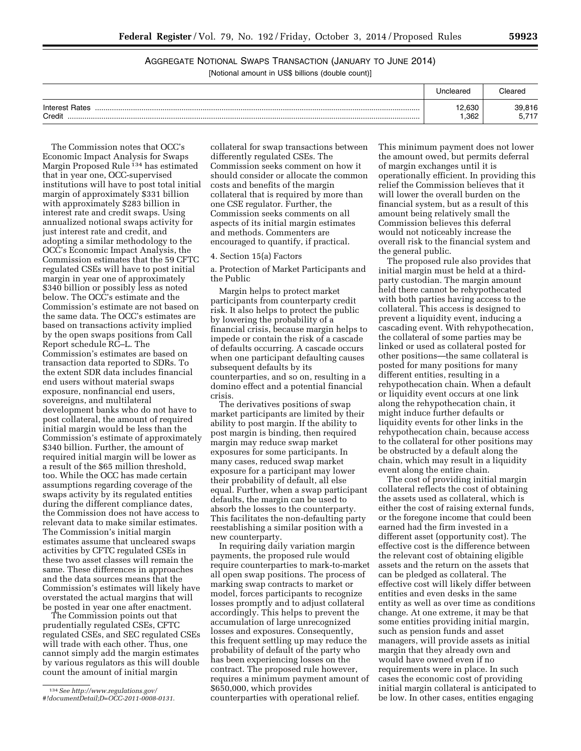AGGREGATE NOTIONAL SWAPS TRANSACTION (JANUARY TO JUNE 2014)

[Notional amount in US$ billions (double count)]

| | Uncleared | Cleared |
| --- | --- | --- |
| Interest Rates | 12,630 | 39,816 |
| Credit | 1,362 | 5,717 |

The Commission notes that OCC's Economic Impact Analysis for Swaps Margin Proposed Rule [134] has estimated that in year one, OCC-supervised institutions will have to post total initial margin of approximately $331 billion with approximately $283 billion in interest rate and credit swaps. Using annualized notional swaps activity for just interest rate and credit, and adopting a similar methodology to the OCC's Economic Impact Analysis, the Commission estimates that the 59 CFTC regulated CSEs will have to post initial margin in year one of approximately $340 billion or possibly less as noted below. The OCC's estimate and the Commission's estimate are not based on the same data. The OCC's estimates are based on transactions activity implied by the open swaps positions from Call Report schedule RC–L. The Commission's estimates are based on transaction data reported to SDRs. To the extent SDR data includes financial end users without material swaps exposure, nonfinancial end users, sovereigns, and multilateral development banks who do not have to post collateral, the amount of required initial margin would be less than the Commission's estimate of approximately $340 billion. Further, the amount of required initial margin will be lower as a result of the $65 million threshold, too. While the OCC has made certain assumptions regarding coverage of the swaps activity by its regulated entities during the different compliance dates, the Commission does not have access to relevant data to make similar estimates. The Commission's initial margin estimates assume that uncleared swaps activities by CFTC regulated CSEs in these two asset classes will remain the same. These differences in approaches and the data sources means that the Commission's estimates will likely have overstated the actual margins that will be posted in year one after enactment.

The Commission points out that prudentially regulated CSEs, CFTC regulated CSEs, and SEC regulated CSEs will trade with each other. Thus, one cannot simply add the margin estimates by various regulators as this will double count the amount of initial margin collateral for swap transactions between differently regulated CSEs. The Commission seeks comment on how it should consider or allocate the common costs and benefits of the margin collateral that is required by more than one CSE regulator. Further, the Commission seeks comments on all aspects of its initial margin estimates and methods. Commenters are encouraged to quantify, if practical.

4. Section 15(a) Factors

a. Protection of Market Participants and the Public

Margin helps to protect market participants from counterparty credit risk. It also helps to protect the public by lowering the probability of a financial crisis, because margin helps to impede or contain the risk of a cascade of defaults occurring. A cascade occurs when one participant defaulting causes subsequent defaults by its counterparties, and so on, resulting in a domino effect and a potential financial crisis.

The derivatives positions of swap market participants are limited by their ability to post margin. If the ability to post margin is binding, then required margin may reduce swap market exposures for some participants. In many cases, reduced swap market exposure for a participant may lower their probability of default, all else equal. Further, when a swap participant defaults, the margin can be used to absorb the losses to the counterparty. This facilitates the non-defaulting party reestablishing a similar position with a new counterparty.

In requiring daily variation margin payments, the proposed rule would require counterparties to mark-to-market all open swap positions. The process of marking swap contracts to market or model, forces participants to recognize losses promptly and to adjust collateral accordingly. This helps to prevent the accumulation of large unrecognized losses and exposures. Consequently, this frequent settling up may reduce the probability of default of the party who has been experiencing losses on the contract. The proposed rule however, requires a minimum payment amount of $650,000, which provides counterparties with operational relief. This minimum payment does not lower the amount owed, but permits deferral of margin exchanges until it is operationally efficient. In providing this relief the Commission believes that it will lower the overall burden on the financial system, but as a result of this amount being relatively small the Commission believes this deferral would not noticeably increase the overall risk to the financial system and the general public.

The proposed rule also provides that initial margin must be held at a third-party custodian. The margin amount held there cannot be rehypothecated with both parties having access to the collateral. This access is designed to prevent a liquidity event, inducing a cascading event. With rehypothecation, the collateral of some parties may be linked or used as collateral posted for other positions—the same collateral is posted for many positions for many different entities, resulting in a rehypothecation chain. When a default or liquidity event occurs at one link along the rehypothecation chain, it might induce further defaults or liquidity events for other links in the rehypothecation chain, because access to the collateral for other positions may be obstructed by a default along the chain, which may result in a liquidity event along the entire chain.

The cost of providing initial margin collateral reflects the cost of obtaining the assets used as collateral, which is either the cost of raising external funds, or the foregone income that could been earned had the firm invested in a different asset (opportunity cost). The effective cost is the difference between the relevant cost of obtaining eligible assets and the return on the assets that can be pledged as collateral. The effective cost will likely differ between entities and even desks in the same entity as well as over time as conditions change. At one extreme, it may be that some entities providing initial margin, such as pension funds and asset managers, will provide assets as initial margin that they already own and would have owned even if no requirements were in place. In such cases the economic cost of providing initial margin collateral is anticipated to be low. In other cases, entities engaging

[134] *See http://www.regulations.gov/#!documentDetail;D=OCC-2011-0008-0131.*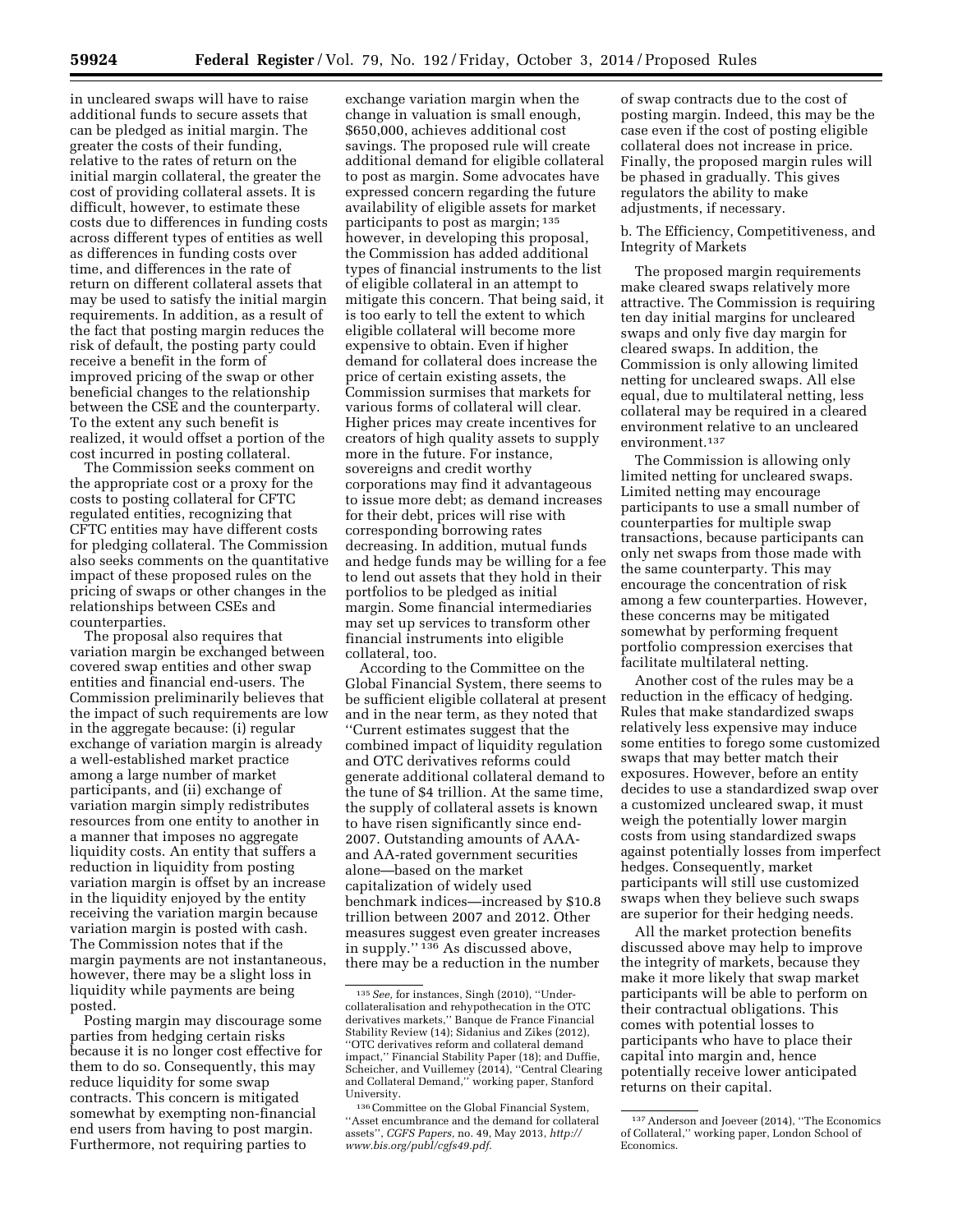in uncleared swaps will have to raise additional funds to secure assets that can be pledged as initial margin. The greater the costs of their funding, relative to the rates of return on the initial margin collateral, the greater the cost of providing collateral assets. It is difficult, however, to estimate these costs due to differences in funding costs across different types of entities as well as differences in funding costs over time, and differences in the rate of return on different collateral assets that may be used to satisfy the initial margin requirements. In addition, as a result of the fact that posting margin reduces the risk of default, the posting party could receive a benefit in the form of improved pricing of the swap or other beneficial changes to the relationship between the CSE and the counterparty. To the extent any such benefit is realized, it would offset a portion of the cost incurred in posting collateral.

The Commission seeks comment on the appropriate cost or a proxy for the costs to posting collateral for CFTC regulated entities, recognizing that CFTC entities may have different costs for pledging collateral. The Commission also seeks comments on the quantitative impact of these proposed rules on the pricing of swaps or other changes in the relationships between CSEs and counterparties.

The proposal also requires that variation margin be exchanged between covered swap entities and other swap entities and financial end-users. The Commission preliminarily believes that the impact of such requirements are low in the aggregate because: (i) regular exchange of variation margin is already a well-established market practice among a large number of market participants, and (ii) exchange of variation margin simply redistributes resources from one entity to another in a manner that imposes no aggregate liquidity costs. An entity that suffers a reduction in liquidity from posting variation margin is offset by an increase in the liquidity enjoyed by the entity receiving the variation margin because variation margin is posted with cash. The Commission notes that if the margin payments are not instantaneous, however, there may be a slight loss in liquidity while payments are being posted.

Posting margin may discourage some parties from hedging certain risks because it is no longer cost effective for them to do so. Consequently, this may reduce liquidity for some swap contracts. This concern is mitigated somewhat by exempting non-financial end users from having to post margin. Furthermore, not requiring parties to exchange variation margin when the change in valuation is small enough, $650,000, achieves additional cost savings. The proposed rule will create additional demand for eligible collateral to post as margin. Some advocates have expressed concern regarding the future availability of eligible assets for market participants to post as margin;[135] however, in developing this proposal, the Commission has added additional types of financial instruments to the list of eligible collateral in an attempt to mitigate this concern. That being said, it is too early to tell the extent to which eligible collateral will become more expensive to obtain. Even if higher demand for collateral does increase the price of certain existing assets, the Commission surmises that markets for various forms of collateral will clear. Higher prices may create incentives for creators of high quality assets to supply more in the future. For instance, sovereigns and credit worthy corporations may find it advantageous to issue more debt; as demand increases for their debt, prices will rise with corresponding borrowing rates decreasing. In addition, mutual funds and hedge funds may be willing for a fee to lend out assets that they hold in their portfolios to be pledged as initial margin. Some financial intermediaries may set up services to transform other financial instruments into eligible collateral, too.

According to the Committee on the Global Financial System, there seems to be sufficient eligible collateral at present and in the near term, as they noted that ''Current estimates suggest that the combined impact of liquidity regulation and OTC derivatives reforms could generate additional collateral demand to the tune of $4 trillion. At the same time, the supply of collateral assets is known to have risen significantly since end-2007. Outstanding amounts of AAA- and AA-rated government securities alone—based on the market capitalization of widely used benchmark indices—increased by $10.8 trillion between 2007 and 2012. Other measures suggest even greater increases in supply.''[136] As discussed above, there may be a reduction in the number of swap contracts due to the cost of posting margin. Indeed, this may be the case even if the cost of posting eligible collateral does not increase in price. Finally, the proposed margin rules will be phased in gradually. This gives regulators the ability to make adjustments, if necessary.

b. The Efficiency, Competitiveness, and Integrity of Markets

The proposed margin requirements make cleared swaps relatively more attractive. The Commission is requiring ten day initial margins for uncleared swaps and only five day margin for cleared swaps. In addition, the Commission is only allowing limited netting for uncleared swaps. All else equal, due to multilateral netting, less collateral may be required in a cleared environment relative to an uncleared environment.[137]

The Commission is allowing only limited netting for uncleared swaps. Limited netting may encourage participants to use a small number of counterparties for multiple swap transactions, because participants can only net swaps from those made with the same counterparty. This may encourage the concentration of risk among a few counterparties. However, these concerns may be mitigated somewhat by performing frequent portfolio compression exercises that facilitate multilateral netting.

Another cost of the rules may be a reduction in the efficacy of hedging. Rules that make standardized swaps relatively less expensive may induce some entities to forego some customized swaps that may better match their exposures. However, before an entity decides to use a standardized swap over a customized uncleared swap, it must weigh the potentially lower margin costs from using standardized swaps against potentially losses from imperfect hedges. Consequently, market participants will still use customized swaps when they believe such swaps are superior for their hedging needs.

All the market protection benefits discussed above may help to improve the integrity of markets, because they make it more likely that swap market participants will be able to perform on their contractual obligations. This comes with potential losses to participants who have to place their capital into margin and, hence potentially receive lower anticipated returns on their capital.

---

[135] *See,* for instances, Singh (2010), ''Under-collateralisation and rehypothecation in the OTC derivatives markets,'' Banque de France Financial Stability Review (14); Sidanius and Zikes (2012), ''OTC derivatives reform and collateral demand impact,'' Financial Stability Paper (18); and Duffie, Scheicher, and Vuillemey (2014), ''Central Clearing and Collateral Demand,'' working paper, Stanford University.

[136] Committee on the Global Financial System, ''Asset encumbrance and the demand for collateral assets'', *CGFS Papers,* no. 49, May 2013, *http://www.bis.org/publ/cgfs49.pdf.*

[137] Anderson and Joeveer (2014), ''The Economics of Collateral,'' working paper, London School of Economics.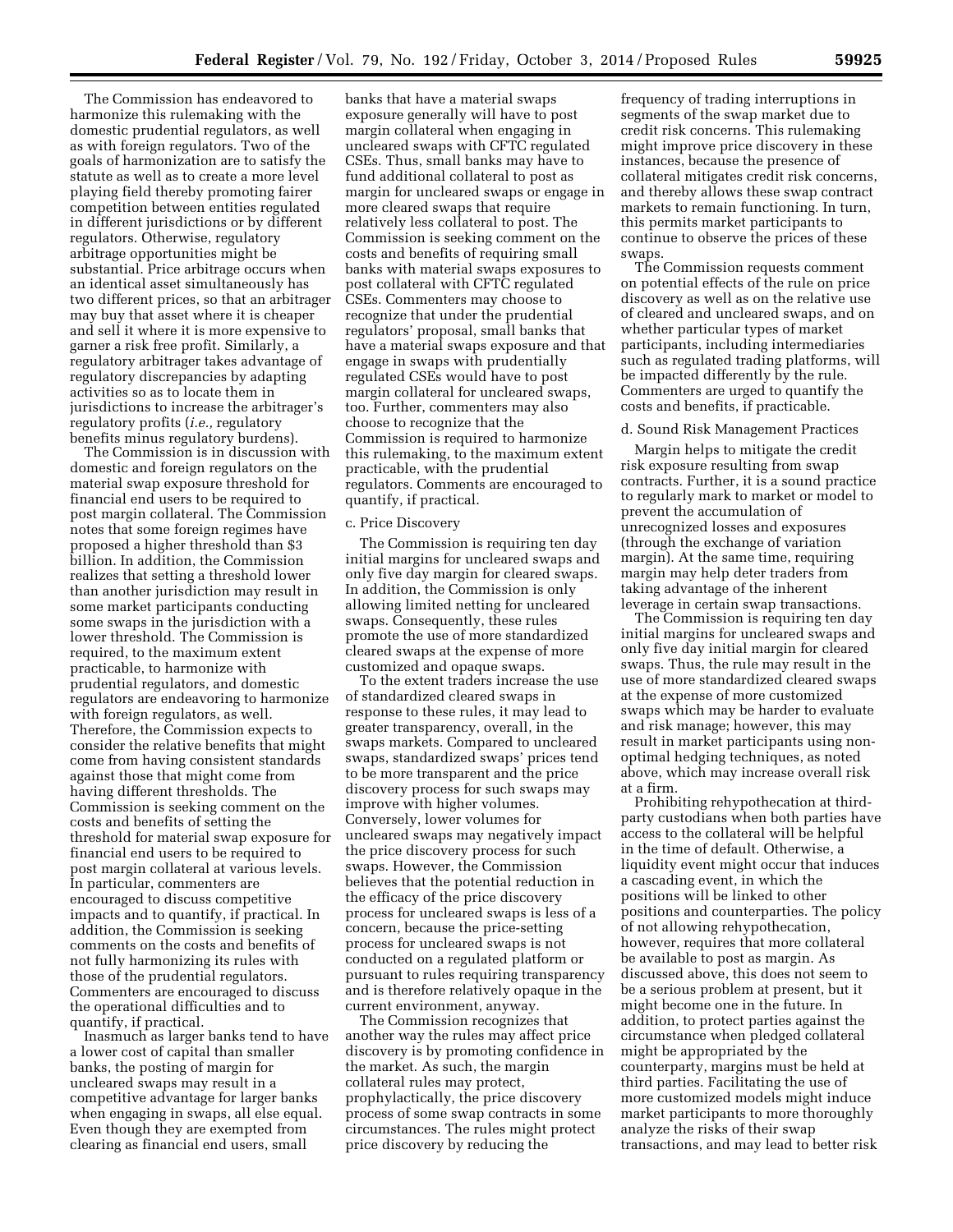The Commission has endeavored to harmonize this rulemaking with the domestic prudential regulators, as well as with foreign regulators. Two of the goals of harmonization are to satisfy the statute as well as to create a more level playing field thereby promoting fairer competition between entities regulated in different jurisdictions or by different regulators. Otherwise, regulatory arbitrage opportunities might be substantial. Price arbitrage occurs when an identical asset simultaneously has two different prices, so that an arbitrager may buy that asset where it is cheaper and sell it where it is more expensive to garner a risk free profit. Similarly, a regulatory arbitrager takes advantage of regulatory discrepancies by adapting activities so as to locate them in jurisdictions to increase the arbitrager's regulatory profits (*i.e.,* regulatory benefits minus regulatory burdens).

The Commission is in discussion with domestic and foreign regulators on the material swap exposure threshold for financial end users to be required to post margin collateral. The Commission notes that some foreign regimes have proposed a higher threshold than $3 billion. In addition, the Commission realizes that setting a threshold lower than another jurisdiction may result in some market participants conducting some swaps in the jurisdiction with a lower threshold. The Commission is required, to the maximum extent practicable, to harmonize with prudential regulators, and domestic regulators are endeavoring to harmonize with foreign regulators, as well. Therefore, the Commission expects to consider the relative benefits that might come from having consistent standards against those that might come from having different thresholds. The Commission is seeking comment on the costs and benefits of setting the threshold for material swap exposure for financial end users to be required to post margin collateral at various levels. In particular, commenters are encouraged to discuss competitive impacts and to quantify, if practical. In addition, the Commission is seeking comments on the costs and benefits of not fully harmonizing its rules with those of the prudential regulators. Commenters are encouraged to discuss the operational difficulties and to quantify, if practical.

Inasmuch as larger banks tend to have a lower cost of capital than smaller banks, the posting of margin for uncleared swaps may result in a competitive advantage for larger banks when engaging in swaps, all else equal. Even though they are exempted from clearing as financial end users, small banks that have a material swaps exposure generally will have to post margin collateral when engaging in uncleared swaps with CFTC regulated CSEs. Thus, small banks may have to fund additional collateral to post as margin for uncleared swaps or engage in more cleared swaps that require relatively less collateral to post. The Commission is seeking comment on the costs and benefits of requiring small banks with material swaps exposures to post collateral with CFTC regulated CSEs. Commenters may choose to recognize that under the prudential regulators' proposal, small banks that have a material swaps exposure and that engage in swaps with prudentially regulated CSEs would have to post margin collateral for uncleared swaps, too. Further, commenters may also choose to recognize that the Commission is required to harmonize this rulemaking, to the maximum extent practicable, with the prudential regulators. Comments are encouraged to quantify, if practical.

c. Price Discovery

The Commission is requiring ten day initial margin for uncleared swaps and only five day margin for cleared swaps. In addition, the Commission is only allowing limited netting for uncleared swaps. Consequently, these rules promote the use of more standardized cleared swaps at the expense of more customized and opaque swaps.

To the extent traders increase the use of standardized cleared swaps in response to these rules, it may lead to greater transparency, overall, in the swaps markets. Compared to uncleared swaps, standardized swaps' prices tend to be more transparent and the price discovery process for such swaps may improve with higher volumes. Conversely, lower volumes for uncleared swaps may negatively impact the price discovery process for such swaps. However, the Commission believes that the potential reduction in the efficacy of the price discovery process for uncleared swaps is less of a concern, because the price-setting process for uncleared swaps is not conducted on a regulated platform or pursuant to rules requiring transparency and is therefore relatively opaque in the current environment, anyway.

The Commission recognizes that another way the rules may affect price discovery is by promoting confidence in the market. As such, the margin collateral rules may protect, prophylactically, the price discovery process of some swap contracts in some circumstances. The rules might protect price discovery by reducing the frequency of trading interruptions in segments of the swap market due to credit risk concerns. This rulemaking might improve price discovery in these instances, because the presence of collateral mitigates credit risk concerns, and thereby allows these swap contract markets to remain functioning. In turn, this permits market participants to continue to observe the prices of these swaps.

The Commission requests comment on potential effects of the rule on price discovery as well as on the relative use of cleared and uncleared swaps, and on whether particular types of market participants, including intermediaries such as regulated trading platforms, will be impacted differently by the rule. Commenters are urged to quantify the costs and benefits, if practicable.

d. Sound Risk Management Practices

Margin helps to mitigate the credit risk exposure resulting from swap contracts. Further, it is a sound practice to regularly mark to market or model to prevent the accumulation of unrecognized losses and exposures (through the exchange of variation margin). At the same time, requiring margin may help deter traders from taking advantage of the inherent leverage in certain swap transactions.

The Commission is requiring ten day initial margins for uncleared swaps and only five day initial margin for cleared swaps. Thus, the rule may result in the use of more standardized cleared swaps at the expense of more customized swaps which may be harder to evaluate and risk manage; however, this may result in market participants using non-optimal hedging techniques, as noted above, which may increase overall risk at a firm.

Prohibiting rehypothecation at third-party custodians when both parties have access to the collateral will be helpful in the time of default. Otherwise, a liquidity event might occur that induces a cascading event, in which the positions will be linked to other positions and counterparties. The policy of not allowing rehypothecation, however, requires that more collateral be available to post as margin. As discussed above, this does not seem to be a serious problem at present, but it might become one in the future. In addition, to protect parties against the circumstance when pledged collateral might be appropriated by the counterparty, margins must be held at third parties. Facilitating the use of more customized models might induce market participants to more thoroughly analyze the risks of their swap transactions, and may lead to better risk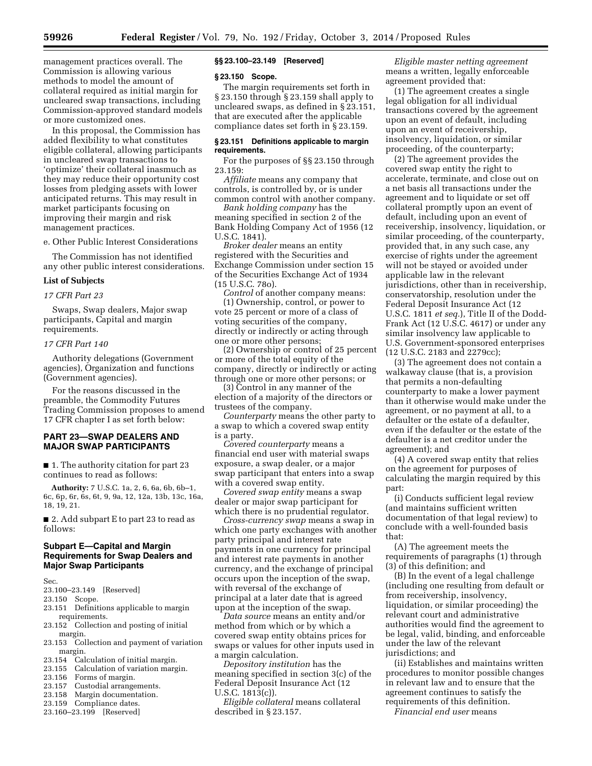management practices overall. The Commission is allowing various methods to model the amount of collateral required as initial margin for uncleared swap transactions, including Commission-approved standard models or more customized ones.

In this proposal, the Commission has added flexibility to what constitutes eligible collateral, allowing participants in uncleared swap transactions to 'optimize' their collateral inasmuch as they may reduce their opportunity cost losses from pledging assets with lower anticipated returns. This may result in market participants focusing on improving their margin and risk management practices.

e. Other Public Interest Considerations

The Commission has not identified any other public interest considerations.

**List of Subjects**

*17 CFR Part 23*

Swaps, Swap dealers, Major swap participants, Capital and margin requirements.

*17 CFR Part 140*

Authority delegations (Government agencies), Organization and functions (Government agencies).

For the reasons discussed in the preamble, the Commodity Futures Trading Commission proposes to amend 17 CFR chapter I as set forth below:

## PART 23—SWAP DEALERS AND MAJOR SWAP PARTICIPANTS

■ 1. The authority citation for part 23 continues to read as follows:

**Authority:** 7 U.S.C. 1a, 2, 6, 6a, 6b, 6b–1, 6c, 6p, 6r, 6s, 6t, 9, 9a, 12, 12a, 13b, 13c, 16a, 18, 19, 21.

■ 2. Add subpart E to part 23 to read as follows:

### Subpart E—Capital and Margin Requirements for Swap Dealers and Major Swap Participants

Sec.
23.100–23.149 [Reserved]
23.150 Scope.
23.151 Definitions applicable to margin requirements.
23.152 Collection and posting of initial margin.
23.153 Collection and payment of variation margin.
23.154 Calculation of initial margin.
23.155 Calculation of variation margin.
23.156 Forms of margin.
23.157 Custodial arrangements.
23.158 Margin documentation.
23.159 Compliance dates.
23.160–23.199 [Reserved]

#### §§ 23.100–23.149 [Reserved]

#### § 23.150 Scope.

The margin requirements set forth in § 23.150 through § 23.159 shall apply to uncleared swaps, as defined in § 23.151, that are executed after the applicable compliance dates set forth in § 23.159.

#### § 23.151 Definitions applicable to margin requirements.

For the purposes of §§ 23.150 through 23.159:

*Affiliate* means any company that controls, is controlled by, or is under common control with another company.

*Bank holding company* has the meaning specified in section 2 of the Bank Holding Company Act of 1956 (12 U.S.C. 1841).

*Broker dealer* means an entity registered with the Securities and Exchange Commission under section 15 of the Securities Exchange Act of 1934 (15 U.S.C. 78o).

*Control* of another company means:

(1) Ownership, control, or power to vote 25 percent or more of a class of voting securities of the company, directly or indirectly or acting through one or more other persons;

(2) Ownership or control of 25 percent or more of the total equity of the company, directly or indirectly or acting through one or more other persons; or

(3) Control in any manner of the election of a majority of the directors or trustees of the company.

*Counterparty* means the other party to a swap to which a covered swap entity is a party.

*Covered counterparty* means a financial end user with material swaps exposure, a swap dealer, or a major swap participant that enters into a swap with a covered swap entity.

*Covered swap entity* means a swap dealer or major swap participant for which there is no prudential regulator.

*Cross-currency swap* means a swap in which one party exchanges with another party principal and interest rate payments in one currency for principal and interest rate payments in another currency, and the exchange of principal occurs upon the inception of the swap, with reversal of the exchange of principal at a later date that is agreed upon at the inception of the swap.

*Data source* means an entity and/or method from which or by which a covered swap entity obtains prices for swaps or values for other inputs used in a margin calculation.

*Depository institution* has the meaning specified in section 3(c) of the Federal Deposit Insurance Act (12 U.S.C. 1813(c)).

*Eligible collateral* means collateral described in § 23.157.

*Eligible master netting agreement* means a written, legally enforceable agreement provided that:

(1) The agreement creates a single legal obligation for all individual transactions covered by the agreement upon an event of default, including upon an event of receivership, insolvency, liquidation, or similar proceeding, of the counterparty;

(2) The agreement provides the covered swap entity the right to accelerate, terminate, and close out on a net basis all transactions under the agreement and to liquidate or set off collateral promptly upon an event of default, including upon an event of receivership, insolvency, liquidation, or similar proceeding, of the counterparty, provided that, in any such case, any exercise of rights under the agreement will not be stayed or avoided under applicable law in the relevant jurisdictions, other than in receivership, conservatorship, resolution under the Federal Deposit Insurance Act (12 U.S.C. 1811 *et seq.*), Title II of the Dodd-Frank Act (12 U.S.C. 4617) or under any similar insolvency law applicable to U.S. Government-sponsored enterprises (12 U.S.C. 2183 and 2279cc);

(3) The agreement does not contain a walkaway clause (that is, a provision that permits a non-defaulting counterparty to make a lower payment than it otherwise would make under the agreement, or no payment at all, to a defaulter or the estate of a defaulter, even if the defaulter or the estate of the defaulter is a net creditor under the agreement); and

(4) A covered swap entity that relies on the agreement for purposes of calculating the margin required by this part:

(i) Conducts sufficient legal review (and maintains sufficient written documentation of that legal review) to conclude with a well-founded basis that:

(A) The agreement meets the requirements of paragraphs (1) through (3) of this definition; and

(B) In the event of a legal challenge (including one resulting from default or from receivership, insolvency, liquidation, or similar proceeding) the relevant court and administrative authorities would find the agreement to be legal, valid, binding, and enforceable under the law of the relevant jurisdictions; and

(ii) Establishes and maintains written procedures to monitor possible changes in relevant law and to ensure that the agreement continues to satisfy the requirements of this definition.

*Financial end user* means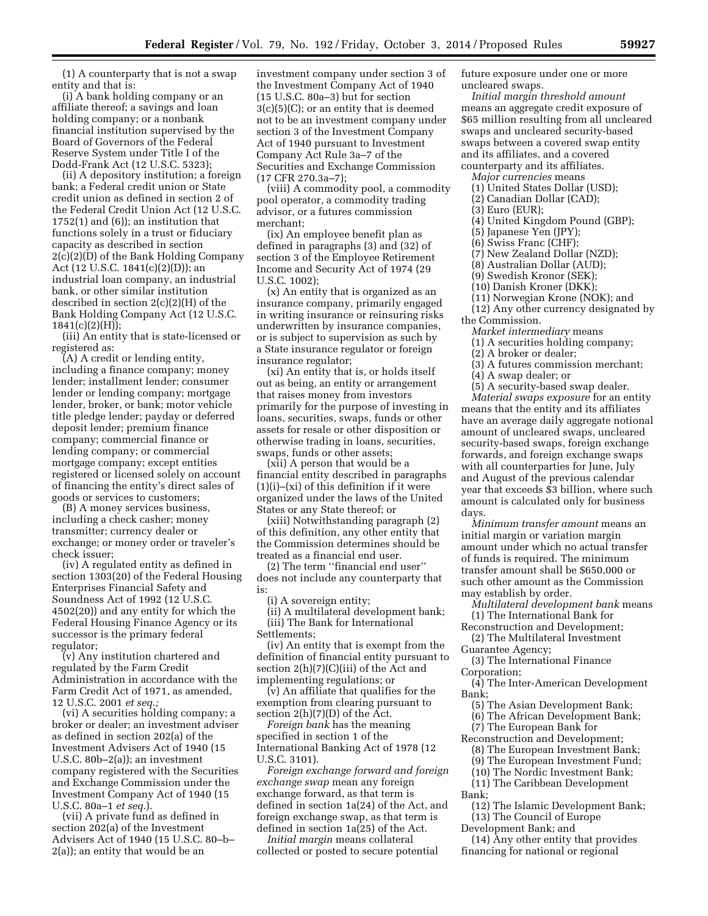(1) A counterparty that is not a swap entity and that is:

(i) A bank holding company or an affiliate thereof; a savings and loan holding company; or a nonbank financial institution supervised by the Board of Governors of the Federal Reserve System under Title I of the Dodd-Frank Act (12 U.S.C. 5323);

(ii) A depository institution; a foreign bank; a Federal credit union or State credit union as defined in section 2 of the Federal Credit Union Act (12 U.S.C. 1752(1) and (6)); an institution that functions solely in a trust or fiduciary capacity as described in section 2(c)(2)(D) of the Bank Holding Company Act (12 U.S.C. 1841(c)(2)(D)); an industrial loan company, an industrial bank, or other similar institution described in section 2(c)(2)(H) of the Bank Holding Company Act (12 U.S.C. 1841(c)(2)(H));

(iii) An entity that is state-licensed or registered as:

(A) A credit or lending entity, including a finance company; money lender; installment lender; consumer lender or lending company; mortgage lender, broker, or bank; motor vehicle title pledge lender; payday or deferred deposit lender; premium finance company; commercial finance or lending company; or commercial mortgage company; except entities registered or licensed solely on account of financing the entity's direct sales of goods or services to customers;

(B) A money services business, including a check casher; money transmitter; currency dealer or exchange; or money order or traveler's check issuer;

(iv) A regulated entity as defined in section 1303(20) of the Federal Housing Enterprises Financial Safety and Soundness Act of 1992 (12 U.S.C. 4502(20)) and any entity for which the Federal Housing Finance Agency or its successor is the primary federal regulator;

(v) Any institution chartered and regulated by the Farm Credit Administration in accordance with the Farm Credit Act of 1971, as amended, 12 U.S.C. 2001 *et seq.;*

(vi) A securities holding company; a broker or dealer; an investment adviser as defined in section 202(a) of the Investment Advisers Act of 1940 (15 U.S.C. 80b–2(a)); an investment company registered with the Securities and Exchange Commission under the Investment Company Act of 1940 (15 U.S.C. 80a–1 *et seq.*).

(vii) A private fund as defined in section 202(a) of the Investment Advisers Act of 1940 (15 U.S.C. 80–b–2(a)); an entity that would be an investment company under section 3 of the Investment Company Act of 1940 (15 U.S.C. 80a–3) but for section 3(c)(5)(C); or an entity that is deemed not to be an investment company under section 3 of the Investment Company Act of 1940 pursuant to Investment Company Act Rule 3a–7 of the Securities and Exchange Commission (17 CFR 270.3a–7);

(viii) A commodity pool, a commodity pool operator, a commodity trading advisor, or a futures commission merchant;

(ix) An employee benefit plan as defined in paragraphs (3) and (32) of section 3 of the Employee Retirement Income and Security Act of 1974 (29 U.S.C. 1002);

(x) An entity that is organized as an insurance company, primarily engaged in writing insurance or reinsuring risks underwritten by insurance companies, or is subject to supervision as such by a State insurance regulator or foreign insurance regulator;

(xi) An entity that is, or holds itself out as being, an entity or arrangement that raises money from investors primarily for the purpose of investing in loans, securities, swaps, funds or other assets for resale or other disposition or otherwise trading in loans, securities, swaps, funds or other assets;

(xii) A person that would be a financial entity described in paragraphs (1)(i)–(xi) of this definition if it were organized under the laws of the United States or any State thereof; or

(xiii) Notwithstanding paragraph (2) of this definition, any other entity that the Commission determines should be treated as a financial end user.

(2) The term ''financial end user'' does not include any counterparty that is:

(i) A sovereign entity;

(ii) A multilateral development bank;

(iii) The Bank for International Settlements;

(iv) An entity that is exempt from the definition of financial entity pursuant to section 2(h)(7)(C)(iii) of the Act and implementing regulations; or

(v) An affiliate that qualifies for the exemption from clearing pursuant to section 2(h)(7)(D) of the Act.

*Foreign bank* has the meaning specified in section 1 of the International Banking Act of 1978 (12 U.S.C. 3101).

*Foreign exchange forward and foreign exchange swap* mean any foreign exchange forward, as that term is defined in section 1a(24) of the Act, and foreign exchange swap, as that term is defined in section 1a(25) of the Act.

*Initial margin* means collateral collected or posted to secure potential future exposure under one or more uncleared swaps.

*Initial margin threshold amount* means an aggregate credit exposure of $65 million resulting from all uncleared swaps and uncleared security-based swaps between a covered swap entity and its affiliates, and a covered counterparty and its affiliates.

*Major currencies* means

(1) United States Dollar (USD);
(2) Canadian Dollar (CAD);
(3) Euro (EUR);
(4) United Kingdom Pound (GBP);
(5) Japanese Yen (JPY);
(6) Swiss Franc (CHF);
(7) New Zealand Dollar (NZD);
(8) Australian Dollar (AUD);
(9) Swedish Kronor (SEK);
(10) Danish Kroner (DKK);
(11) Norwegian Krone (NOK); and
(12) Any other currency designated by the Commission.

*Market intermediary* means

(1) A securities holding company;
(2) A broker or dealer;
(3) A futures commission merchant;
(4) A swap dealer; or
(5) A security-based swap dealer.

*Material swaps exposure* for an entity means that the entity and its affiliates have an average daily aggregate notional amount of uncleared swaps, uncleared security-based swaps, foreign exchange forwards, and foreign exchange swaps with all counterparties for June, July and August of the previous calendar year that exceeds $3 billion, where such amount is calculated only for business days.

*Minimum transfer amount* means an initial margin or variation margin amount under which no actual transfer of funds is required. The minimum transfer amount shall be $650,000 or such other amount as the Commission may establish by order.

*Multilateral development bank* means

(1) The International Bank for Reconstruction and Development;
(2) The Multilateral Investment Guarantee Agency;
(3) The International Finance Corporation;
(4) The Inter-American Development Bank;
(5) The Asian Development Bank;
(6) The African Development Bank;
(7) The European Bank for Reconstruction and Development;
(8) The European Investment Bank;
(9) The European Investment Fund;
(10) The Nordic Investment Bank;
(11) The Caribbean Development Bank;
(12) The Islamic Development Bank;
(13) The Council of Europe Development Bank; and
(14) Any other entity that provides financing for national or regional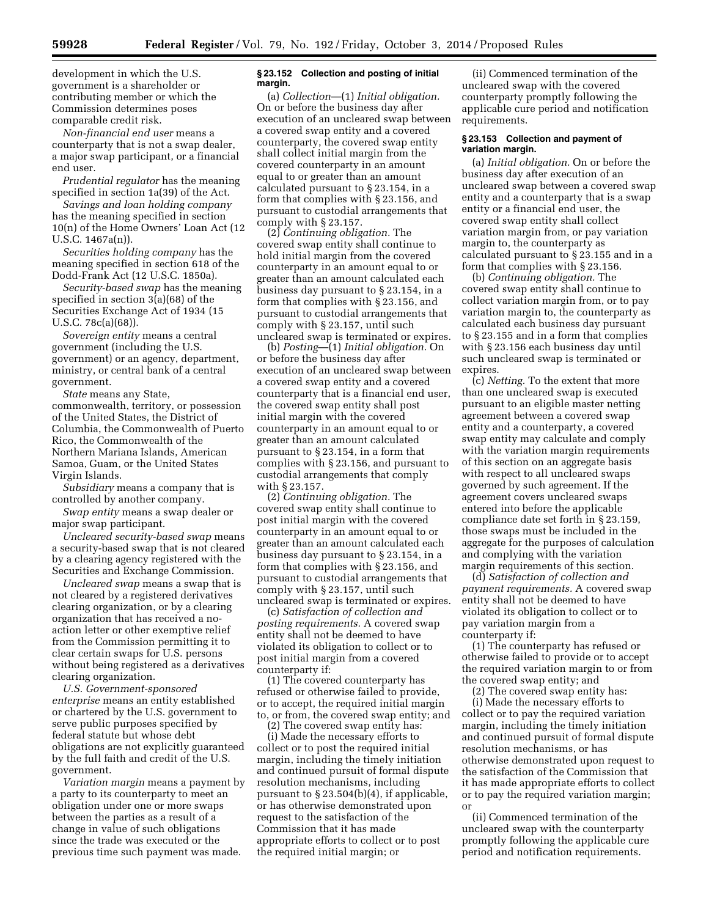development in which the U.S. government is a shareholder or contributing member or which the Commission determines poses comparable credit risk.

*Non-financial end user* means a counterparty that is not a swap dealer, a major swap participant, or a financial end user.

*Prudential regulator* has the meaning specified in section 1a(39) of the Act.

*Savings and loan holding company* has the meaning specified in section 10(n) of the Home Owners' Loan Act (12 U.S.C. 1467a(n)).

*Securities holding company* has the meaning specified in section 618 of the Dodd-Frank Act (12 U.S.C. 1850a).

*Security-based swap* has the meaning specified in section 3(a)(68) of the Securities Exchange Act of 1934 (15 U.S.C. 78c(a)(68)).

*Sovereign entity* means a central government (including the U.S. government) or an agency, department, ministry, or central bank of a central government.

*State* means any State, commonwealth, territory, or possession of the United States, the District of Columbia, the Commonwealth of Puerto Rico, the Commonwealth of the Northern Mariana Islands, American Samoa, Guam, or the United States Virgin Islands.

*Subsidiary* means a company that is controlled by another company.

*Swap entity* means a swap dealer or major swap participant.

*Uncleared security-based swap* means a security-based swap that is not cleared by a clearing agency registered with the Securities and Exchange Commission.

*Uncleared swap* means a swap that is not cleared by a registered derivatives clearing organization, or by a clearing organization that has received a no-action letter or other exemptive relief from the Commission permitting it to clear certain swaps for U.S. persons without being registered as a derivatives clearing organization.

*U.S. Government-sponsored enterprise* means an entity established or chartered by the U.S. government to serve public purposes specified by federal statute but whose debt obligations are not explicitly guaranteed by the full faith and credit of the U.S. government.

*Variation margin* means a payment by a party to its counterparty to meet an obligation under one or more swaps between the parties as a result of a change in value of such obligations since the trade was executed or the previous time such payment was made.

### § 23.152 Collection and posting of initial margin.

(a) *Collection*—(1) *Initial obligation.* On or before the business day after execution of an uncleared swap between a covered swap entity and a covered counterparty, the covered swap entity shall collect initial margin from the covered counterparty in an amount equal to or greater than an amount calculated pursuant to § 23.154, in a form that complies with § 23.156, and pursuant to custodial arrangements that comply with § 23.157.

(2) *Continuing obligation.* The covered swap entity shall continue to hold initial margin from the covered counterparty in an amount equal to or greater than an amount calculated each business day pursuant to § 23.154, in a form that complies with § 23.156, and pursuant to custodial arrangements that comply with § 23.157, until such uncleared swap is terminated or expires.

(b) *Posting*—(1) *Initial obligation.* On or before the business day after execution of an uncleared swap between a covered swap entity and a covered counterparty that is a financial end user, the covered swap entity shall post initial margin with the covered counterparty in an amount equal to or greater than an amount calculated pursuant to § 23.154, in a form that complies with § 23.156, and pursuant to custodial arrangements that comply with § 23.157.

(2) *Continuing obligation.* The covered swap entity shall continue to post initial margin with the covered counterparty in an amount equal to or greater than an amount calculated each business day pursuant to § 23.154, in a form that complies with § 23.156, and pursuant to custodial arrangements that comply with § 23.157, until such uncleared swap is terminated or expires.

(c) *Satisfaction of collection and posting requirements.* A covered swap entity shall not be deemed to have violated its obligation to collect or to post initial margin from a covered counterparty if:

(1) The covered counterparty has refused or otherwise failed to provide, or to accept, the required initial margin to, or from, the covered swap entity; and

(2) The covered swap entity has:

(i) Made the necessary efforts to collect or to post the required initial margin, including the timely initiation and continued pursuit of formal dispute resolution mechanisms, including pursuant to § 23.504(b)(4), if applicable, or has otherwise demonstrated upon request to the satisfaction of the Commission that it has made appropriate efforts to collect or to post the required initial margin; or

(ii) Commenced termination of the uncleared swap with the covered counterparty promptly following the applicable cure period and notification requirements.

### § 23.153 Collection and payment of variation margin.

(a) *Initial obligation.* On or before the business day after execution of an uncleared swap between a covered swap entity and a counterparty that is a swap entity or a financial end user, the covered swap entity shall collect variation margin from, or pay variation margin to, the counterparty as calculated pursuant to § 23.155 and in a form that complies with § 23.156.

(b) *Continuing obligation.* The covered swap entity shall continue to collect variation margin from, or to pay variation margin to, the counterparty as calculated each business day pursuant to § 23.155 and in a form that complies with § 23.156 each business day until such uncleared swap is terminated or expires.

(c) *Netting.* To the extent that more than one uncleared swap is executed pursuant to an eligible master netting agreement between a covered swap entity and a counterparty, a covered swap entity may calculate and comply with the variation margin requirements of this section on an aggregate basis with respect to all uncleared swaps governed by such agreement. If the agreement covers uncleared swaps entered into before the applicable compliance date set forth in § 23.159, those swaps must be included in the aggregate for the purposes of calculation and complying with the variation margin requirements of this section.

(d) *Satisfaction of collection and payment requirements.* A covered swap entity shall not be deemed to have violated its obligation to collect or to pay variation margin from a counterparty if:

(1) The counterparty has refused or otherwise failed to provide or to accept the required variation margin to or from the covered swap entity; and

(2) The covered swap entity has:

(i) Made the necessary efforts to collect or to pay the required variation margin, including the timely initiation and continued pursuit of formal dispute resolution mechanisms, or has otherwise demonstrated upon request to the satisfaction of the Commission that it has made appropriate efforts to collect or to pay the required variation margin; or

(ii) Commenced termination of the uncleared swap with the counterparty promptly following the applicable cure period and notification requirements.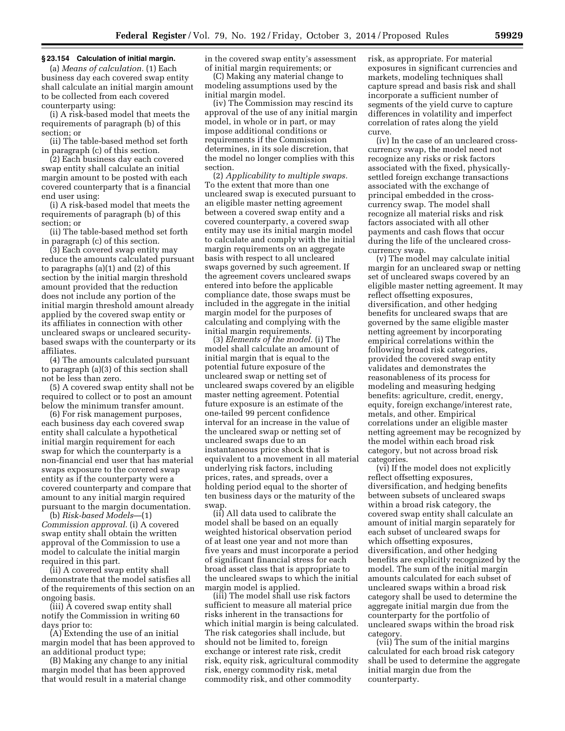### § 23.154 Calculation of initial margin.

(a) *Means of calculation.* (1) Each business day each covered swap entity shall calculate an initial margin amount to be collected from each covered counterparty using:

(i) A risk-based model that meets the requirements of paragraph (b) of this section; or

(ii) The table-based method set forth in paragraph (c) of this section.

(2) Each business day each covered swap entity shall calculate an initial margin amount to be posted with each covered counterparty that is a financial end user using:

(i) A risk-based model that meets the requirements of paragraph (b) of this section; or

(ii) The table-based method set forth in paragraph (c) of this section.

(3) Each covered swap entity may reduce the amounts calculated pursuant to paragraphs (a)(1) and (2) of this section by the initial margin threshold amount provided that the reduction does not include any portion of the initial margin threshold amount already applied by the covered swap entity or its affiliates in connection with other uncleared swaps or uncleared security-based swaps with the counterparty or its affiliates.

(4) The amounts calculated pursuant to paragraph (a)(3) of this section shall not be less than zero.

(5) A covered swap entity shall not be required to collect or to post an amount below the minimum transfer amount.

(6) For risk management purposes, each business day each covered swap entity shall calculate a hypothetical initial margin requirement for each swap for which the counterparty is a non-financial end user that has material swaps exposure to the covered swap entity as if the counterparty were a covered counterparty and compare that amount to any initial margin required pursuant to the margin documentation.

(b) *Risk-based Models*—(1) *Commission approval.* (i) A covered swap entity shall obtain the written approval of the Commission to use a model to calculate the initial margin required in this part.

(ii) A covered swap entity shall demonstrate that the model satisfies all of the requirements of this section on an ongoing basis.

(iii) A covered swap entity shall notify the Commission in writing 60 days prior to:

(A) Extending the use of an initial margin model that has been approved to an additional product type;

(B) Making any change to any initial margin model that has been approved that would result in a material change in the covered swap entity's assessment of initial margin requirements; or

(C) Making any material change to modeling assumptions used by the initial margin model.

(iv) The Commission may rescind its approval of the use of any initial margin model, in whole or in part, or may impose additional conditions or requirements if the Commission determines, in its sole discretion, that the model no longer complies with this section.

(2) *Applicability to multiple swaps.* To the extent that more than one uncleared swap is executed pursuant to an eligible master netting agreement between a covered swap entity and a covered counterparty, a covered swap entity may use its initial margin model to calculate and comply with the initial margin requirements on an aggregate basis with respect to all uncleared swaps governed by such agreement. If the agreement covers uncleared swaps entered into before the applicable compliance date, those swaps must be included in the aggregate in the initial margin model for the purposes of calculating and complying with the initial margin requirements.

(3) *Elements of the model.* (i) The model shall calculate an amount of initial margin that is equal to the potential future exposure of the uncleared swap or netting set of uncleared swaps covered by an eligible master netting agreement. Potential future exposure is an estimate of the one-tailed 99 percent confidence interval for an increase in the value of the uncleared swap or netting set of uncleared swaps due to an instantaneous price shock that is equivalent to a movement in all material underlying risk factors, including prices, rates, and spreads, over a holding period equal to the shorter of ten business days or the maturity of the swap.

(ii) All data used to calibrate the model shall be based on an equally weighted historical observation period of at least one year and not more than five years and must incorporate a period of significant financial stress for each broad asset class that is appropriate to the uncleared swaps to which the initial margin model is applied.

(iii) The model shall use risk factors sufficient to measure all material price risks inherent in the transactions for which initial margin is being calculated. The risk categories shall include, but should not be limited to, foreign exchange or interest rate risk, credit risk, equity risk, agricultural commodity risk, energy commodity risk, metal commodity risk, and other commodity risk, as appropriate. For material exposures in significant currencies and markets, modeling techniques shall capture spread and basis risk and shall incorporate a sufficient number of segments of the yield curve to capture differences in volatility and imperfect correlation of rates along the yield curve.

(iv) In the case of an uncleared cross-currency swap, the model need not recognize any risks or risk factors associated with the fixed, physically-settled foreign exchange transactions associated with the exchange of principal embedded in the cross-currency swap. The model shall recognize all material risks and risk factors associated with all other payments and cash flows that occur during the life of the uncleared cross-currency swap.

(v) The model may calculate initial margin for an uncleared swap or netting set of uncleared swaps covered by an eligible master netting agreement. It may reflect offsetting exposures, diversification, and other hedging benefits for uncleared swaps that are governed by the same eligible master netting agreement by incorporating empirical correlations within the following broad risk categories, provided the covered swap entity validates and demonstrates the reasonableness of its process for modeling and measuring hedging benefits: agriculture, credit, energy, equity, foreign exchange/interest rate, metals, and other. Empirical correlations under an eligible master netting agreement may be recognized by the model within each broad risk category, but not across broad risk categories.

(vi) If the model does not explicitly reflect offsetting exposures, diversification, and hedging benefits between subsets of uncleared swaps within a broad risk category, the covered swap entity shall calculate an amount of initial margin separately for each subset of uncleared swaps for which offsetting exposures, diversification, and other hedging benefits are explicitly recognized by the model. The sum of the initial margin amounts calculated for each subset of uncleared swaps within a broad risk category shall be used to determine the aggregate initial margin due from the counterparty for the portfolio of uncleared swaps within the broad risk category.

(vii) The sum of the initial margins calculated for each broad risk category shall be used to determine the aggregate initial margin due from the counterparty.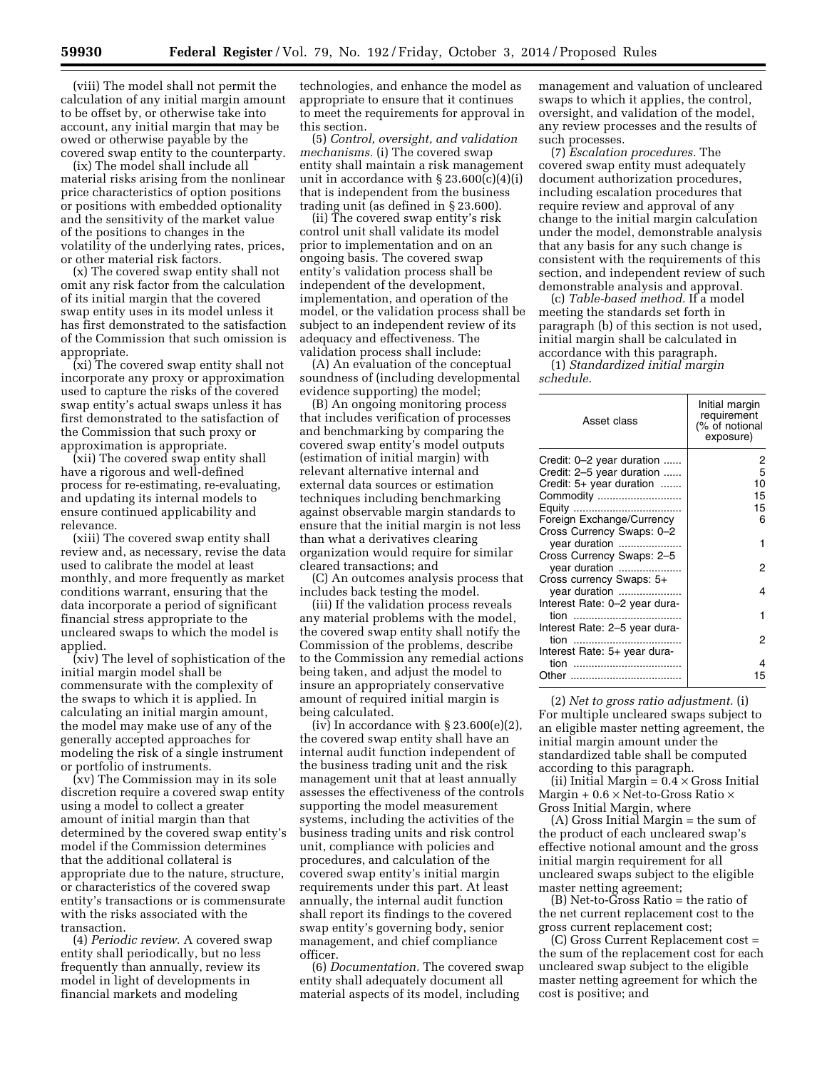(viii) The model shall not permit the calculation of any initial margin amount to be offset by, or otherwise take into account, any initial margin that may be owed or otherwise payable by the covered swap entity to the counterparty.

(ix) The model shall include all material risks arising from the nonlinear price characteristics of option positions or positions with embedded optionality and the sensitivity of the market value of the positions to changes in the volatility of the underlying rates, prices, or other material risk factors.

(x) The covered swap entity shall not omit any risk factor from the calculation of its initial margin that the covered swap entity uses in its model unless it has first demonstrated to the satisfaction of the Commission that such omission is appropriate.

(xi) The covered swap entity shall not incorporate any proxy or approximation used to capture the risks of the covered swap entity's actual swaps unless it has first demonstrated to the satisfaction of the Commission that such proxy or approximation is appropriate.

(xii) The covered swap entity shall have a rigorous and well-defined process for re-estimating, re-evaluating, and updating its internal models to ensure continued applicability and relevance.

(xiii) The covered swap entity shall review and, as necessary, revise the data used to calibrate the model at least monthly, and more frequently as market conditions warrant, ensuring that the data incorporate a period of significant financial stress appropriate to the uncleared swaps to which the model is applied.

(xiv) The level of sophistication of the initial margin model shall be commensurate with the complexity of the swaps to which it is applied. In calculating an initial margin amount, the model may make use of any of the generally accepted approaches for modeling the risk of a single instrument or portfolio of instruments.

(xv) The Commission may in its sole discretion require a covered swap entity using a model to collect a greater amount of initial margin than that determined by the covered swap entity's model if the Commission determines that the additional collateral is appropriate due to the nature, structure, or characteristics of the covered swap entity's transactions or is commensurate with the risks associated with the transaction.

(4) *Periodic review.* A covered swap entity shall periodically, but no less frequently than annually, review its model in light of developments in financial markets and modeling technologies, and enhance the model as appropriate to ensure that it continues to meet the requirements for approval in this section.

(5) *Control, oversight, and validation mechanisms.* (i) The covered swap entity shall maintain a risk management unit in accordance with § 23.600(c)(4)(i) that is independent from the business trading unit (as defined in § 23.600).

(ii) The covered swap entity's risk control unit shall validate its model prior to implementation and on an ongoing basis. The covered swap entity's validation process shall be independent of the development, implementation, and operation of the model, or the validation process shall be subject to an independent review of its adequacy and effectiveness. The validation process shall include:

(A) An evaluation of the conceptual soundness of (including developmental evidence supporting) the model;

(B) An ongoing monitoring process that includes verification of processes and benchmarking by comparing the covered swap entity's model outputs (estimation of initial margin) with relevant alternative internal and external data sources or estimation techniques including benchmarking against observable margin standards to ensure that the initial margin is not less than what a derivatives clearing organization would require for similar cleared transactions; and

(C) An outcomes analysis process that includes back testing the model.

(iii) If the validation process reveals any material problems with the model, the covered swap entity shall notify the Commission of the problems, describe to the Commission any remedial actions being taken, and adjust the model to insure an appropriately conservative amount of required initial margin is being calculated.

(iv) In accordance with § 23.600(e)(2), the covered swap entity shall have an internal audit function independent of the business trading unit and the risk management unit that at least annually assesses the effectiveness of the controls supporting the model measurement systems, including the activities of the business trading units and risk control unit, compliance with policies and procedures, and calculation of the covered swap entity's initial margin requirements under this part. At least annually, the internal audit function shall report its findings to the covered swap entity's governing body, senior management, and chief compliance officer.

(6) *Documentation.* The covered swap entity shall adequately document all material aspects of its model, including management and valuation of uncleared swaps to which it applies, the control, oversight, and validation of the model, any review processes and the results of such processes.

(7) *Escalation procedures.* The covered swap entity must adequately document authorization procedures, including escalation procedures that require review and approval of any change to the initial margin calculation under the model, demonstrable analysis that any basis for any such change is consistent with the requirements of this section, and independent review of such demonstrable analysis and approval.

(c) *Table-based method.* If a model meeting the standards set forth in paragraph (b) of this section is not used, initial margin shall be calculated in accordance with this paragraph.

(1) *Standardized initial margin schedule.*

| Asset class | Initial margin requirement (% of notional exposure) |
|---|---|
| Credit: 0–2 year duration | 2 |
| Credit: 2–5 year duration | 5 |
| Credit: 5+ year duration | 10 |
| Commodity | 15 |
| Equity | 15 |
| Foreign Exchange/Currency | 6 |
| Cross Currency Swaps: 0–2 year duration | 1 |
| Cross Currency Swaps: 2–5 year duration | 2 |
| Cross currency Swaps: 5+ year duration | 4 |
| Interest Rate: 0–2 year duration | 1 |
| Interest Rate: 2–5 year duration | 2 |
| Interest Rate: 5+ year duration | 4 |
| Other | 15 |

(2) *Net to gross ratio adjustment.* (i) For multiple uncleared swaps subject to an eligible master netting agreement, the initial margin amount under the standardized table shall be computed according to this paragraph.

(ii) Initial Margin = $0.4 \times$ Gross Initial Margin + $0.6 \times$ Net-to-Gross Ratio $\times$ Gross Initial Margin, where

(A) Gross Initial Margin = the sum of the product of each uncleared swap's effective notional amount and the gross initial margin requirement for all uncleared swaps subject to the eligible master netting agreement;

(B) Net-to-Gross Ratio = the ratio of the net current replacement cost to the gross current replacement cost;

(C) Gross Current Replacement cost = the sum of the replacement cost for each uncleared swap subject to the eligible master netting agreement for which the cost is positive; and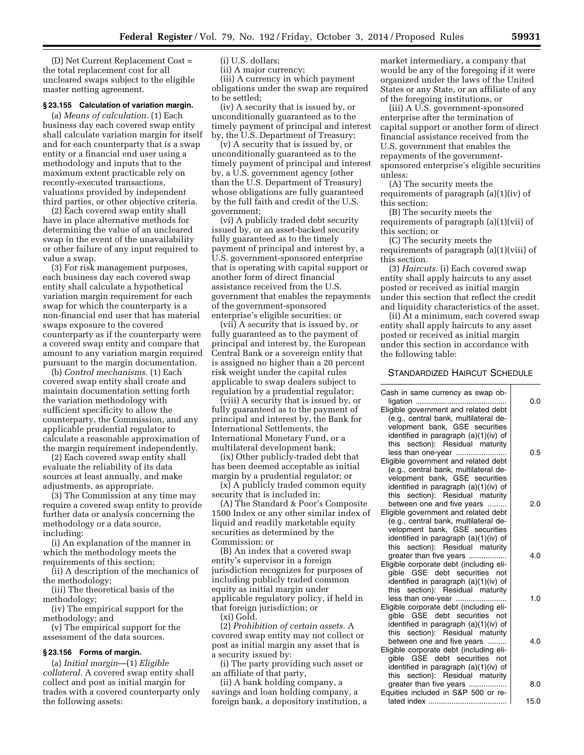(D) Net Current Replacement Cost = the total replacement cost for all uncleared swaps subject to the eligible master netting agreement.

### § 23.155 Calculation of variation margin.

(a) *Means of calculation.* (1) Each business day each covered swap entity shall calculate variation margin for itself and for each counterparty that is a swap entity or a financial end user using a methodology and inputs that to the maximum extent practicable rely on recently-executed transactions, valuations provided by independent third parties, or other objective criteria.

(2) Each covered swap entity shall have in place alternative methods for determining the value of an uncleared swap in the event of the unavailability or other failure of any input required to value a swap.

(3) For risk management purposes, each business day each covered swap entity shall calculate a hypothetical variation margin requirement for each swap for which the counterparty is a non-financial end user that has material swaps exposure to the covered counterparty as if the counterparty were a covered swap entity and compare that amount to any variation margin required pursuant to the margin documentation.

(b) *Control mechanisms.* (1) Each covered swap entity shall create and maintain documentation setting forth the variation methodology with sufficient specificity to allow the counterparty, the Commission, and any applicable prudential regulator to calculate a reasonable approximation of the margin requirement independently.

(2) Each covered swap entity shall evaluate the reliability of its data sources at least annually, and make adjustments, as appropriate.

(3) The Commission at any time may require a covered swap entity to provide further data or analysis concerning the methodology or a data source, including:

(i) An explanation of the manner in which the methodology meets the requirements of this section;

(ii) A description of the mechanics of the methodology;

(iii) The theoretical basis of the methodology;

(iv) The empirical support for the methodology; and

(v) The empirical support for the assessment of the data sources.

### § 23.156 Forms of margin.

(a) *Initial margin*—(1) *Eligible collateral.* A covered swap entity shall collect and post as initial margin for trades with a covered counterparty only the following assets:

(i) U.S. dollars;

(ii) A major currency;

(iii) A currency in which payment obligations under the swap are required to be settled;

(iv) A security that is issued by, or unconditionally guaranteed as to the timely payment of principal and interest by, the U.S. Department of Treasury;

(v) A security that is issued by, or unconditionally guaranteed as to the timely payment of principal and interest by, a U.S. government agency (other than the U.S. Department of Treasury) whose obligations are fully guaranteed by the full faith and credit of the U.S. government;

(vi) A publicly traded debt security issued by, or an asset-backed security fully guaranteed as to the timely payment of principal and interest by, a U.S. government-sponsored enterprise that is operating with capital support or another form of direct financial assistance received from the U.S. government that enables the repayments of the government-sponsored enterprise's eligible securities; or

(vii) A security that is issued by, or fully guaranteed as to the payment of principal and interest by, the European Central Bank or a sovereign entity that is assigned no higher than a 20 percent risk weight under the capital rules applicable to swap dealers subject to regulation by a prudential regulator;

(viii) A security that is issued by, or fully guaranteed as to the payment of principal and interest by, the Bank for International Settlements, the International Monetary Fund, or a multilateral development bank;

(ix) Other publicly-traded debt that has been deemed acceptable as initial margin by a prudential regulator; or

(x) A publicly traded common equity security that is included in:

(A) The Standard & Poor's Composite 1500 Index or any other similar index of liquid and readily marketable equity securities as determined by the Commission; or

(B) An index that a covered swap entity's supervisor in a foreign jurisdiction recognizes for purposes of including publicly traded common equity as initial margin under applicable regulatory policy, if held in that foreign jurisdiction; or

(xi) Gold.

(2) *Prohibition of certain assets.* A covered swap entity may not collect or post as initial margin any asset that is a security issued by:

(i) The party providing such asset or an affiliate of that party,

(ii) A bank holding company, a savings and loan holding company, a foreign bank, a depository institution, a market intermediary, a company that would be any of the foregoing if it were organized under the laws of the United States or any State, or an affiliate of any of the foregoing institutions, or

(iii) A U.S. government-sponsored enterprise after the termination of capital support or another form of direct financial assistance received from the U.S. government that enables the repayments of the government-sponsored enterprise's eligible securities unless:

(A) The security meets the requirements of paragraph (a)(1)(iv) of this section;

(B) The security meets the requirements of paragraph (a)(1)(vii) of this section; or

(C) The security meets the requirements of paragraph (a)(1)(viii) of this section.

(3) *Haircuts.* (i) Each covered swap entity shall apply haircuts to any asset posted or received as initial margin under this section that reflect the credit and liquidity characteristics of the asset.

(ii) At a minimum, each covered swap entity shall apply haircuts to any asset posted or received as initial margin under this section in accordance with the following table:

STANDARDIZED HAIRCUT SCHEDULE

| | |
|---|---|
| Cash in same currency as swap obligation | 0.0 |
| Eligible government and related debt (e.g., central bank, multilateral development bank, GSE securities identified in paragraph (a)(1)(iv) of this section): Residual maturity less than one-year | 0.5 |
| Eligible government and related debt (e.g., central bank, multilateral development bank, GSE securities identified in paragraph (a)(1)(iv) of this section): Residual maturity between one and five years | 2.0 |
| Eligible government and related debt (e.g., central bank, multilateral development bank, GSE securities identified in paragraph (a)(1)(iv) of this section): Residual maturity greater than five years | 4.0 |
| Eligible corporate debt (including eligible GSE debt securities not identified in paragraph (a)(1)(iv) of this section): Residual maturity less than one-year | 1.0 |
| Eligible corporate debt (including eligible GSE debt securities not identified in paragraph (a)(1)(iv) of this section): Residual maturity between one and five years | 4.0 |
| Eligible corporate debt (including eligible GSE debt securities not identified in paragraph (a)(1)(iv) of this section): Residual maturity greater than five years | 8.0 |
| Equities included in S&P 500 or related index | 15.0 |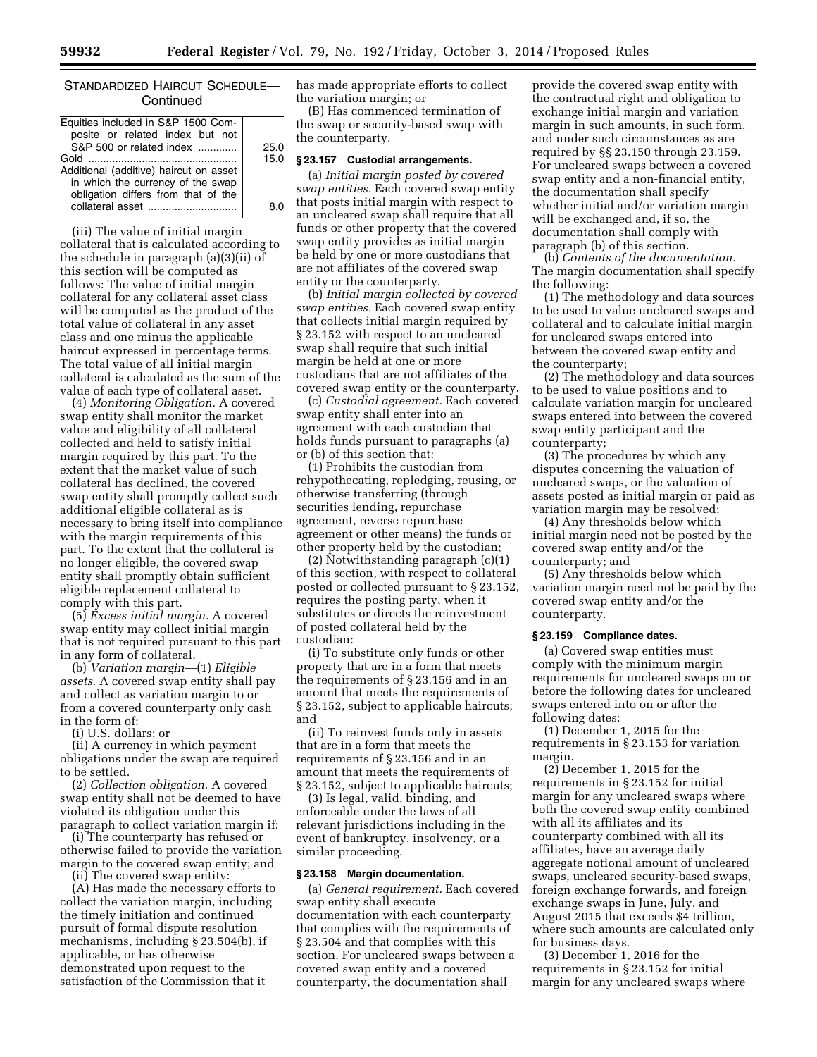STANDARDIZED HAIRCUT SCHEDULE—Continued

| | |
|---|---|
| Equities included in S&P 1500 Composite or related index but not S&P 500 or related index | 25.0 |
| Gold | 15.0 |
| Additional (additive) haircut on asset in which the currency of the swap obligation differs from that of the collateral asset | 8.0 |

(iii) The value of initial margin collateral that is calculated according to the schedule in paragraph (a)(3)(ii) of this section will be computed as follows: The value of initial margin collateral for any collateral asset class will be computed as the product of the total value of collateral in any asset class and one minus the applicable haircut expressed in percentage terms. The total value of all initial margin collateral is calculated as the sum of the value of each type of collateral asset.

(4) *Monitoring Obligation.* A covered swap entity shall monitor the market value and eligibility of all collateral collected and held to satisfy initial margin required by this part. To the extent that the market value of such collateral has declined, the covered swap entity shall promptly collect such additional eligible collateral as is necessary to bring itself into compliance with the margin requirements of this part. To the extent that the collateral is no longer eligible, the covered swap entity shall promptly obtain sufficient eligible replacement collateral to comply with this part.

(5) *Excess initial margin.* A covered swap entity may collect initial margin that is not required pursuant to this part in any form of collateral.

(b) *Variation margin*—(1) *Eligible assets.* A covered swap entity shall pay and collect as variation margin to or from a covered counterparty only cash in the form of:

(i) U.S. dollars; or

(ii) A currency in which payment obligations under the swap are required to be settled.

(2) *Collection obligation.* A covered swap entity shall not be deemed to have violated its obligation under this paragraph to collect variation margin if:

(i) The counterparty has refused or otherwise failed to provide the variation margin to the covered swap entity; and

(ii) The covered swap entity:

(A) Has made the necessary efforts to collect the variation margin, including the timely initiation and continued pursuit of formal dispute resolution mechanisms, including § 23.504(b), if applicable, or has otherwise demonstrated upon request to the satisfaction of the Commission that it has made appropriate efforts to collect the variation margin; or

(B) Has commenced termination of the swap or security-based swap with the counterparty.

### § 23.157 Custodial arrangements.

(a) *Initial margin posted by covered swap entities.* Each covered swap entity that posts initial margin with respect to an uncleared swap shall require that all funds or other property that the covered swap entity provides as initial margin be held by one or more custodians that are not affiliates of the covered swap entity or the counterparty.

(b) *Initial margin collected by covered swap entities.* Each covered swap entity that collects initial margin required by § 23.152 with respect to an uncleared swap shall require that such initial margin be held at one or more custodians that are not affiliates of the covered swap entity or the counterparty.

(c) *Custodial agreement.* Each covered swap entity shall enter into an agreement with each custodian that holds funds pursuant to paragraphs (a) or (b) of this section that:

(1) Prohibits the custodian from rehypothecating, repledging, reusing, or otherwise transferring (through securities lending, repurchase agreement, reverse repurchase agreement or other means) the funds or other property held by the custodian;

(2) Notwithstanding paragraph (c)(1) of this section, with respect to collateral posted or collected pursuant to § 23.152, requires the posting party, when it substitutes or directs the reinvestment of posted collateral held by the custodian:

(i) To substitute only funds or other property that are in a form that meets the requirements of § 23.156 and in an amount that meets the requirements of § 23.152, subject to applicable haircuts; and

(ii) To reinvest funds only in assets that are in a form that meets the requirements of § 23.156 and in an amount that meets the requirements of § 23.152, subject to applicable haircuts;

(3) Is legal, valid, binding, and enforceable under the laws of all relevant jurisdictions including in the event of bankruptcy, insolvency, or a similar proceeding.

### § 23.158 Margin documentation.

(a) *General requirement.* Each covered swap entity shall execute documentation with each counterparty that complies with the requirements of § 23.504 and that complies with this section. For uncleared swaps between a covered swap entity and a covered counterparty, the documentation shall provide the covered swap entity with the contractual right and obligation to exchange initial margin and variation margin in such amounts, in such form, and under such circumstances as are required by §§ 23.150 through 23.159. For uncleared swaps between a covered swap entity and a non-financial entity, the documentation shall specify whether initial and/or variation margin will be exchanged and, if so, the documentation shall comply with paragraph (b) of this section.

(b) *Contents of the documentation.* The margin documentation shall specify the following:

(1) The methodology and data sources to be used to value uncleared swaps and collateral and to calculate initial margin for uncleared swaps entered into between the covered swap entity and the counterparty;

(2) The methodology and data sources to be used to value positions and to calculate variation margin for uncleared swaps entered into between the covered swap entity participant and the counterparty;

(3) The procedures by which any disputes concerning the valuation of uncleared swaps, or the valuation of assets posted as initial margin or paid as variation margin may be resolved;

(4) Any thresholds below which initial margin need not be posted by the covered swap entity and/or the counterparty; and

(5) Any thresholds below which variation margin need not be paid by the covered swap entity and/or the counterparty.

### § 23.159 Compliance dates.

(a) Covered swap entities must comply with the minimum margin requirements for uncleared swaps on or before the following dates for uncleared swaps entered into on or after the following dates:

(1) December 1, 2015 for the requirements in § 23.153 for variation margin.

(2) December 1, 2015 for the requirements in § 23.152 for initial margin for any uncleared swaps where both the covered swap entity combined with all its affiliates and its counterparty combined with all its affiliates, have an average daily aggregate notional amount of uncleared swaps, uncleared security-based swaps, foreign exchange forwards, and foreign exchange swaps in June, July, and August 2015 that exceeds $4 trillion, where such amounts are calculated only for business days.

(3) December 1, 2016 for the requirements in § 23.152 for initial margin for any uncleared swaps where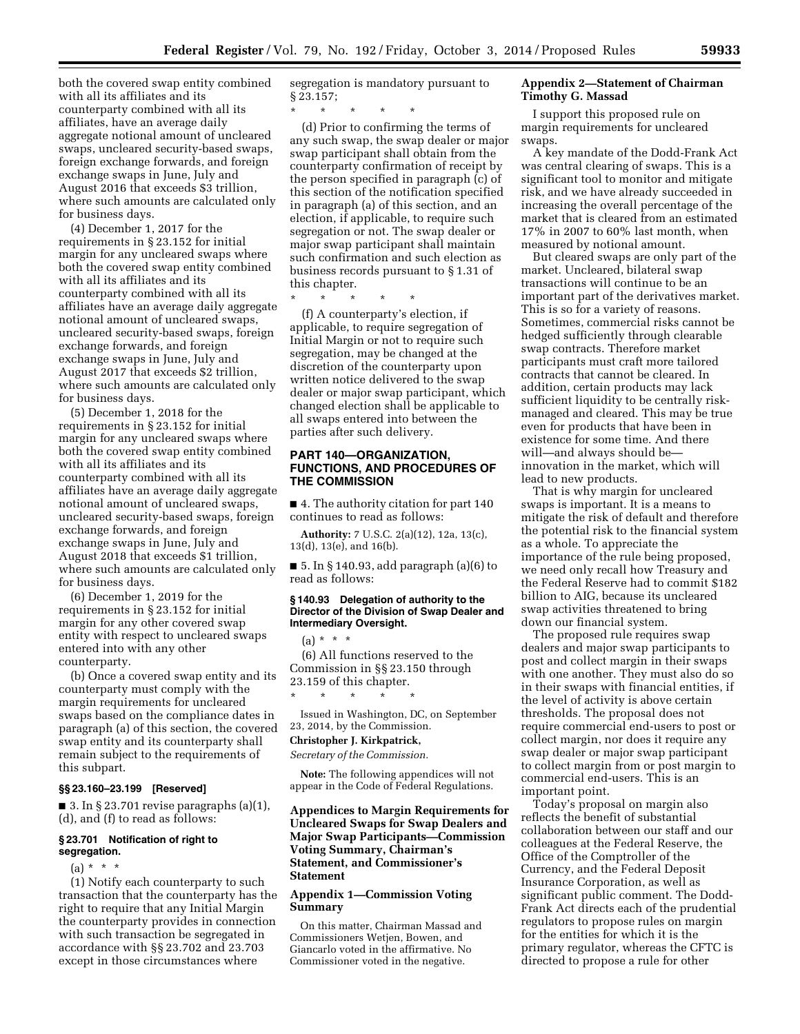both the covered swap entity combined with all its affiliates and its counterparty combined with all its affiliates, have an average daily aggregate notional amount of uncleared swaps, uncleared security-based swaps, foreign exchange forwards, and foreign exchange swaps in June, July and August 2016 that exceeds $3 trillion, where such amounts are calculated only for business days.

(4) December 1, 2017 for the requirements in § 23.152 for initial margin for any uncleared swaps where both the covered swap entity combined with all its affiliates and its counterparty combined with all its affiliates have an average daily aggregate notional amount of uncleared swaps, uncleared security-based swaps, foreign exchange forwards, and foreign exchange swaps in June, July and August 2017 that exceeds $2 trillion, where such amounts are calculated only for business days.

(5) December 1, 2018 for the requirements in § 23.152 for initial margin for any uncleared swaps where both the covered swap entity combined with all its affiliates and its counterparty combined with all its affiliates have an average daily aggregate notional amount of uncleared swaps, uncleared security-based swaps, foreign exchange forwards, and foreign exchange swaps in June, July and August 2018 that exceeds $1 trillion, where such amounts are calculated only for business days.

(6) December 1, 2019 for the requirements in § 23.152 for initial margin for any other covered swap entity with respect to uncleared swaps entered into with any other counterparty.

(b) Once a covered swap entity and its counterparty must comply with the margin requirements for uncleared swaps based on the compliance dates in paragraph (a) of this section, the covered swap entity and its counterparty shall remain subject to the requirements of this subpart.

### §§ 23.160–23.199 [Reserved]

■ 3. In § 23.701 revise paragraphs (a)(1), (d), and (f) to read as follows:

### § 23.701 Notification of right to segregation.

(a) * * *

(1) Notify each counterparty to such transaction that the counterparty has the right to require that any Initial Margin the counterparty provides in connection with such transaction be segregated in accordance with §§ 23.702 and 23.703 except in those circumstances where segregation is mandatory pursuant to § 23.157;

\* \* \* \* \*

(d) Prior to confirming the terms of any such swap, the swap dealer or major swap participant shall obtain from the counterparty confirmation of receipt by the person specified in paragraph (c) of this section of the notification specified in paragraph (a) of this section, and an election, if applicable, to require such segregation or not. The swap dealer or major swap participant shall maintain such confirmation and such election as business records pursuant to § 1.31 of this chapter.

\* \* \* \* \*

(f) A counterparty's election, if applicable, to require segregation of Initial Margin or not to require such segregation, may be changed at the discretion of the counterparty upon written notice delivered to the swap dealer or major swap participant, which changed election shall be applicable to all swaps entered into between the parties after such delivery.

## PART 140—ORGANIZATION, FUNCTIONS, AND PROCEDURES OF THE COMMISSION

■ 4. The authority citation for part 140 continues to read as follows:

**Authority:** 7 U.S.C. 2(a)(12), 12a, 13(c), 13(d), 13(e), and 16(b).

■ 5. In § 140.93, add paragraph (a)(6) to read as follows:

### § 140.93 Delegation of authority to the Director of the Division of Swap Dealer and Intermediary Oversight.

(a) * * *

(6) All functions reserved to the Commission in §§ 23.150 through 23.159 of this chapter.

\* \* \* \* \*

Issued in Washington, DC, on September 23, 2014, by the Commission.

**Christopher J. Kirkpatrick,**

*Secretary of the Commission.*

**Note:** The following appendices will not appear in the Code of Federal Regulations.

## Appendices to Margin Requirements for Uncleared Swaps for Swap Dealers and Major Swap Participants—Commission Voting Summary, Chairman's Statement, and Commissioner's Statement

### Appendix 1—Commission Voting Summary

On this matter, Chairman Massad and Commissioners Wetjen, Bowen, and Giancarlo voted in the affirmative. No Commissioner voted in the negative.

### Appendix 2—Statement of Chairman Timothy G. Massad

I support this proposed rule on margin requirements for uncleared swaps.

A key mandate of the Dodd-Frank Act was central clearing of swaps. This is a significant tool to monitor and mitigate risk, and we have already succeeded in increasing the overall percentage of the market that is cleared from an estimated 17% in 2007 to 60% last month, when measured by notional amount.

But cleared swaps are only part of the market. Uncleared, bilateral swap transactions will continue to be an important part of the derivatives market. This is so for a variety of reasons. Sometimes, commercial risks cannot be hedged sufficiently through clearable swap contracts. Therefore market participants must craft more tailored contracts that cannot be cleared. In addition, certain products may lack sufficient liquidity to be centrally risk-managed and cleared. This may be true even for products that have been in existence for some time. And there will—and always should be—innovation in the market, which will lead to new products.

That is why margin for uncleared swaps is important. It is a means to mitigate the risk of default and therefore the potential risk to the financial system as a whole. To appreciate the importance of the rule being proposed, we need only recall how Treasury and the Federal Reserve had to commit $182 billion to AIG, because its uncleared swap activities threatened to bring down our financial system.

The proposed rule requires swap dealers and major swap participants to post and collect margin in their swaps with one another. They must also do so in their swaps with financial entities, if the level of activity is above certain thresholds. The proposal does not require commercial end-users to post or collect margin, nor does it require any swap dealer or major swap participant to collect margin from or post margin to commercial end-users. This is an important point.

Today's proposal on margin also reflects the benefit of substantial collaboration between our staff and our colleagues at the Federal Reserve, the Office of the Comptroller of the Currency, and the Federal Deposit Insurance Corporation, as well as significant public comment. The Dodd-Frank Act directs each of the prudential regulators to propose rules on margin for the entities for which it is the primary regulator, whereas the CFTC is directed to propose a rule for other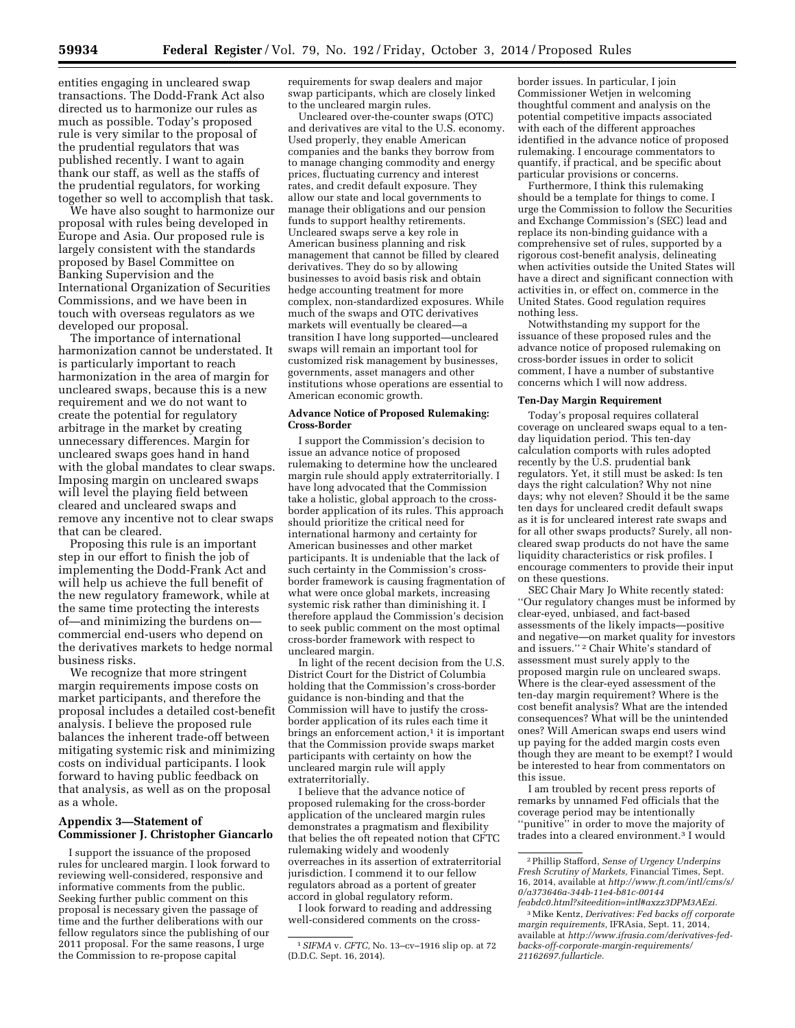entities engaging in uncleared swap transactions. The Dodd-Frank Act also directed us to harmonize our rules as much as possible. Today's proposed rule is very similar to the proposal of the prudential regulators that was published recently. I want to again thank our staff, as well as the staffs of the prudential regulators, for working together so well to accomplish that task.

We have also sought to harmonize our proposal with rules being developed in Europe and Asia. Our proposed rule is largely consistent with the standards proposed by Basel Committee on Banking Supervision and the International Organization of Securities Commissions, and we have been in touch with overseas regulators as we developed our proposal.

The importance of international harmonization cannot be understated. It is particularly important to reach harmonization in the area of margin for uncleared swaps, because this is a new requirement and we do not want to create the potential for regulatory arbitrage in the market by creating unnecessary differences. Margin for uncleared swaps goes hand in hand with the global mandates to clear swaps. Imposing margin on uncleared swaps will level the playing field between cleared and uncleared swaps and remove any incentive not to clear swaps that can be cleared.

Proposing this rule is an important step in our effort to finish the job of implementing the Dodd-Frank Act and will help us achieve the full benefit of the new regulatory framework, while at the same time protecting the interests of—and minimizing the burdens on—commercial end-users who depend on the derivatives markets to hedge normal business risks.

We recognize that more stringent margin requirements impose costs on market participants, and therefore the proposal includes a detailed cost-benefit analysis. I believe the proposed rule balances the inherent trade-off between mitigating systemic risk and minimizing costs on individual participants. I look forward to having public feedback on that analysis, as well as on the proposal as a whole.

## Appendix 3—Statement of Commissioner J. Christopher Giancarlo

I support the issuance of the proposed rules for uncleared margin. I look forward to reviewing well-considered, responsive and informative comments from the public. Seeking further public comment on this proposal is necessary given the passage of time and the further deliberations with our fellow regulators since the publishing of our 2011 proposal. For the same reasons, I urge the Commission to re-propose capital requirements for swap dealers and major swap participants, which are closely linked to the uncleared margin rules.

Uncleared over-the-counter swaps (OTC) and derivatives are vital to the U.S. economy. Used properly, they enable American companies and the banks they borrow from to manage changing commodity and energy prices, fluctuating currency and interest rates, and credit default exposure. They allow our state and local governments to manage their obligations and our pension funds to support healthy retirements. Uncleared swaps serve a key role in American business planning and risk management that cannot be filled by cleared derivatives. They do so by allowing businesses to avoid basis risk and obtain hedge accounting treatment for more complex, non-standardized exposures. While much of the swaps and OTC derivatives markets will eventually be cleared—a transition I have long supported—uncleared swaps will remain an important tool for customized risk management by businesses, governments, asset managers and other institutions whose operations are essential to American economic growth.

### Advance Notice of Proposed Rulemaking: Cross-Border

I support the Commission's decision to issue an advance notice of proposed rulemaking to determine how the uncleared margin rule should apply extraterritorially. I have long advocated that the Commission take a holistic, global approach to the cross-border application of its rules. This approach should prioritize the critical need for international harmony and certainty for American businesses and other market participants. It is undeniable that the lack of such certainty in the Commission's cross-border framework is causing fragmentation of what were once global markets, increasing systemic risk rather than diminishing it. I therefore applaud the Commission's decision to seek public comment on the most optimal cross-border framework with respect to uncleared margin.

In light of the recent decision from the U.S. District Court for the District of Columbia holding that the Commission's cross-border guidance is non-binding and that the Commission will have to justify the cross-border application of its rules each time it brings an enforcement action,[1] it is important that the Commission provide swaps market participants with certainty on how the uncleared margin rule will apply extraterritorially.

I believe that the advance notice of proposed rulemaking for the cross-border application of the uncleared margin rules demonstrates a pragmatism and flexibility that belies the oft repeated notion that CFTC rulemaking widely and woodenly overreaches in its assertion of extraterritorial jurisdiction. I commend it to our fellow regulators abroad as a portent of greater accord in global regulatory reform.

I look forward to reading and addressing well-considered comments on the cross-border issues. In particular, I join Commissioner Wetjen in welcoming thoughtful comment and analysis on the potential competitive impacts associated with each of the different approaches identified in the advance notice of proposed rulemaking. I encourage commentators to quantify, if practical, and be specific about particular provisions or concerns.

Furthermore, I think this rulemaking should be a template for things to come. I urge the Commission to follow the Securities and Exchange Commission's (SEC) lead and replace its non-binding guidance with a comprehensive set of rules, supported by a rigorous cost-benefit analysis, delineating when activities outside the United States will have a direct and significant connection with activities in, or effect on, commerce in the United States. Good regulation requires nothing less.

Notwithstanding my support for the issuance of these proposed rules and the advance notice of proposed rulemaking on cross-border issues in order to solicit comment, I have a number of substantive concerns which I will now address.

### Ten-Day Margin Requirement

Today's proposal requires collateral coverage on uncleared swaps equal to a ten-day liquidation period. This ten-day calculation comports with rules adopted recently by the U.S. prudential bank regulators. Yet, it still must be asked: Is ten days the right calculation? Why not nine days; why not eleven? Should it be the same ten days for uncleared credit default swaps as it is for uncleared interest rate swaps and for all other swaps products? Surely, all non-cleared swap products do not have the same liquidity characteristics or risk profiles. I encourage commenters to provide their input on these questions.

SEC Chair Mary Jo White recently stated: ''Our regulatory changes must be informed by clear-eyed, unbiased, and fact-based assessments of the likely impacts—positive and negative—on market quality for investors and issuers.''[2] Chair White's standard of assessment must surely apply to the proposed margin rule on uncleared swaps. Where is the clear-eyed assessment of the ten-day margin requirement? Where is the cost benefit analysis? What are the intended consequences? What will be the unintended ones? Will American swaps end users wind up paying for the added margin costs even though they are meant to be exempt? I would be interested to hear from commentators on this issue.

I am troubled by recent press reports of remarks by unnamed Fed officials that the coverage period may be intentionally ''punitive'' in order to move the majority of trades into a cleared environment.[3] I would

---

[1] *SIFMA* v. *CFTC*, No. 13–cv–1916 slip op. at 72 (D.D.C. Sept. 16, 2014).

[2] Phillip Stafford, *Sense of Urgency Underpins Fresh Scrutiny of Markets,* Financial Times, Sept. 16, 2014, available at *http://www.ft.com/intl/cms/s/0/a373646a-344b-11e4-b81c-00144feabdc0.html?siteedition=intl#axzz3DPM3AEzi.*

[3] Mike Kentz, *Derivatives: Fed backs off corporate margin requirements,* IFRAsia, Sept. 11, 2014, available at *http://www.ifrasia.com/derivatives-fed-backs-off-corporate-margin-requirements/21162697.fullarticle.*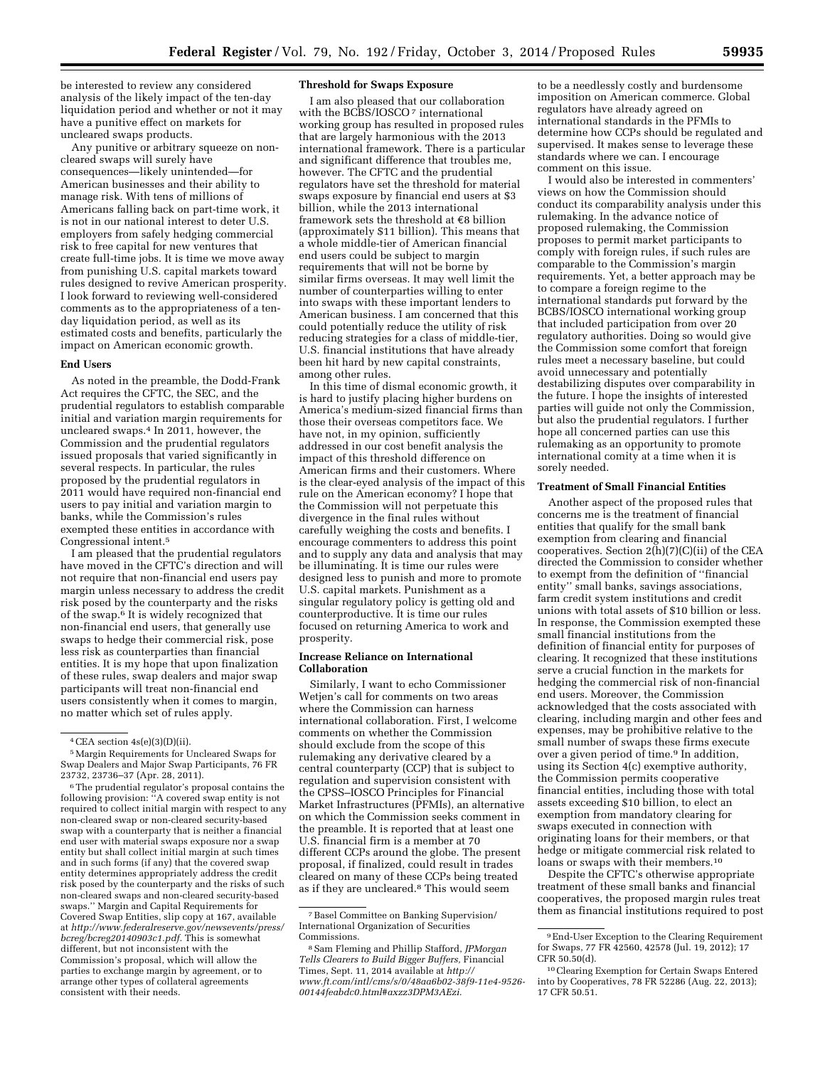be interested to review any considered analysis of the likely impact of the ten-day liquidation period and whether or not it may have a punitive effect on markets for uncleared swaps products.

Any punitive or arbitrary squeeze on non-cleared swaps will surely have consequences—likely unintended—for American businesses and their ability to manage risk. With tens of millions of Americans falling back on part-time work, it is not in our national interest to deter U.S. employers from safely hedging commercial risk to free capital for new ventures that create full-time jobs. It is time we move away from punishing U.S. capital markets toward rules designed to revive American prosperity. I look forward to reviewing well-considered comments as to the appropriateness of a ten-day liquidation period, as well as its estimated costs and benefits, particularly the impact on American economic growth.

**End Users**

As noted in the preamble, the Dodd-Frank Act requires the CFTC, the SEC, and the prudential regulators to establish comparable initial and variation margin requirements for uncleared swaps.[4] In 2011, however, the Commission and the prudential regulators issued proposals that varied significantly in several respects. In particular, the rules proposed by the prudential regulators in 2011 would have required non-financial end users to pay initial and variation margin to banks, while the Commission's rules exempted these entities in accordance with Congressional intent.[5]

I am pleased that the prudential regulators have moved in the CFTC's direction and will not require that non-financial end users pay margin unless necessary to address the credit risk posed by the counterparty and the risks of the swap.[6] It is widely recognized that non-financial end users, that generally use swaps to hedge their commercial risk, pose less risk as counterparties than financial entities. It is my hope that upon finalization of these rules, swap dealers and major swap participants will treat non-financial end users consistently when it comes to margin, no matter which set of rules apply.

**Threshold for Swaps Exposure**

I am also pleased that our collaboration with the BCBS/IOSCO[7] international working group has resulted in proposed rules that are largely harmonious with the 2013 international framework. There is a particular and significant difference that troubles me, however. The CFTC and the prudential regulators have set the threshold for material swaps exposure by financial end users at $3 billion, while the 2013 international framework sets the threshold at €8 billion (approximately $11 billion). This means that a whole middle-tier of American financial end users could be subject to margin requirements that will not be borne by similar firms overseas. It may well limit the number of counterparties willing to enter into swaps with these important lenders to American business. I am concerned that this could potentially reduce the utility of risk reducing strategies for a class of middle-tier, U.S. financial institutions that have already been hit hard by new capital constraints, among other rules.

In this time of dismal economic growth, it is hard to justify placing higher burdens on America's medium-sized financial firms than those their overseas competitors face. We have not, in my opinion, sufficiently addressed in our cost benefit analysis the impact of this threshold difference on American firms and their customers. Where is the clear-eyed analysis of the impact of this rule on the American economy? I hope that the Commission will not perpetuate this divergence in the final rules without carefully weighing the costs and benefits. I encourage commenters to address this point and to supply any data and analysis that may be illuminating. It is time our rules were designed less to punish and more to promote U.S. capital markets. Punishment as a singular regulatory policy is getting old and counterproductive. It is time our rules focused on returning America to work and prosperity.

**Increase Reliance on International Collaboration**

Similarly, I want to echo Commissioner Wetjen's call for comments on two areas where the Commission can harness international collaboration. First, I welcome comments on whether the Commission should exclude from the scope of this rulemaking any derivative cleared by a central counterparty (CCP) that is subject to regulation and supervision consistent with the CPSS–IOSCO Principles for Financial Market Infrastructures (PFMIs), an alternative on which the Commission seeks comment in the preamble. It is reported that at least one U.S. financial firm is a member at 70 different CCPs around the globe. The present proposal, if finalized, could result in trades cleared on many of these CCPs being treated as if they are uncleared.[8] This would seem to be a needlessly costly and burdensome imposition on American commerce. Global regulators have already agreed on international standards in the PFMIs to determine how CCPs should be regulated and supervised. It makes sense to leverage these standards where we can. I encourage comment on this issue.

I would also be interested in commenters' views on how the Commission should conduct its comparability analysis under this rulemaking. In the advance notice of proposed rulemaking, the Commission proposes to permit market participants to comply with foreign rules, if such rules are comparable to the Commission's margin requirements. Yet, a better approach may be to compare a foreign regime to the international standards put forward by the BCBS/IOSCO international working group that included participation from over 20 regulatory authorities. Doing so would give the Commission some comfort that foreign rules meet a necessary baseline, but could avoid unnecessary and potentially destabilizing disputes over comparability in the future. I hope the insights of interested parties will guide not only the Commission, but also the prudential regulators. I further hope all concerned parties can use this rulemaking as an opportunity to promote international comity at a time when it is sorely needed.

**Treatment of Small Financial Entities**

Another aspect of the proposed rules that concerns me is the treatment of financial entities that qualify for the small bank exemption from clearing and financial cooperatives. Section 2(h)(7)(C)(ii) of the CEA directed the Commission to consider whether to exempt from the definition of "financial entity" small banks, savings associations, farm credit system institutions and credit unions with total assets of $10 billion or less. In response, the Commission exempted these small financial institutions from the definition of financial entity for purposes of clearing. It recognized that these institutions serve a crucial function in the markets for hedging the commercial risk of non-financial end users. Moreover, the Commission acknowledged that the costs associated with clearing, including margin and other fees and expenses, may be prohibitive relative to the small number of swaps these firms execute over a given period of time.[9] In addition, using its Section 4(c) exemptive authority, the Commission permits cooperative financial entities, including those with total assets exceeding $10 billion, to elect an exemption from mandatory clearing for swaps executed in connection with originating loans for their members, or that hedge or mitigate commercial risk related to loans or swaps with their members.[10]

Despite the CFTC's otherwise appropriate treatment of these small banks and financial cooperatives, the proposed margin rules treat them as financial institutions required to post

---

[4] CEA section 4s(e)(3)(D)(ii).

[5] Margin Requirements for Uncleared Swaps for Swap Dealers and Major Swap Participants, 76 FR 23732, 23736–37 (Apr. 28, 2011).

[6] The prudential regulator's proposal contains the following provision: "A covered swap entity is not required to collect initial margin with respect to any non-cleared swap or non-cleared security-based swap with a counterparty that is neither a financial end user with material swaps exposure nor a swap entity but shall collect initial margin at such times and in such forms (if any) that the covered swap entity determines appropriately address the credit risk posed by the counterparty and the risks of such non-cleared swaps and non-cleared security-based swaps." Margin and Capital Requirements for Covered Swap Entities, slip copy at 167, available at *http://www.federalreserve.gov/newsevents/press/bcreg/bcreg20140903c1.pdf*. This is somewhat different, but not inconsistent with the Commission's proposal, which will allow the parties to exchange margin by agreement, or to arrange other types of collateral agreements consistent with their needs.

[7] Basel Committee on Banking Supervision/ International Organization of Securities Commissions.

[8] Sam Fleming and Phillip Stafford, *JPMorgan Tells Clearers to Build Bigger Buffers,* Financial Times, Sept. 11, 2014 available at *http://www.ft.com/intl/cms/s/0/48aa6b02-38f9-11e4-9526-00144feabdc0.html#axzz3DPM3AEzi*.

[9] End-User Exception to the Clearing Requirement for Swaps, 77 FR 42560, 42578 (Jul. 19, 2012); 17 CFR 50.50(d).

[10] Clearing Exemption for Certain Swaps Entered into by Cooperatives, 78 FR 52286 (Aug. 22, 2013); 17 CFR 50.51.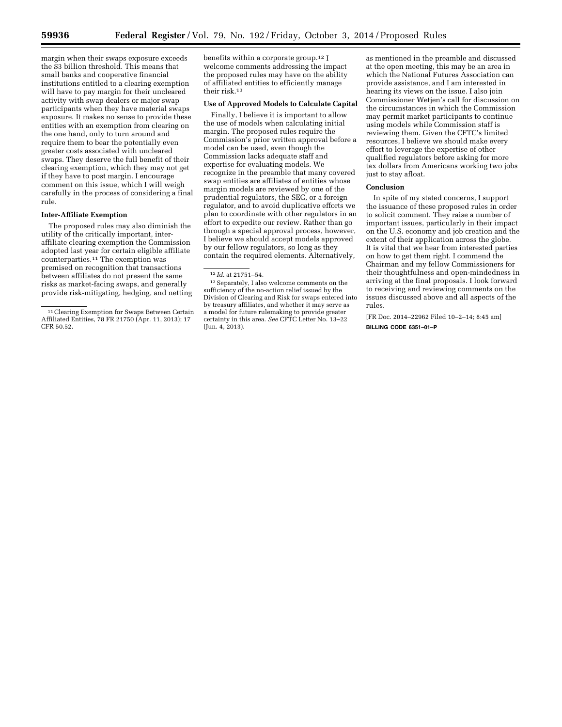margin when their swaps exposure exceeds the $3 billion threshold. This means that small banks and cooperative financial institutions entitled to a clearing exemption will have to pay margin for their uncleared activity with swap dealers or major swap participants when they have material swaps exposure. It makes no sense to provide these entities with an exemption from clearing on the one hand, only to turn around and require them to bear the potentially even greater costs associated with uncleared swaps. They deserve the full benefit of their clearing exemption, which they may not get if they have to post margin. I encourage comment on this issue, which I will weigh carefully in the process of considering a final rule.

**Inter-Affiliate Exemption**

The proposed rules may also diminish the utility of the critically important, inter-affiliate clearing exemption the Commission adopted last year for certain eligible affiliate counterparties.[11] The exemption was premised on recognition that transactions between affiliates do not present the same risks as market-facing swaps, and generally provide risk-mitigating, hedging, and netting benefits within a corporate group.[12] I welcome comments addressing the impact the proposed rules may have on the ability of affiliated entities to efficiently manage their risk.[13]

**Use of Approved Models to Calculate Capital**

Finally, I believe it is important to allow the use of models when calculating initial margin. The proposed rules require the Commission's prior written approval before a model can be used, even though the Commission lacks adequate staff and expertise for evaluating models. We recognize in the preamble that many covered swap entities are affiliates of entities whose margin models are reviewed by one of the prudential regulators, the SEC, or a foreign regulator, and to avoid duplicative efforts we plan to coordinate with other regulators in an effort to expedite our review. Rather than go through a special approval process, however, I believe we should accept models approved by our fellow regulators, so long as they contain the required elements. Alternatively, as mentioned in the preamble and discussed at the open meeting, this may be an area in which the National Futures Association can provide assistance, and I am interested in hearing its views on the issue. I also join Commissioner Wetjen's call for discussion on the circumstances in which the Commission may permit market participants to continue using models while Commission staff is reviewing them. Given the CFTC's limited resources, I believe we should make every effort to leverage the expertise of other qualified regulators before asking for more tax dollars from Americans working two jobs just to stay afloat.

**Conclusion**

In spite of my stated concerns, I support the issuance of these proposed rules in order to solicit comment. They raise a number of important issues, particularly in their impact on the U.S. economy and job creation and the extent of their application across the globe. It is vital that we hear from interested parties on how to get them right. I commend the Chairman and my fellow Commissioners for their thoughtfulness and open-mindedness in arriving at the final proposals. I look forward to receiving and reviewing comments on the issues discussed above and all aspects of the rules.

[FR Doc. 2014–22962 Filed 10–2–14; 8:45 am]

**BILLING CODE 6351–01–P**

---

[11] Clearing Exemption for Swaps Between Certain Affiliated Entities, 78 FR 21750 (Apr. 11, 2013); 17 CFR 50.52.

[12] *Id.* at 21751–54.

[13] Separately, I also welcome comments on the sufficiency of the no-action relief issued by the Division of Clearing and Risk for swaps entered into by treasury affiliates, and whether it may serve as a model for future rulemaking to provide greater certainty in this area. *See* CFTC Letter No. 13–22 (Jun. 4, 2013).